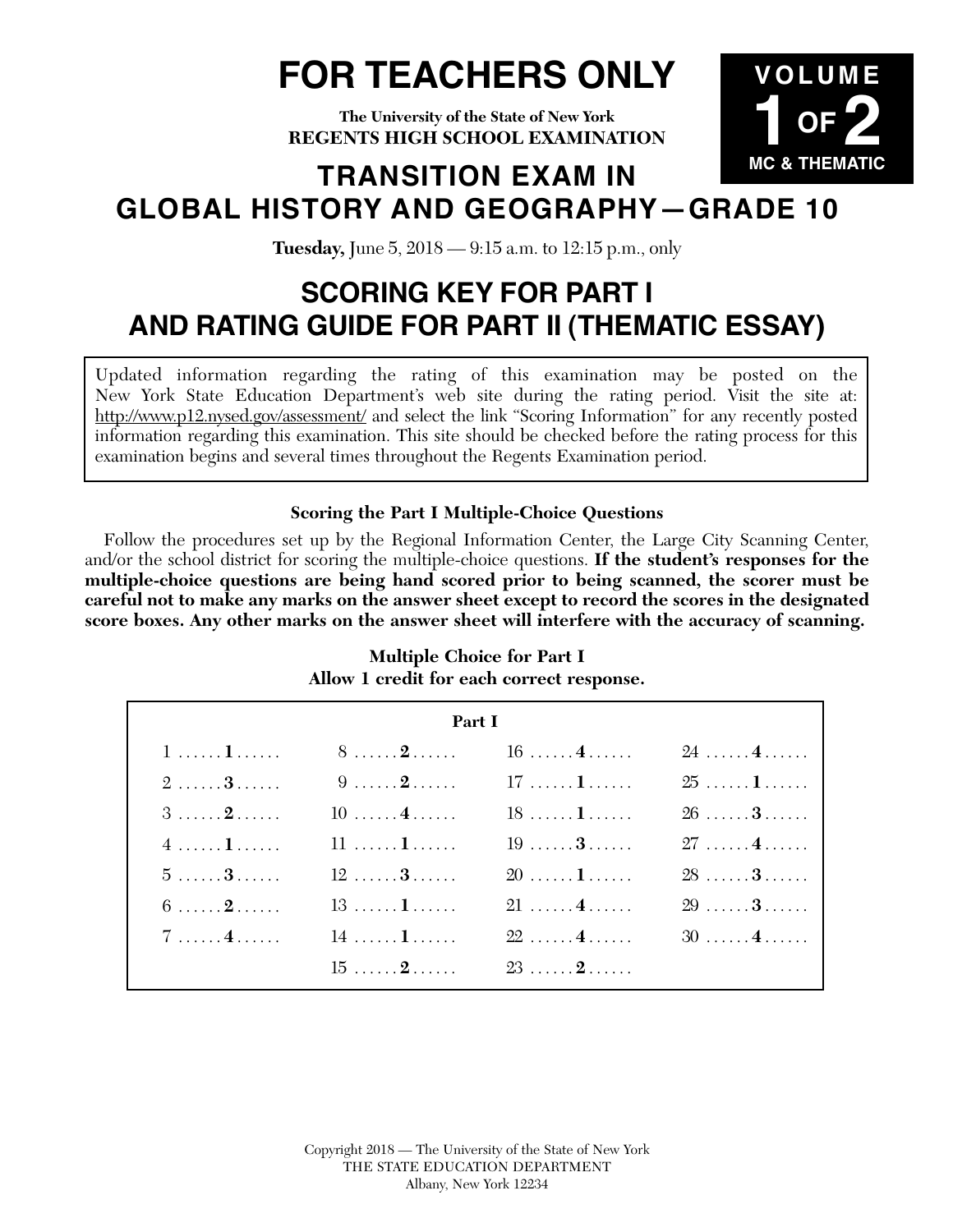# FOR TEACHERS ONLY

**VOLUME 1 OF 2**
**MC & THEMATIC**

**The University of the State of New York**
**REGENTS HIGH SCHOOL EXAMINATION**

# TRANSITION EXAM IN GLOBAL HISTORY AND GEOGRAPHY—GRADE 10

**Tuesday,** June 5, 2018 — 9:15 a.m. to 12:15 p.m., only

# SCORING KEY FOR PART I AND RATING GUIDE FOR PART II (THEMATIC ESSAY)

Updated information regarding the rating of this examination may be posted on the New York State Education Department's web site during the rating period. Visit the site at: http://www.p12.nysed.gov/assessment/ and select the link "Scoring Information" for any recently posted information regarding this examination. This site should be checked before the rating process for this examination begins and several times throughout the Regents Examination period.

**Scoring the Part I Multiple-Choice Questions**

Follow the procedures set up by the Regional Information Center, the Large City Scanning Center, and/or the school district for scoring the multiple-choice questions. **If the student's responses for the multiple-choice questions are being hand scored prior to being scanned, the scorer must be careful not to make any marks on the answer sheet except to record the scores in the designated score boxes. Any other marks on the answer sheet will interfere with the accuracy of scanning.**

**Multiple Choice for Part I**
**Allow 1 credit for each correct response.**

**Part I**

| Question | Answer | Question | Answer | Question | Answer | Question | Answer |
|---|---|---|---|---|---|---|---|
| 1 | **1** | 8 | **2** | 16 | **4** | 24 | **4** |
| 2 | **3** | 9 | **2** | 17 | **1** | 25 | **1** |
| 3 | **2** | 10 | **4** | 18 | **1** | 26 | **3** |
| 4 | **1** | 11 | **1** | 19 | **3** | 27 | **4** |
| 5 | **3** | 12 | **3** | 20 | **1** | 28 | **3** |
| 6 | **2** | 13 | **1** | 21 | **4** | 29 | **3** |
| 7 | **4** | 14 | **1** | 22 | **4** | 30 | **4** |
| | | 15 | **2** | 23 | **2** | | |

Copyright 2018 — The University of the State of New York
THE STATE EDUCATION DEPARTMENT
Albany, New York 12234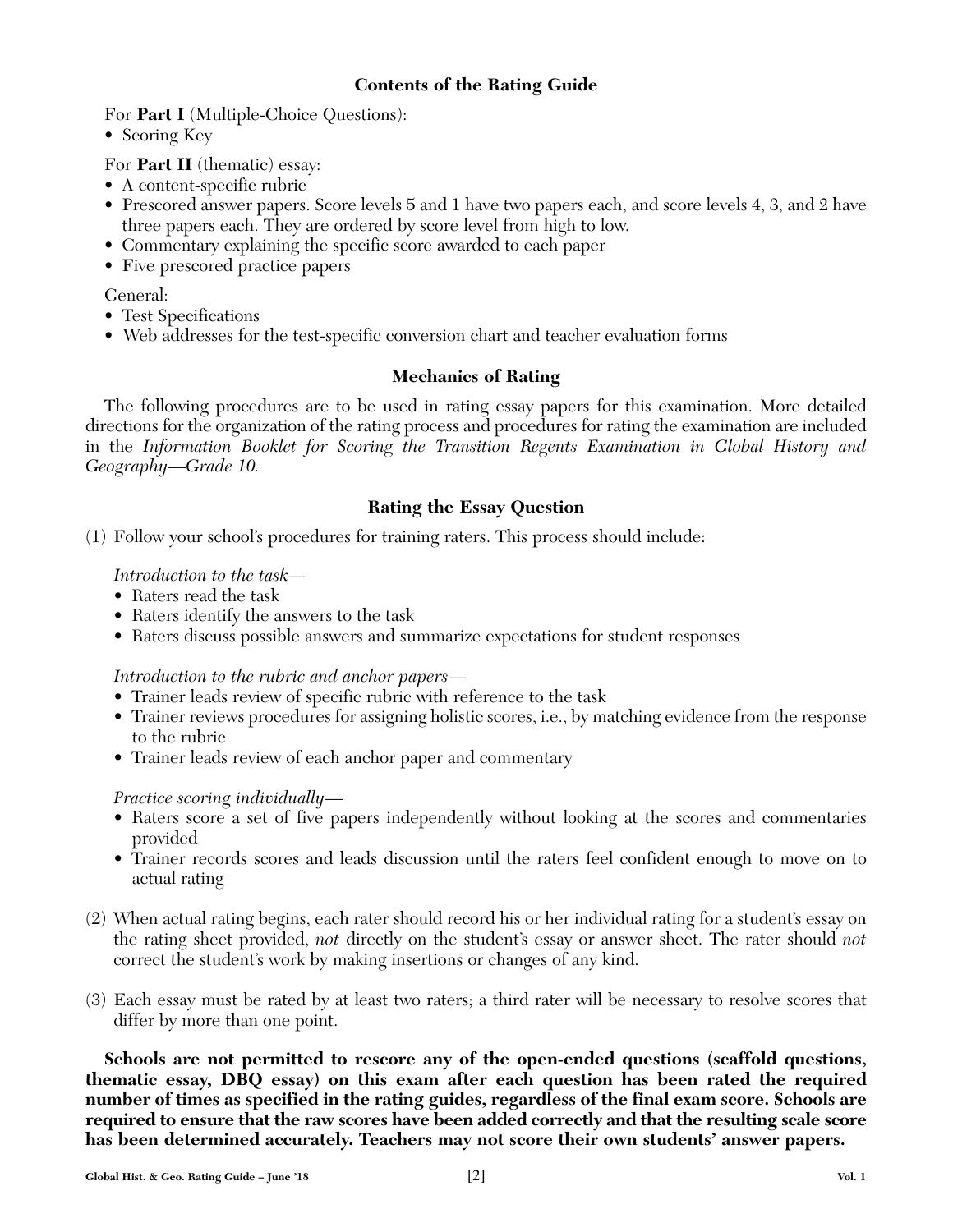## Contents of the Rating Guide

For **Part I** (Multiple-Choice Questions):
- Scoring Key

For **Part II** (thematic) essay:
- A content-specific rubric
- Prescored answer papers. Score levels 5 and 1 have two papers each, and score levels 4, 3, and 2 have three papers each. They are ordered by score level from high to low.
- Commentary explaining the specific score awarded to each paper
- Five prescored practice papers

General:
- Test Specifications
- Web addresses for the test-specific conversion chart and teacher evaluation forms

## Mechanics of Rating

The following procedures are to be used in rating essay papers for this examination. More detailed directions for the organization of the rating process and procedures for rating the examination are included in the *Information Booklet for Scoring the Transition Regents Examination in Global History and Geography—Grade 10.*

## Rating the Essay Question

(1) Follow your school's procedures for training raters. This process should include:

*Introduction to the task—*
- Raters read the task
- Raters identify the answers to the task
- Raters discuss possible answers and summarize expectations for student responses

*Introduction to the rubric and anchor papers—*
- Trainer leads review of specific rubric with reference to the task
- Trainer reviews procedures for assigning holistic scores, i.e., by matching evidence from the response to the rubric
- Trainer leads review of each anchor paper and commentary

*Practice scoring individually—*
- Raters score a set of five papers independently without looking at the scores and commentaries provided
- Trainer records scores and leads discussion until the raters feel confident enough to move on to actual rating

(2) When actual rating begins, each rater should record his or her individual rating for a student's essay on the rating sheet provided, *not* directly on the student's essay or answer sheet. The rater should *not* correct the student's work by making insertions or changes of any kind.

(3) Each essay must be rated by at least two raters; a third rater will be necessary to resolve scores that differ by more than one point.

**Schools are not permitted to rescore any of the open-ended questions (scaffold questions, thematic essay, DBQ essay) on this exam after each question has been rated the required number of times as specified in the rating guides, regardless of the final exam score. Schools are required to ensure that the raw scores have been added correctly and that the resulting scale score has been determined accurately. Teachers may not score their own students' answer papers.**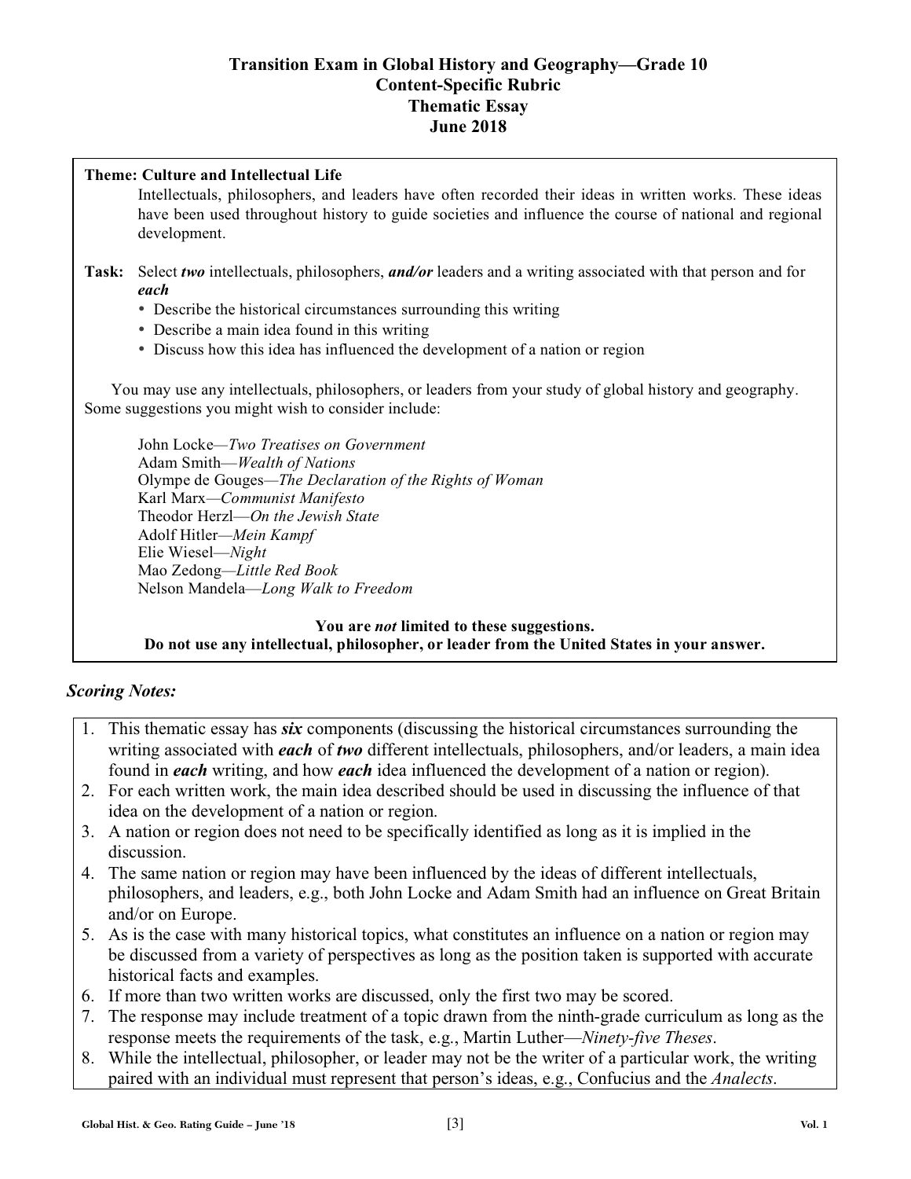# Transition Exam in Global History and Geography—Grade 10
## Content-Specific Rubric
## Thematic Essay
## June 2018

**Theme: Culture and Intellectual Life**

Intellectuals, philosophers, and leaders have often recorded their ideas in written works. These ideas have been used throughout history to guide societies and influence the course of national and regional development.

**Task:** Select ***two*** intellectuals, philosophers, ***and/or*** leaders and a writing associated with that person and for ***each***

- Describe the historical circumstances surrounding this writing
- Describe a main idea found in this writing
- Discuss how this idea has influenced the development of a nation or region

You may use any intellectuals, philosophers, or leaders from your study of global history and geography. Some suggestions you might wish to consider include:

John Locke—*Two Treatises on Government*
Adam Smith—*Wealth of Nations*
Olympe de Gouges—*The Declaration of the Rights of Woman*
Karl Marx—*Communist Manifesto*
Theodor Herzl—*On the Jewish State*
Adolf Hitler—*Mein Kampf*
Elie Wiesel—*Night*
Mao Zedong—*Little Red Book*
Nelson Mandela—*Long Walk to Freedom*

**You are *not* limited to these suggestions.**
**Do not use any intellectual, philosopher, or leader from the United States in your answer.**

### *Scoring Notes:*

1. This thematic essay has ***six*** components (discussing the historical circumstances surrounding the writing associated with ***each*** of ***two*** different intellectuals, philosophers, and/or leaders, a main idea found in ***each*** writing, and how ***each*** idea influenced the development of a nation or region).
2. For each written work, the main idea described should be used in discussing the influence of that idea on the development of a nation or region.
3. A nation or region does not need to be specifically identified as long as it is implied in the discussion.
4. The same nation or region may have been influenced by the ideas of different intellectuals, philosophers, and leaders, e.g., both John Locke and Adam Smith had an influence on Great Britain and/or on Europe.
5. As is the case with many historical topics, what constitutes an influence on a nation or region may be discussed from a variety of perspectives as long as the position taken is supported with accurate historical facts and examples.
6. If more than two written works are discussed, only the first two may be scored.
7. The response may include treatment of a topic drawn from the ninth-grade curriculum as long as the response meets the requirements of the task, e.g., Martin Luther—*Ninety-five Theses*.
8. While the intellectual, philosopher, or leader may not be the writer of a particular work, the writing paired with an individual must represent that person's ideas, e.g., Confucius and the *Analects*.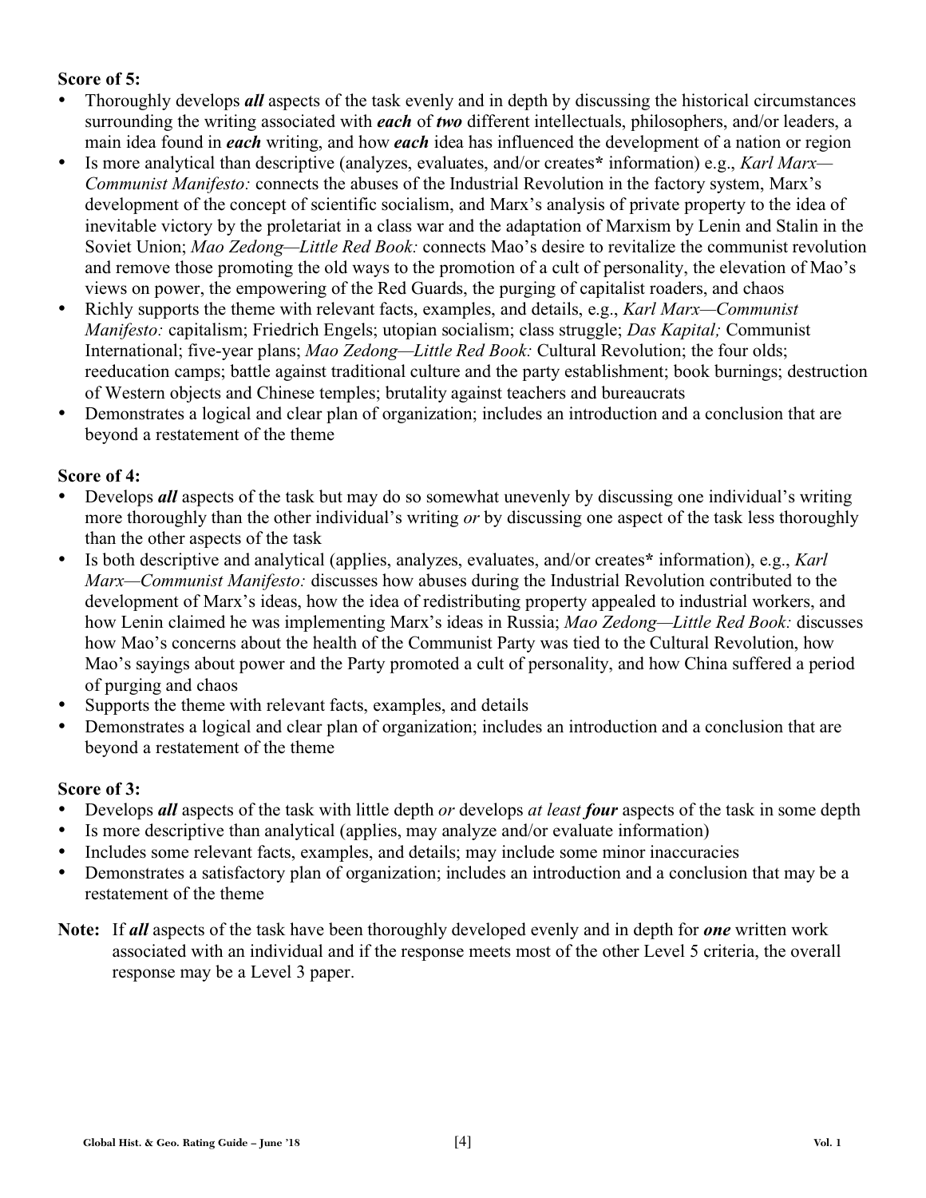**Score of 5:**

- Thoroughly develops ***all*** aspects of the task evenly and in depth by discussing the historical circumstances surrounding the writing associated with ***each*** of ***two*** different intellectuals, philosophers, and/or leaders, a main idea found in ***each*** writing, and how ***each*** idea has influenced the development of a nation or region
- Is more analytical than descriptive (analyzes, evaluates, and/or creates* information) e.g., *Karl Marx—Communist Manifesto:* connects the abuses of the Industrial Revolution in the factory system, Marx's development of the concept of scientific socialism, and Marx's analysis of private property to the idea of inevitable victory by the proletariat in a class war and the adaptation of Marxism by Lenin and Stalin in the Soviet Union; *Mao Zedong—Little Red Book:* connects Mao's desire to revitalize the communist revolution and remove those promoting the old ways to the promotion of a cult of personality, the elevation of Mao's views on power, the empowering of the Red Guards, the purging of capitalist roaders, and chaos
- Richly supports the theme with relevant facts, examples, and details, e.g., *Karl Marx—Communist Manifesto:* capitalism; Friedrich Engels; utopian socialism; class struggle; *Das Kapital;* Communist International; five-year plans; *Mao Zedong—Little Red Book:* Cultural Revolution; the four olds; reeducation camps; battle against traditional culture and the party establishment; book burnings; destruction of Western objects and Chinese temples; brutality against teachers and bureaucrats
- Demonstrates a logical and clear plan of organization; includes an introduction and a conclusion that are beyond a restatement of the theme

**Score of 4:**

- Develops ***all*** aspects of the task but may do so somewhat unevenly by discussing one individual's writing more thoroughly than the other individual's writing *or* by discussing one aspect of the task less thoroughly than the other aspects of the task
- Is both descriptive and analytical (applies, analyzes, evaluates, and/or creates* information), e.g., *Karl Marx—Communist Manifesto:* discusses how abuses during the Industrial Revolution contributed to the development of Marx's ideas, how the idea of redistributing property appealed to industrial workers, and how Lenin claimed he was implementing Marx's ideas in Russia; *Mao Zedong—Little Red Book:* discusses how Mao's concerns about the health of the Communist Party was tied to the Cultural Revolution, how Mao's sayings about power and the Party promoted a cult of personality, and how China suffered a period of purging and chaos
- Supports the theme with relevant facts, examples, and details
- Demonstrates a logical and clear plan of organization; includes an introduction and a conclusion that are beyond a restatement of the theme

**Score of 3:**

- Develops ***all*** aspects of the task with little depth *or* develops *at least* ***four*** aspects of the task in some depth
- Is more descriptive than analytical (applies, may analyze and/or evaluate information)
- Includes some relevant facts, examples, and details; may include some minor inaccuracies
- Demonstrates a satisfactory plan of organization; includes an introduction and a conclusion that may be a restatement of the theme

**Note:** If ***all*** aspects of the task have been thoroughly developed evenly and in depth for ***one*** written work associated with an individual and if the response meets most of the other Level 5 criteria, the overall response may be a Level 3 paper.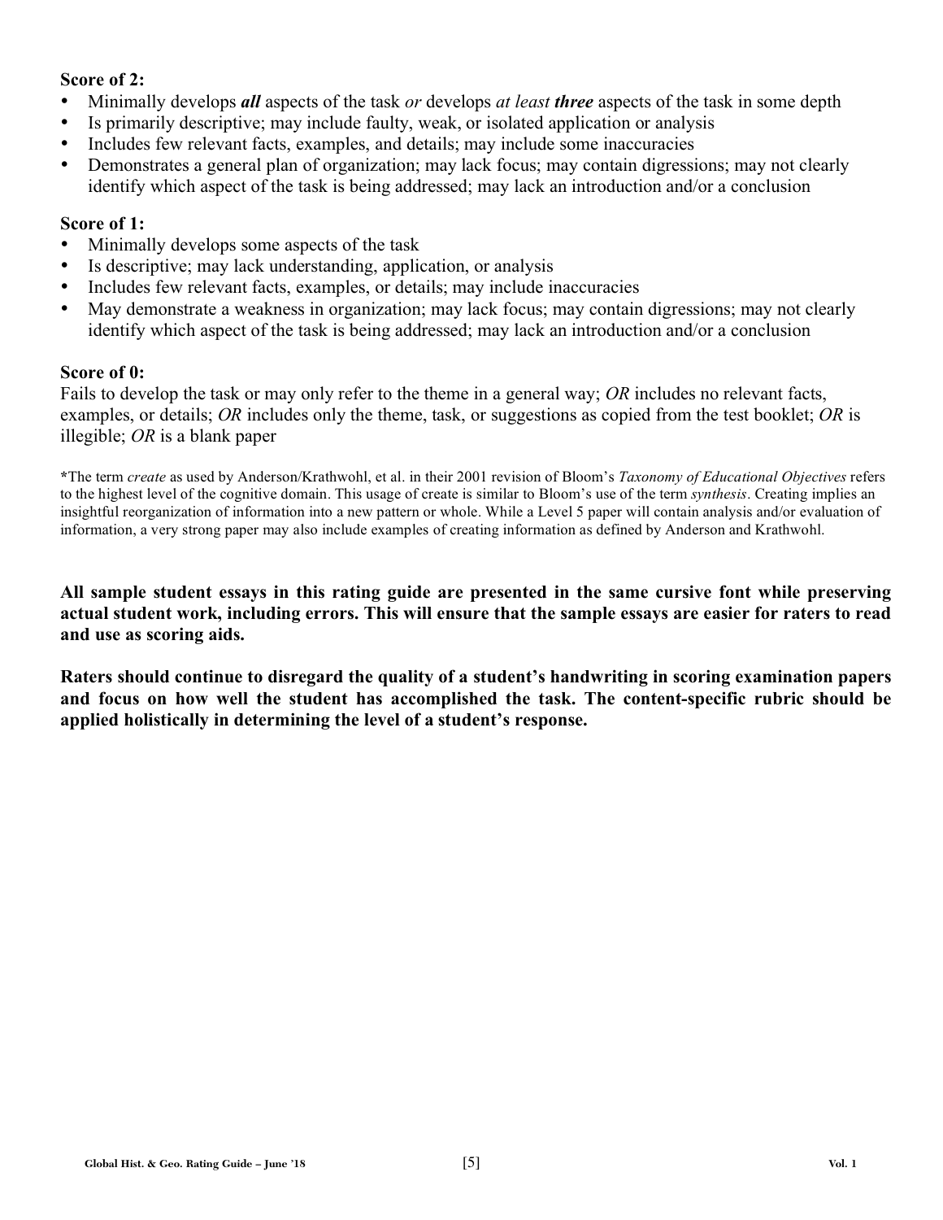**Score of 2:**

- Minimally develops ***all*** aspects of the task *or* develops *at least* ***three*** aspects of the task in some depth
- Is primarily descriptive; may include faulty, weak, or isolated application or analysis
- Includes few relevant facts, examples, and details; may include some inaccuracies
- Demonstrates a general plan of organization; may lack focus; may contain digressions; may not clearly identify which aspect of the task is being addressed; may lack an introduction and/or a conclusion

**Score of 1:**

- Minimally develops some aspects of the task
- Is descriptive; may lack understanding, application, or analysis
- Includes few relevant facts, examples, or details; may include inaccuracies
- May demonstrate a weakness in organization; may lack focus; may contain digressions; may not clearly identify which aspect of the task is being addressed; may lack an introduction and/or a conclusion

**Score of 0:**

Fails to develop the task or may only refer to the theme in a general way; *OR* includes no relevant facts, examples, or details; *OR* includes only the theme, task, or suggestions as copied from the test booklet; *OR* is illegible; *OR* is a blank paper

**\***The term *create* as used by Anderson/Krathwohl, et al. in their 2001 revision of Bloom's *Taxonomy of Educational Objectives* refers to the highest level of the cognitive domain. This usage of create is similar to Bloom's use of the term *synthesis*. Creating implies an insightful reorganization of information into a new pattern or whole. While a Level 5 paper will contain analysis and/or evaluation of information, a very strong paper may also include examples of creating information as defined by Anderson and Krathwohl.

**All sample student essays in this rating guide are presented in the same cursive font while preserving actual student work, including errors. This will ensure that the sample essays are easier for raters to read and use as scoring aids.**

**Raters should continue to disregard the quality of a student's handwriting in scoring examination papers and focus on how well the student has accomplished the task. The content-specific rubric should be applied holistically in determining the level of a student's response.**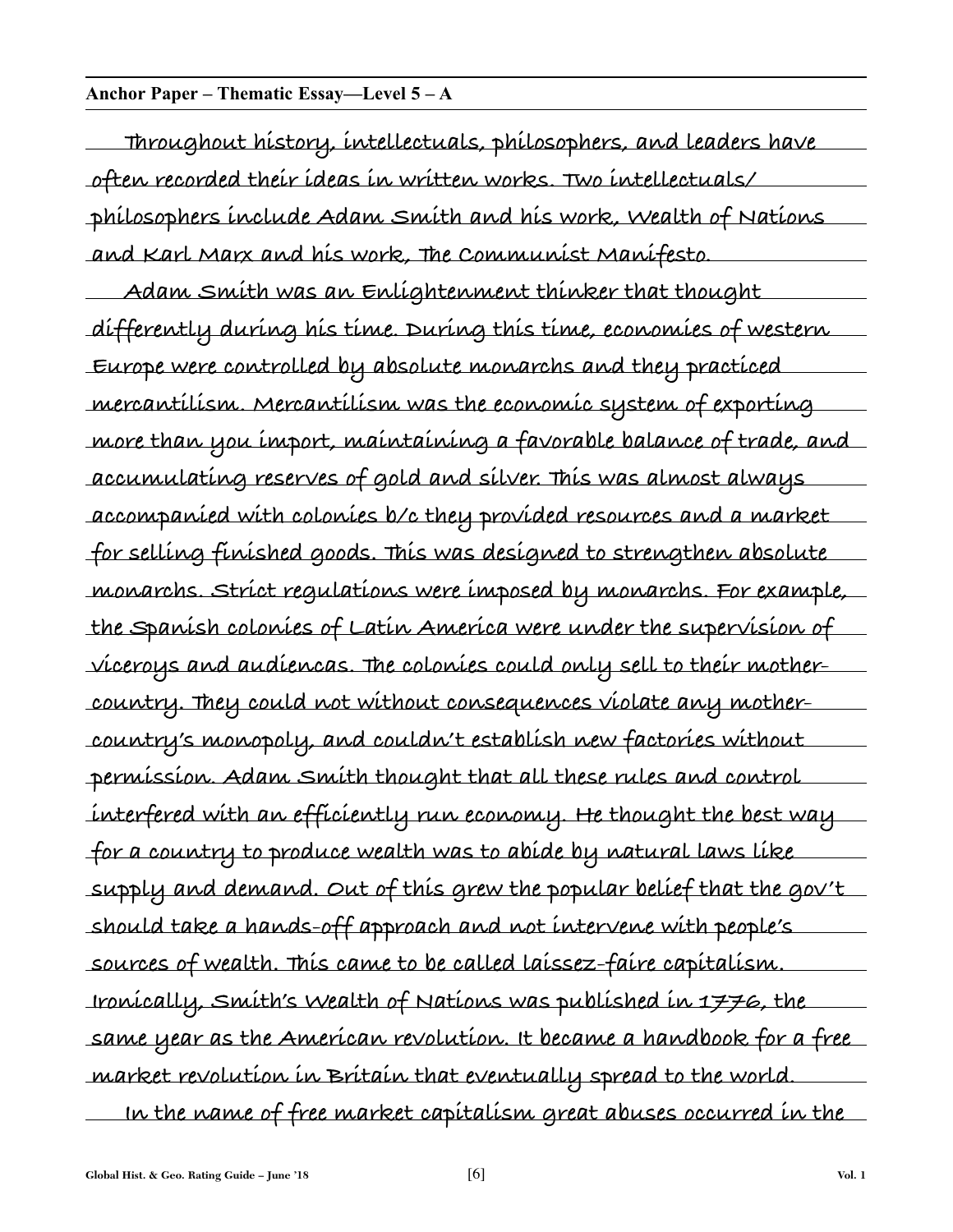**Anchor Paper – Thematic Essay—Level 5 – A**

Throughout history, intellectuals, philosophers, and leaders have often recorded their ideas in written works. Two intellectuals/philosophers include Adam Smith and his work, Wealth of Nations and Karl Marx and his work, The Communist Manifesto.

Adam Smith was an Enlightenment thinker that thought differently during his time. During this time, economies of western Europe were controlled by absolute monarchs and they practiced mercantilism. Mercantilism was the economic system of exporting more than you import, maintaining a favorable balance of trade, and accumulating reserves of gold and silver. This was almost always accompanied with colonies b/c they provided resources and a market for selling finished goods. This was designed to strengthen absolute monarchs. Strict regulations were imposed by monarchs. For example, the Spanish colonies of Latin America were under the supervision of viceroys and audiencas. The colonies could only sell to their mother-country. They could not without consequences violate any mother-country's monopoly, and couldn't establish new factories without permission. Adam Smith thought that all these rules and control interfered with an efficiently run economy. He thought the best way for a country to produce wealth was to abide by natural laws like supply and demand. Out of this grew the popular belief that the gov't should take a hands-off approach and not intervene with people's sources of wealth. This came to be called laissez-faire capitalism. Ironically, Smith's Wealth of Nations was published in 1776, the same year as the American revolution. It became a handbook for a free market revolution in Britain that eventually spread to the world.

In the name of free market capitalism great abuses occurred in the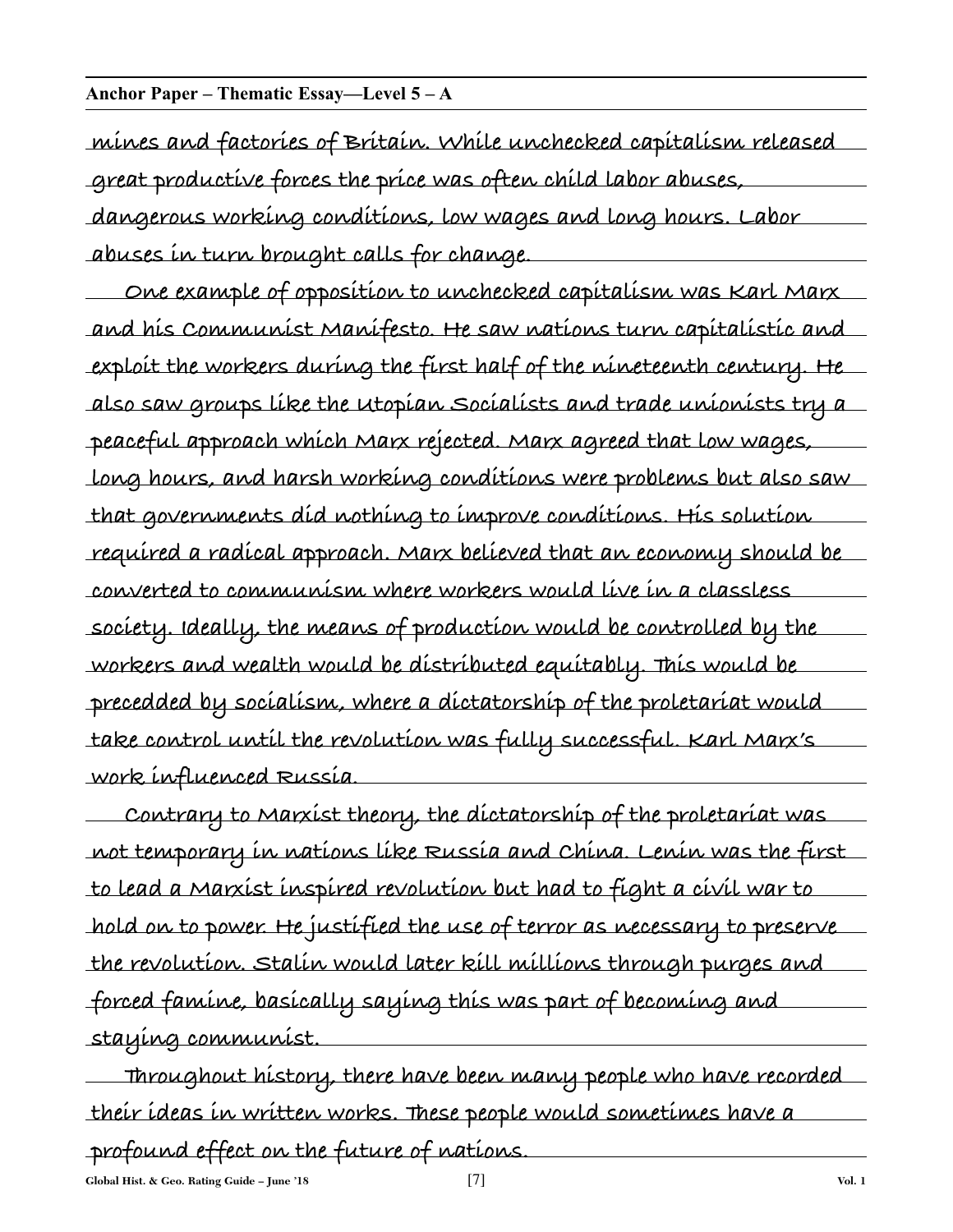**Anchor Paper – Thematic Essay—Level 5 – A**

mines and factories of Britain. While unchecked capitalism released great productive forces the price was often child labor abuses, dangerous working conditions, low wages and long hours. Labor abuses in turn brought calls for change.

One example of opposition to unchecked capitalism was Karl Marx and his Communist Manifesto. He saw nations turn capitalistic and exploit the workers during the first half of the nineteenth century. He also saw groups like the Utopian Socialists and trade unionists try a peaceful approach which Marx rejected. Marx agreed that low wages, long hours, and harsh working conditions were problems but also saw that governments did nothing to improve conditions. His solution required a radical approach. Marx believed that an economy should be converted to communism where workers would live in a classless society. Ideally, the means of production would be controlled by the workers and wealth would be distributed equitably. This would be precedded by socialism, where a dictatorship of the proletariat would take control until the revolution was fully successful. Karl Marx's work influenced Russia.

Contrary to Marxist theory, the dictatorship of the proletariat was not temporary in nations like Russia and China. Lenin was the first to lead a Marxist inspired revolution but had to fight a civil war to hold on to power. He justified the use of terror as necessary to preserve the revolution. Stalin would later kill millions through purges and forced famine, basically saying this was part of becoming and staying communist.

Throughout history, there have been many people who have recorded their ideas in written works. These people would sometimes have a profound effect on the future of nations.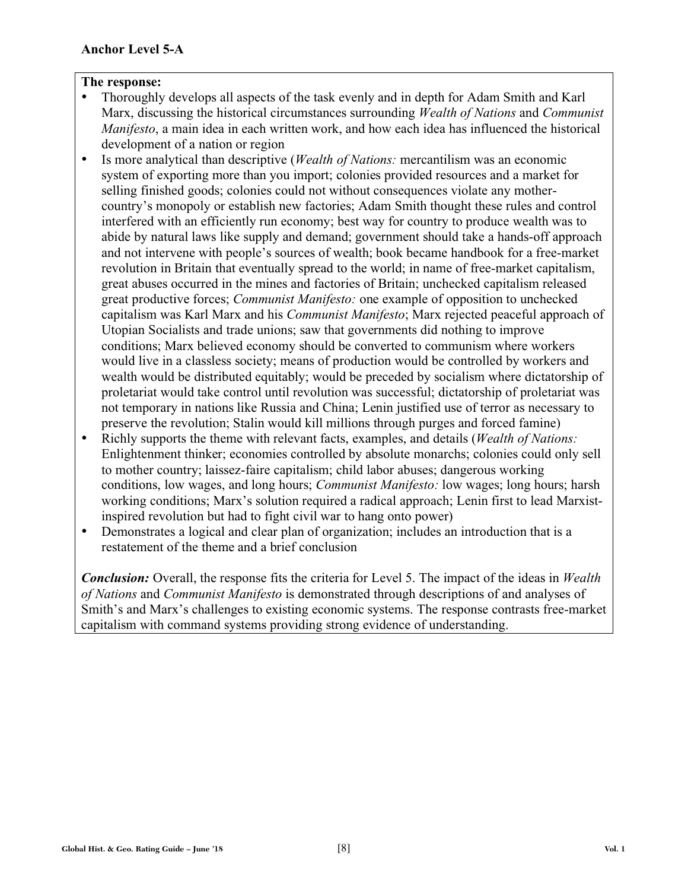**Anchor Level 5-A**

**The response:**

- Thoroughly develops all aspects of the task evenly and in depth for Adam Smith and Karl Marx, discussing the historical circumstances surrounding *Wealth of Nations* and *Communist Manifesto*, a main idea in each written work, and how each idea has influenced the historical development of a nation or region
- Is more analytical than descriptive (*Wealth of Nations:* mercantilism was an economic system of exporting more than you import; colonies provided resources and a market for selling finished goods; colonies could not without consequences violate any mother-country's monopoly or establish new factories; Adam Smith thought these rules and control interfered with an efficiently run economy; best way for country to produce wealth was to abide by natural laws like supply and demand; government should take a hands-off approach and not intervene with people's sources of wealth; book became handbook for a free-market revolution in Britain that eventually spread to the world; in name of free-market capitalism, great abuses occurred in the mines and factories of Britain; unchecked capitalism released great productive forces; *Communist Manifesto:* one example of opposition to unchecked capitalism was Karl Marx and his *Communist Manifesto*; Marx rejected peaceful approach of Utopian Socialists and trade unions; saw that governments did nothing to improve conditions; Marx believed economy should be converted to communism where workers would live in a classless society; means of production would be controlled by workers and wealth would be distributed equitably; would be preceded by socialism where dictatorship of proletariat would take control until revolution was successful; dictatorship of proletariat was not temporary in nations like Russia and China; Lenin justified use of terror as necessary to preserve the revolution; Stalin would kill millions through purges and forced famine)
- Richly supports the theme with relevant facts, examples, and details (*Wealth of Nations:* Enlightenment thinker; economies controlled by absolute monarchs; colonies could only sell to mother country; laissez-faire capitalism; child labor abuses; dangerous working conditions, low wages, and long hours; *Communist Manifesto:* low wages; long hours; harsh working conditions; Marx's solution required a radical approach; Lenin first to lead Marxist-inspired revolution but had to fight civil war to hang onto power)
- Demonstrates a logical and clear plan of organization; includes an introduction that is a restatement of the theme and a brief conclusion

***Conclusion:*** Overall, the response fits the criteria for Level 5. The impact of the ideas in *Wealth of Nations* and *Communist Manifesto* is demonstrated through descriptions of and analyses of Smith's and Marx's challenges to existing economic systems. The response contrasts free-market capitalism with command systems providing strong evidence of understanding.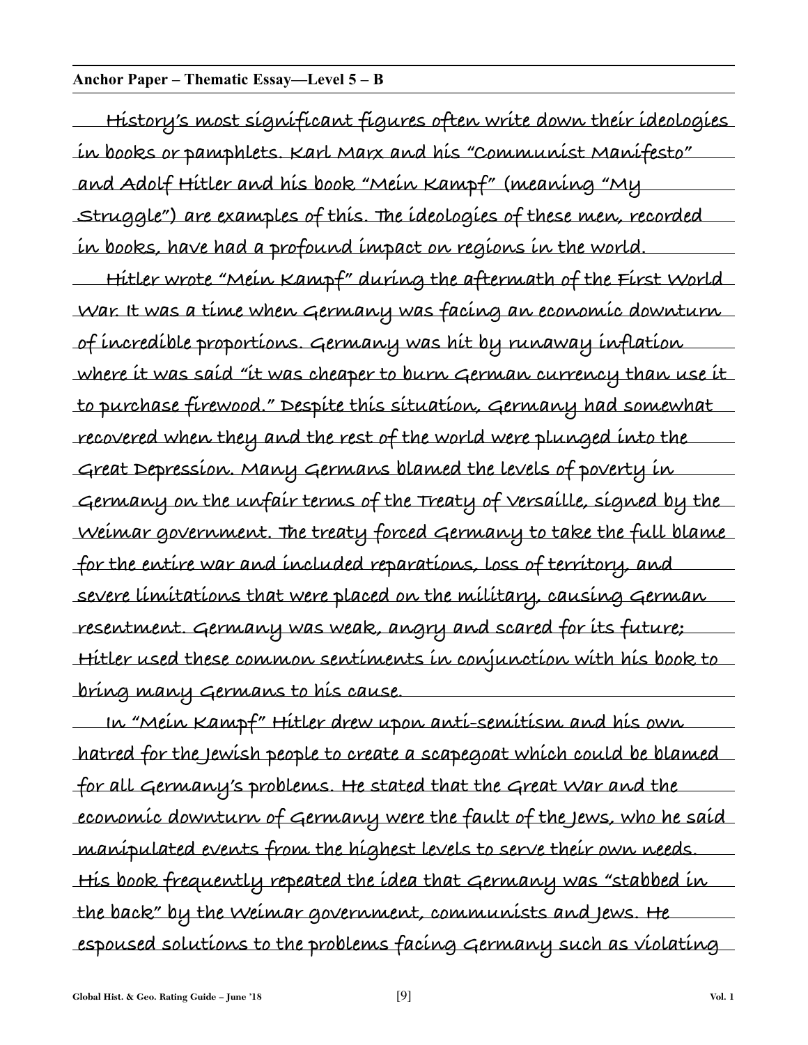**Anchor Paper – Thematic Essay—Level 5 – B**

History's most significant figures often write down their ideologies in books or pamphlets. Karl Marx and his "Communist Manifesto" and Adolf Hitler and his book "Mein Kampf" (meaning "My Struggle") are examples of this. The ideologies of these men, recorded in books, have had a profound impact on regions in the world.

Hitler wrote "Mein Kampf" during the aftermath of the First World War. It was a time when Germany was facing an economic downturn of incredible proportions. Germany was hit by runaway inflation where it was said "it was cheaper to burn German currency than use it to purchase firewood." Despite this situation, Germany had somewhat recovered when they and the rest of the world were plunged into the Great Depression. Many Germans blamed the levels of poverty in Germany on the unfair terms of the Treaty of Versaille, signed by the Weimar government. The treaty forced Germany to take the full blame for the entire war and included reparations, loss of territory, and severe limitations that were placed on the military, causing German resentment. Germany was weak, angry and scared for its future; Hitler used these common sentiments in conjunction with his book to bring many Germans to his cause.

In "Mein Kampf" Hitler drew upon anti-semitism and his own hatred for the Jewish people to create a scapegoat which could be blamed for all Germany's problems. He stated that the Great War and the economic downturn of Germany were the fault of the Jews, who he said manipulated events from the highest levels to serve their own needs. His book frequently repeated the idea that Germany was "stabbed in the back" by the Weimar government, communists and Jews. He espoused solutions to the problems facing Germany such as violating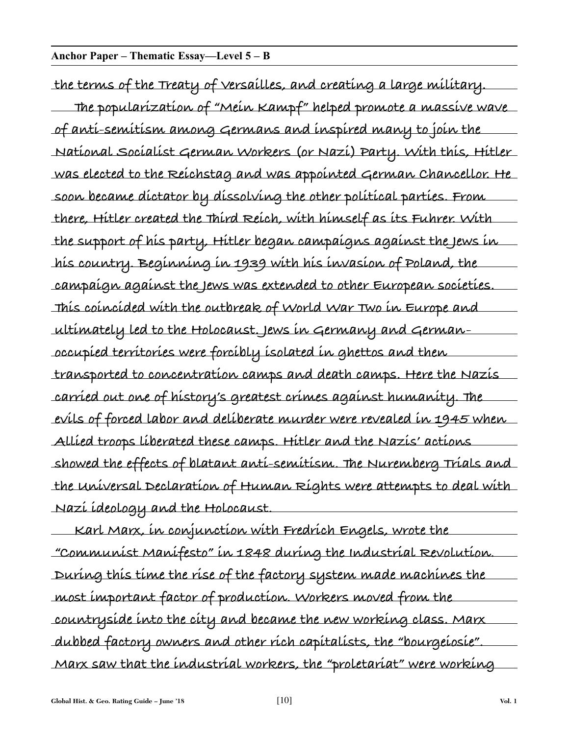**Anchor Paper – Thematic Essay—Level 5 – B**

the terms of the Treaty of Versailles, and creating a large military.

The popularization of "Mein Kampf" helped promote a massive wave of anti-semitism among Germans and inspired many to join the National Socialist German Workers (or Nazi) Party. With this, Hitler was elected to the Reichstag and was appointed German Chancellor. He soon became dictator by dissolving the other political parties. From there, Hitler created the Third Reich, with himself as its Fuhrer. With the support of his party, Hitler began campaigns against the Jews in his country. Beginning in 1939 with his invasion of Poland, the campaign against the Jews was extended to other European societies. This coincided with the outbreak of World War Two in Europe and ultimately led to the Holocaust. Jews in Germany and German-occupied territories were forcibly isolated in ghettos and then transported to concentration camps and death camps. Here the Nazis carried out one of history's greatest crimes against humanity. The evils of forced labor and deliberate murder were revealed in 1945 when Allied troops liberated these camps. Hitler and the Nazis' actions showed the effects of blatant anti-semitism. The Nuremberg Trials and the Universal Declaration of Human Rights were attempts to deal with Nazi ideology and the Holocaust.

Karl Marx, in conjunction with Fredrich Engels, wrote the "Communist Manifesto" in 1848 during the Industrial Revolution. During this time the rise of the factory system made machines the most important factor of production. Workers moved from the countryside into the city and became the new working class. Marx dubbed factory owners and other rich capitalists, the "bourgeiosie". Marx saw that the industrial workers, the "proletariat" were working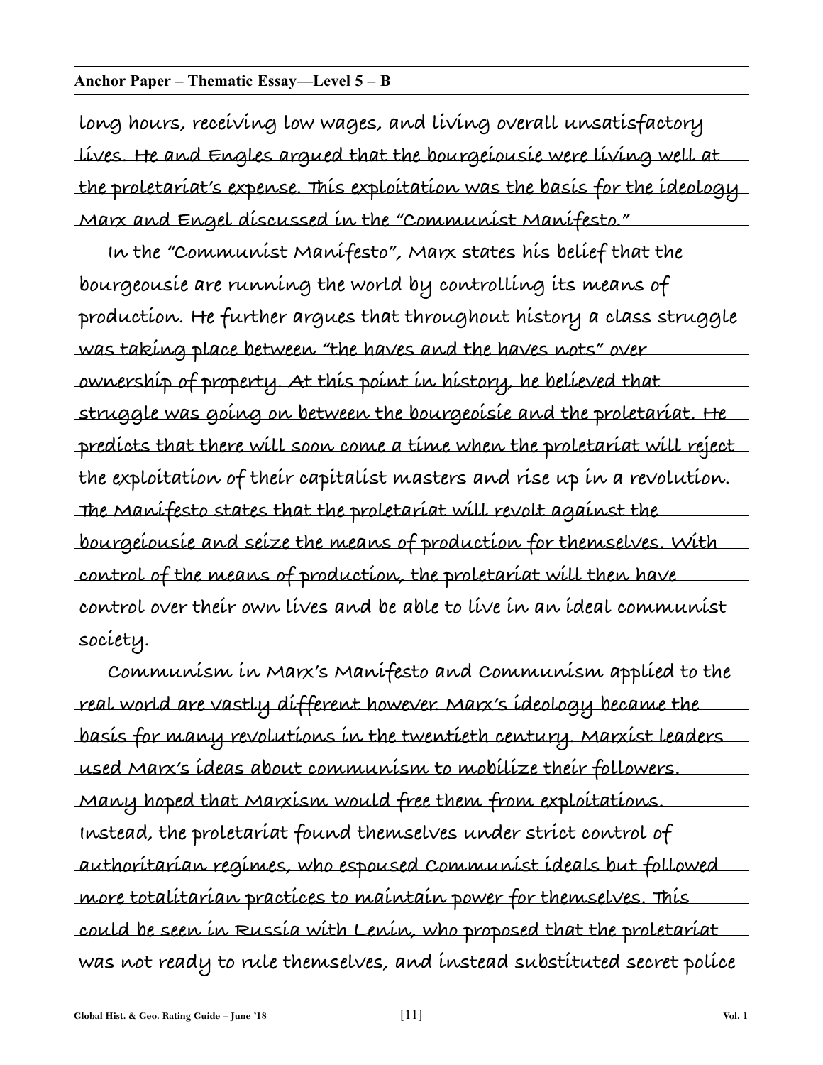**Anchor Paper – Thematic Essay—Level 5 – B**

long hours, receiving low wages, and living overall unsatisfactory lives. He and Engles argued that the bourgeiousie were living well at the proletariat's expense. This exploitation was the basis for the ideology Marx and Engel discussed in the "Communist Manifesto."

In the "Communist Manifesto", Marx states his belief that the bourgeousie are running the world by controlling its means of production. He further argues that throughout history a class struggle was taking place between "the haves and the haves nots" over ownership of property. At this point in history, he believed that struggle was going on between the bourgeoisie and the proletariat. He predicts that there will soon come a time when the proletariat will reject the exploitation of their capitalist masters and rise up in a revolution. The Manifesto states that the proletariat will revolt against the bourgeiousie and seize the means of production for themselves. With control of the means of production, the proletariat will then have control over their own lives and be able to live in an ideal communist society.

Communism in Marx's Manifesto and Communism applied to the real world are vastly different however. Marx's ideology became the basis for many revolutions in the twentieth century. Marxist leaders used Marx's ideas about communism to mobilize their followers. Many hoped that Marxism would free them from exploitations. Instead, the proletariat found themselves under strict control of authoritarian regimes, who espoused Communist ideals but followed more totalitarian practices to maintain power for themselves. This could be seen in Russia with Lenin, who proposed that the proletariat was not ready to rule themselves, and instead substituted secret police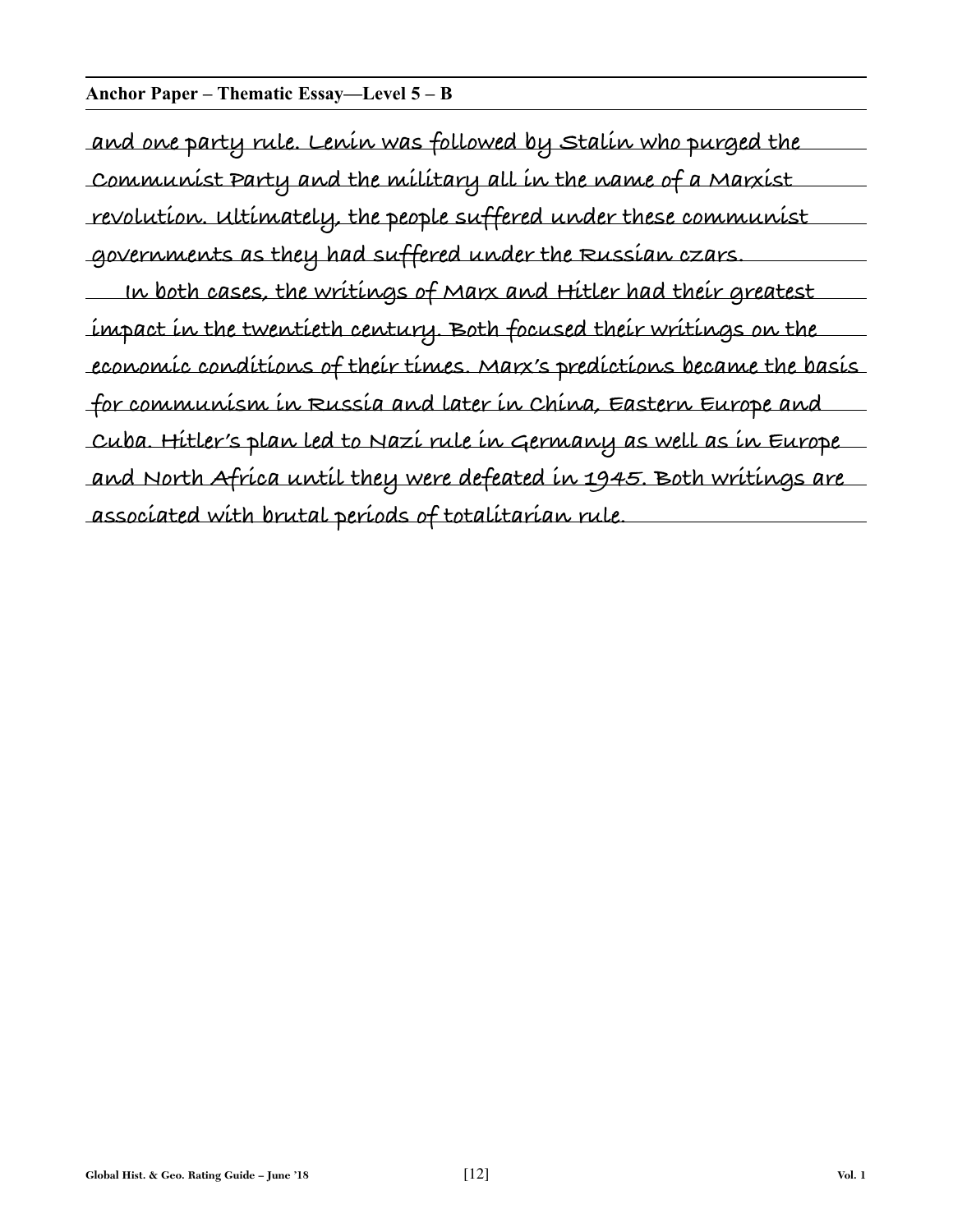**Anchor Paper – Thematic Essay—Level 5 – B**

and one party rule. Lenin was followed by Stalin who purged the Communist Party and the military all in the name of a Marxist revolution. Ultimately, the people suffered under these communist governments as they had suffered under the Russian czars.

In both cases, the writings of Marx and Hitler had their greatest impact in the twentieth century. Both focused their writings on the economic conditions of their times. Marx's predictions became the basis for communism in Russia and later in China, Eastern Europe and Cuba. Hitler's plan led to Nazi rule in Germany as well as in Europe and North Africa until they were defeated in 1945. Both writings are associated with brutal periods of totalitarian rule.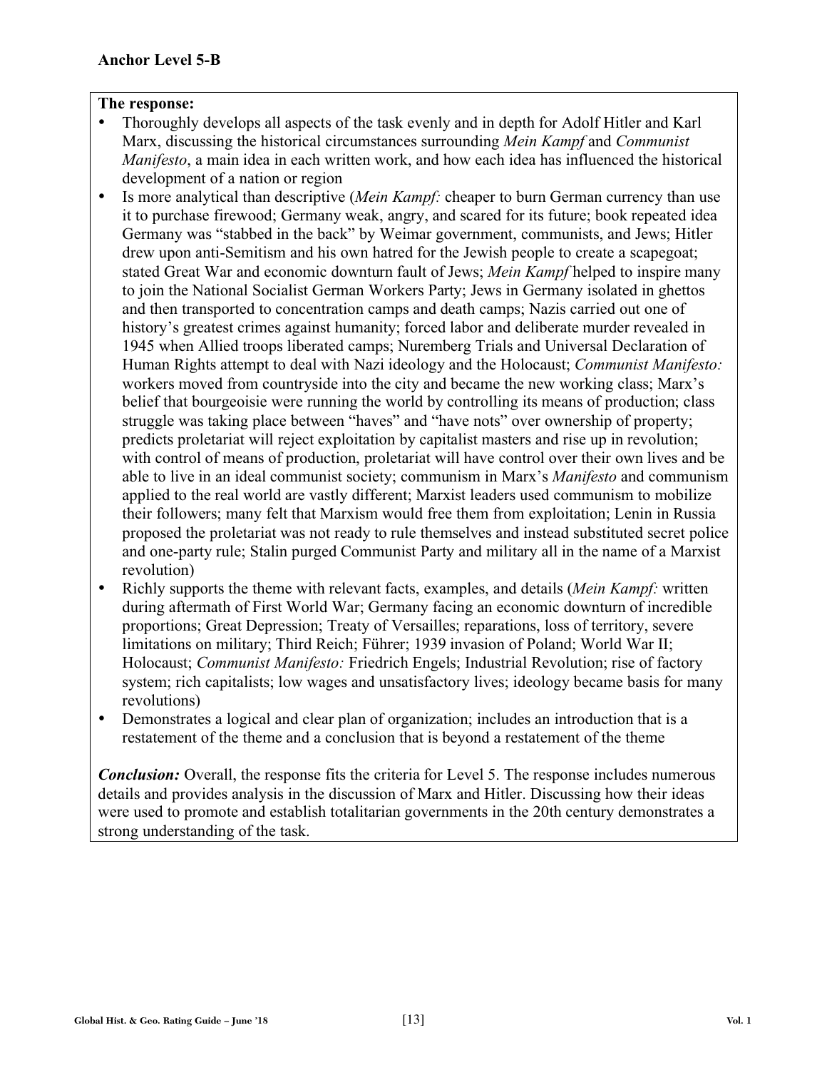**Anchor Level 5-B**

**The response:**

- Thoroughly develops all aspects of the task evenly and in depth for Adolf Hitler and Karl Marx, discussing the historical circumstances surrounding *Mein Kampf* and *Communist Manifesto*, a main idea in each written work, and how each idea has influenced the historical development of a nation or region
- Is more analytical than descriptive (*Mein Kampf:* cheaper to burn German currency than use it to purchase firewood; Germany weak, angry, and scared for its future; book repeated idea Germany was "stabbed in the back" by Weimar government, communists, and Jews; Hitler drew upon anti-Semitism and his own hatred for the Jewish people to create a scapegoat; stated Great War and economic downturn fault of Jews; *Mein Kampf* helped to inspire many to join the National Socialist German Workers Party; Jews in Germany isolated in ghettos and then transported to concentration camps and death camps; Nazis carried out one of history's greatest crimes against humanity; forced labor and deliberate murder revealed in 1945 when Allied troops liberated camps; Nuremberg Trials and Universal Declaration of Human Rights attempt to deal with Nazi ideology and the Holocaust; *Communist Manifesto:* workers moved from countryside into the city and became the new working class; Marx's belief that bourgeoisie were running the world by controlling its means of production; class struggle was taking place between "haves" and "have nots" over ownership of property; predicts proletariat will reject exploitation by capitalist masters and rise up in revolution; with control of means of production, proletariat will have control over their own lives and be able to live in an ideal communist society; communism in Marx's *Manifesto* and communism applied to the real world are vastly different; Marxist leaders used communism to mobilize their followers; many felt that Marxism would free them from exploitation; Lenin in Russia proposed the proletariat was not ready to rule themselves and instead substituted secret police and one-party rule; Stalin purged Communist Party and military all in the name of a Marxist revolution)
- Richly supports the theme with relevant facts, examples, and details (*Mein Kampf:* written during aftermath of First World War; Germany facing an economic downturn of incredible proportions; Great Depression; Treaty of Versailles; reparations, loss of territory, severe limitations on military; Third Reich; Führer; 1939 invasion of Poland; World War II; Holocaust; *Communist Manifesto:* Friedrich Engels; Industrial Revolution; rise of factory system; rich capitalists; low wages and unsatisfactory lives; ideology became basis for many revolutions)
- Demonstrates a logical and clear plan of organization; includes an introduction that is a restatement of the theme and a conclusion that is beyond a restatement of the theme

***Conclusion:*** Overall, the response fits the criteria for Level 5. The response includes numerous details and provides analysis in the discussion of Marx and Hitler. Discussing how their ideas were used to promote and establish totalitarian governments in the 20th century demonstrates a strong understanding of the task.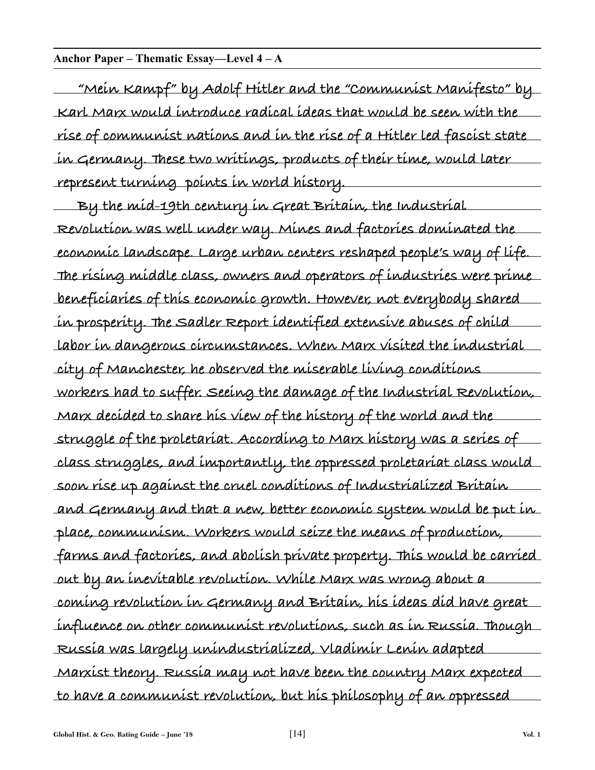**Anchor Paper – Thematic Essay—Level 4 – A**

"Mein Kampf" by Adolf Hitler and the "Communist Manifesto" by Karl Marx would introduce radical ideas that would be seen with the rise of communist nations and in the rise of a Hitler led fascist state in Germany. These two writings, products of their time, would later represent turning points in world history.

By the mid-19th century in Great Britain, the Industrial Revolution was well under way. Mines and factories dominated the economic landscape. Large urban centers reshaped people's way of life. The rising middle class, owners and operators of industries were prime beneficiaries of this economic growth. However, not everybody shared in prosperity. The Sadler Report identified extensive abuses of child labor in dangerous circumstances. When Marx visited the industrial city of Manchester, he observed the miserable living conditions workers had to suffer. Seeing the damage of the Industrial Revolution, Marx decided to share his view of the history of the world and the struggle of the proletariat. According to Marx history was a series of class struggles, and importantly, the oppressed proletariat class would soon rise up against the cruel conditions of Industrialized Britain and Germany and that a new, better economic system would be put in place, communism. Workers would seize the means of production, farms and factories, and abolish private property. This would be carried out by an inevitable revolution. While Marx was wrong about a coming revolution in Germany and Britain, his ideas did have great influence on other communist revolutions, such as in Russia. Though Russia was largely unindustrialized, Vladimir Lenin adapted Marxist theory. Russia may not have been the country Marx expected to have a communist revolution, but his philosophy of an oppressed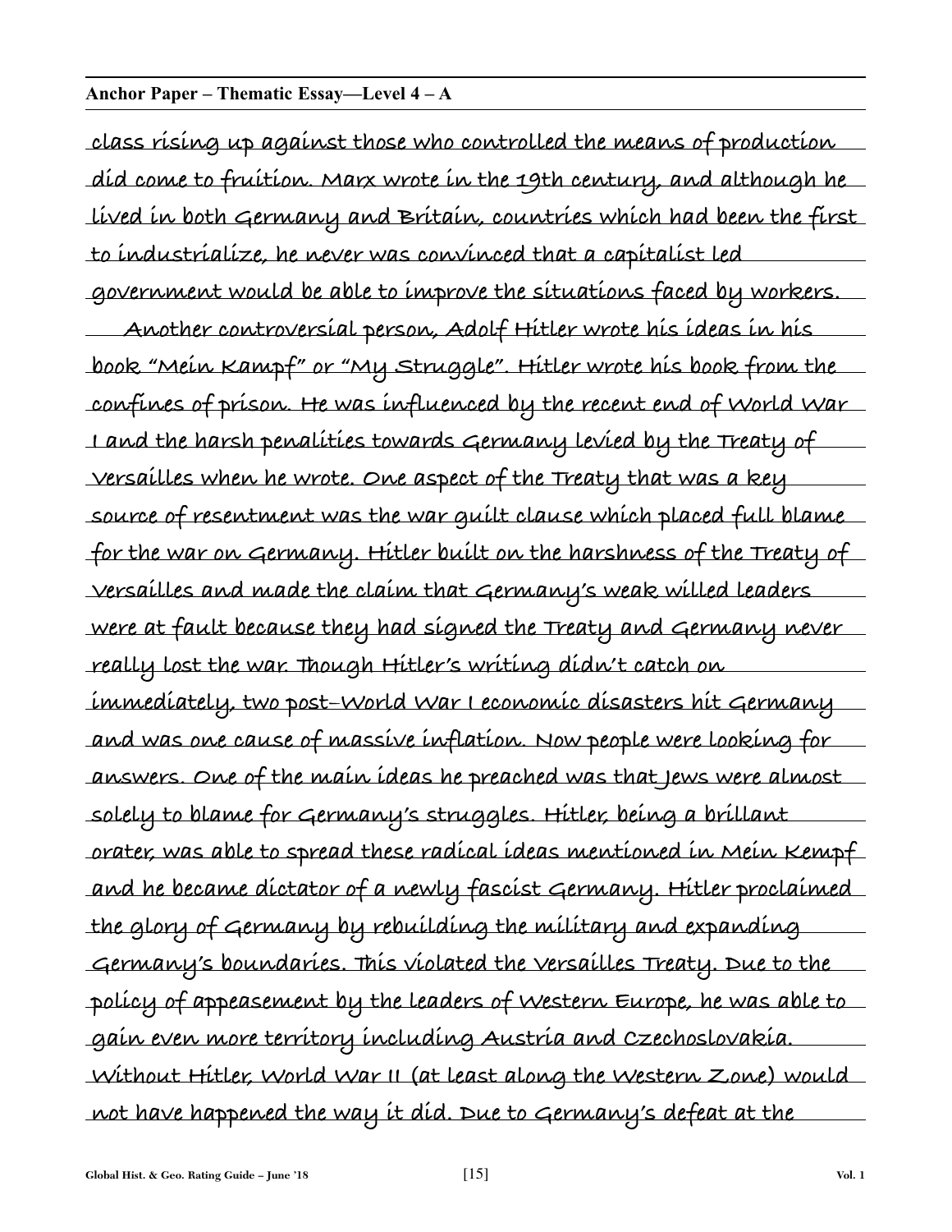**Anchor Paper – Thematic Essay—Level 4 – A**

class rising up against those who controlled the means of production did come to fruition. Marx wrote in the 19th century, and although he lived in both Germany and Britain, countries which had been the first to industrialize, he never was convinced that a capitalist led government would be able to improve the situations faced by workers.

Another controversial person, Adolf Hitler wrote his ideas in his book "Mein Kampf" or "My Struggle". Hitler wrote his book from the confines of prison. He was influenced by the recent end of World War I and the harsh penalities towards Germany levied by the Treaty of Versailles when he wrote. One aspect of the Treaty that was a key source of resentment was the war guilt clause which placed full blame for the war on Germany. Hitler built on the harshness of the Treaty of Versailles and made the claim that Germany's weak willed leaders were at fault because they had signed the Treaty and Germany never really lost the war. Though Hitler's writing didn't catch on immediately, two post-World War I economic disasters hit Germany and was one cause of massive inflation. Now people were looking for answers. One of the main ideas he preached was that Jews were almost solely to blame for Germany's struggles. Hitler, being a brillant orater, was able to spread these radical ideas mentioned in Mein Kempf and he became dictator of a newly fascist Germany. Hitler proclaimed the glory of Germany by rebuilding the military and expanding Germany's boundaries. This violated the Versailles Treaty. Due to the policy of appeasement by the leaders of Western Europe, he was able to gain even more territory including Austria and Czechoslovakia. Without Hitler, World War II (at least along the Western Zone) would not have happened the way it did. Due to Germany's defeat at the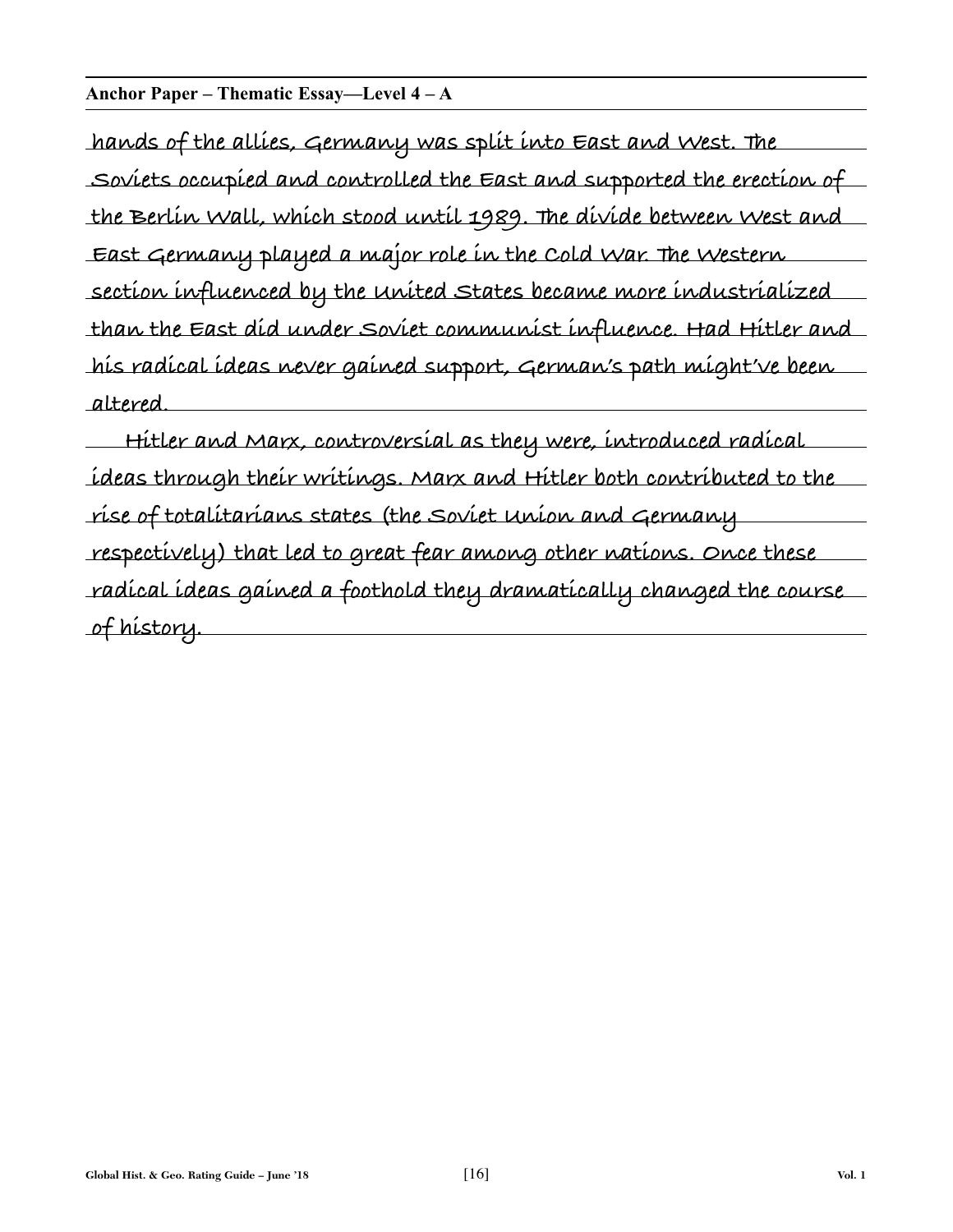**Anchor Paper – Thematic Essay—Level 4 – A**

hands of the allies, Germany was split into East and West. The Soviets occupied and controlled the East and supported the erection of the Berlin Wall, which stood until 1989. The divide between West and East Germany played a major role in the Cold War. The Western section influenced by the United States became more industrialized than the East did under Soviet communist influence. Had Hitler and his radical ideas never gained support, German's path might've been altered.

Hitler and Marx, controversial as they were, introduced radical ideas through their writings. Marx and Hitler both contributed to the rise of totalitarians states (the Soviet Union and Germany respectively) that led to great fear among other nations. Once these radical ideas gained a foothold they dramatically changed the course of history.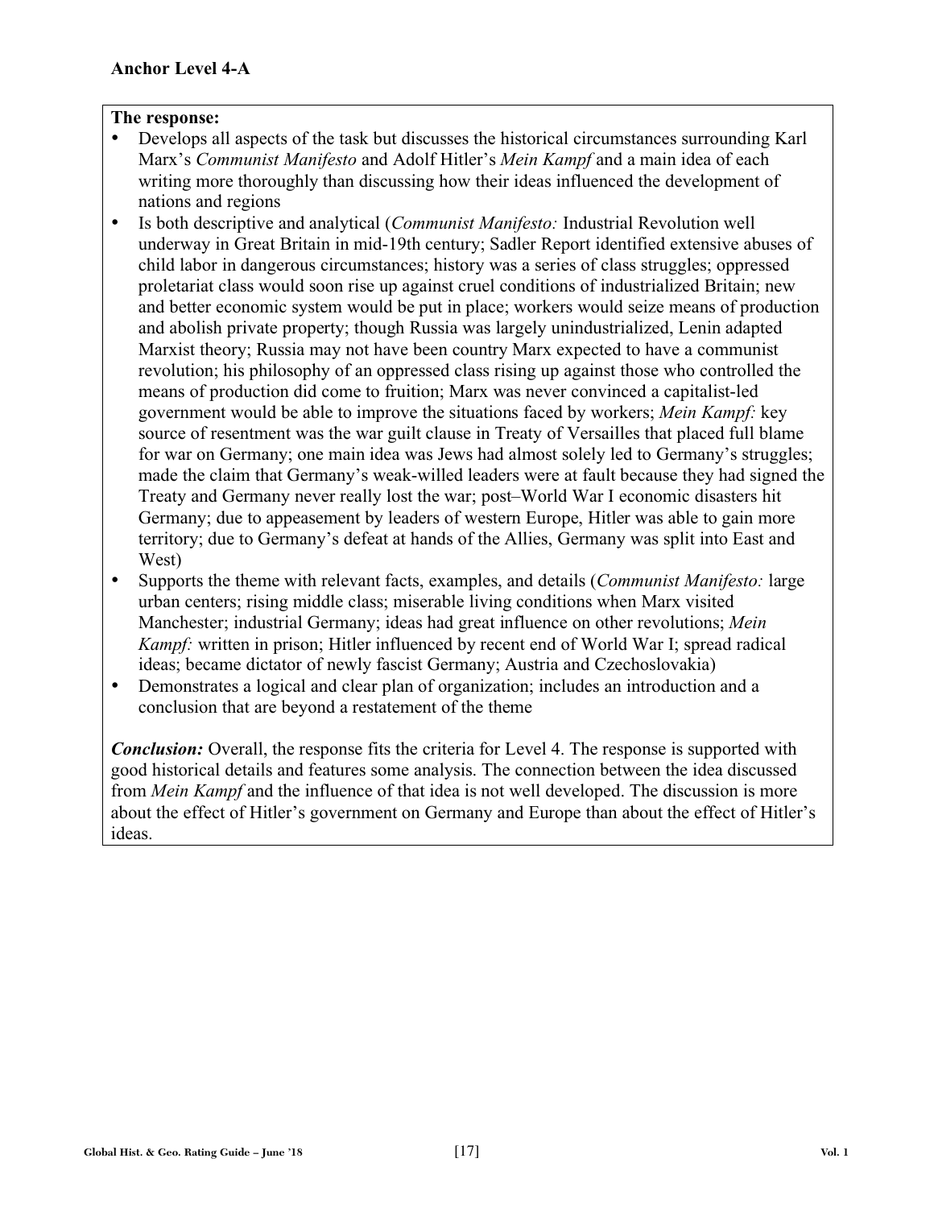**Anchor Level 4-A**

**The response:**

- Develops all aspects of the task but discusses the historical circumstances surrounding Karl Marx's *Communist Manifesto* and Adolf Hitler's *Mein Kampf* and a main idea of each writing more thoroughly than discussing how their ideas influenced the development of nations and regions
- Is both descriptive and analytical (*Communist Manifesto:* Industrial Revolution well underway in Great Britain in mid-19th century; Sadler Report identified extensive abuses of child labor in dangerous circumstances; history was a series of class struggles; oppressed proletariat class would soon rise up against cruel conditions of industrialized Britain; new and better economic system would be put in place; workers would seize means of production and abolish private property; though Russia was largely unindustrialized, Lenin adapted Marxist theory; Russia may not have been country Marx expected to have a communist revolution; his philosophy of an oppressed class rising up against those who controlled the means of production did come to fruition; Marx was never convinced a capitalist-led government would be able to improve the situations faced by workers; *Mein Kampf:* key source of resentment was the war guilt clause in Treaty of Versailles that placed full blame for war on Germany; one main idea was Jews had almost solely led to Germany's struggles; made the claim that Germany's weak-willed leaders were at fault because they had signed the Treaty and Germany never really lost the war; post–World War I economic disasters hit Germany; due to appeasement by leaders of western Europe, Hitler was able to gain more territory; due to Germany's defeat at hands of the Allies, Germany was split into East and West)
- Supports the theme with relevant facts, examples, and details (*Communist Manifesto:* large urban centers; rising middle class; miserable living conditions when Marx visited Manchester; industrial Germany; ideas had great influence on other revolutions; *Mein Kampf:* written in prison; Hitler influenced by recent end of World War I; spread radical ideas; became dictator of newly fascist Germany; Austria and Czechoslovakia)
- Demonstrates a logical and clear plan of organization; includes an introduction and a conclusion that are beyond a restatement of the theme

***Conclusion:*** Overall, the response fits the criteria for Level 4. The response is supported with good historical details and features some analysis. The connection between the idea discussed from *Mein Kampf* and the influence of that idea is not well developed. The discussion is more about the effect of Hitler's government on Germany and Europe than about the effect of Hitler's ideas.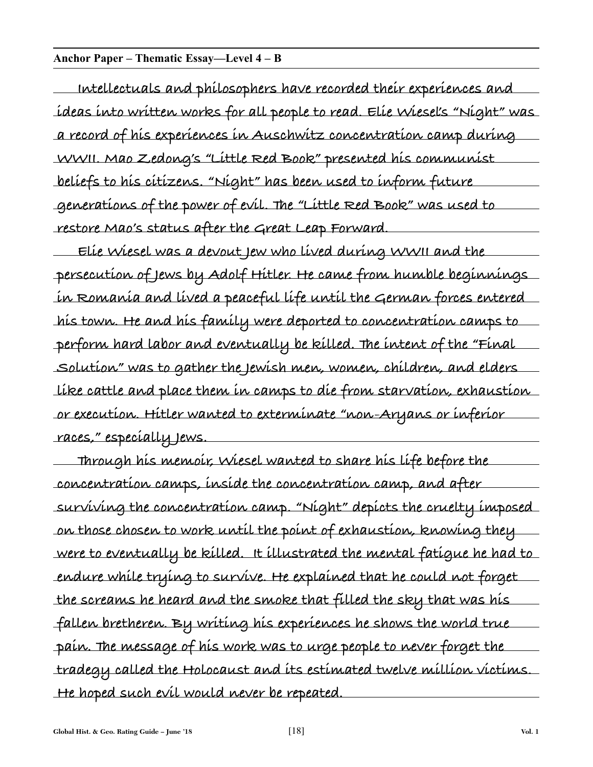**Anchor Paper – Thematic Essay—Level 4 – B**

Intellectuals and philosophers have recorded their experiences and ideas into written works for all people to read. Elie Wiesel's "Night" was a record of his experiences in Auschwitz concentration camp during WWII. Mao Zedong's "Little Red Book" presented his communist beliefs to his citizens. "Night" has been used to inform future generations of the power of evil. The "Little Red Book" was used to restore Mao's status after the Great Leap Forward.

Elie Wiesel was a devout Jew who lived during WWII and the persecution of Jews by Adolf Hitler. He came from humble beginnings in Romania and lived a peaceful life until the German forces entered his town. He and his family were deported to concentration camps to perform hard labor and eventually be killed. The intent of the "Final Solution" was to gather the Jewish men, women, children, and elders like cattle and place them in camps to die from starvation, exhaustion or execution. Hitler wanted to exterminate "non-Aryans or inferior races," especially Jews.

Through his memoir, Wiesel wanted to share his life before the concentration camps, inside the concentration camp, and after surviving the concentration camp. "Night" depicts the cruelty imposed on those chosen to work until the point of exhaustion, knowing they were to eventually be killed. It illustrated the mental fatigue he had to endure while trying to survive. He explained that he could not forget the screams he heard and the smoke that filled the sky that was his fallen bretheren. By writing his experiences he shows the world true pain. The message of his work was to urge people to never forget the tradegy called the Holocaust and its estimated twelve million victims. He hoped such evil would never be repeated.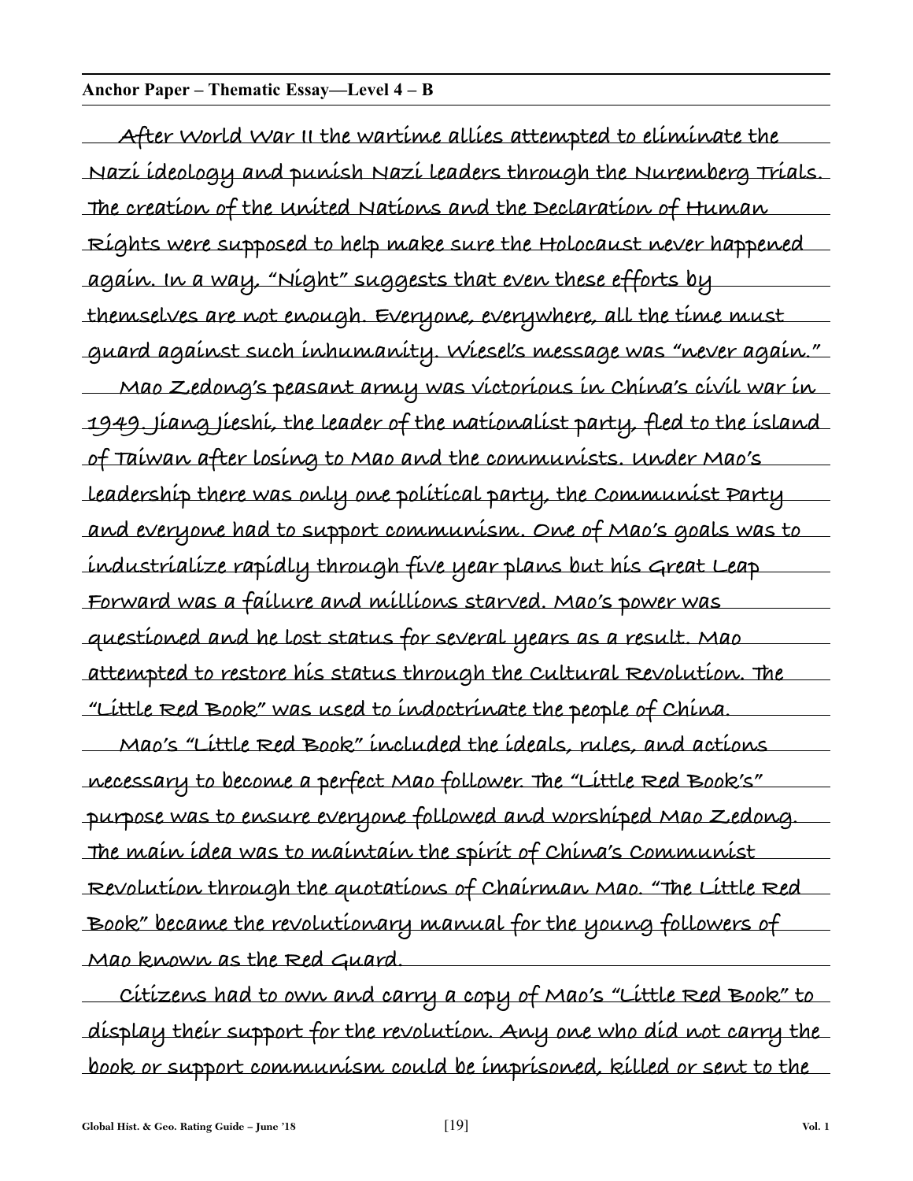**Anchor Paper – Thematic Essay—Level 4 – B**

After World War II the wartime allies attempted to eliminate the Nazi ideology and punish Nazi leaders through the Nuremberg Trials. The creation of the United Nations and the Declaration of Human Rights were supposed to help make sure the Holocaust never happened again. In a way, "Night" suggests that even these efforts by themselves are not enough. Everyone, everywhere, all the time must guard against such inhumanity. Wiesel's message was "never again."

Mao Zedong's peasant army was victorious in China's civil war in 1949. Jiang Jieshi, the leader of the nationalist party, fled to the island of Taiwan after losing to Mao and the communists. Under Mao's leadership there was only one political party, the Communist Party and everyone had to support communism. One of Mao's goals was to industrialize rapidly through five year plans but his Great Leap Forward was a failure and millions starved. Mao's power was questioned and he lost status for several years as a result. Mao attempted to restore his status through the Cultural Revolution. The "Little Red Book" was used to indoctrinate the people of China.

Mao's "Little Red Book" included the ideals, rules, and actions necessary to become a perfect Mao follower. The "Little Red Book's" purpose was to ensure everyone followed and worshiped Mao Zedong. The main idea was to maintain the spirit of China's Communist Revolution through the quotations of Chairman Mao. "The Little Red Book" became the revolutionary manual for the young followers of Mao known as the Red Guard.

Citizens had to own and carry a copy of Mao's "Little Red Book" to display their support for the revolution. Any one who did not carry the book or support communism could be imprisoned, killed or sent to the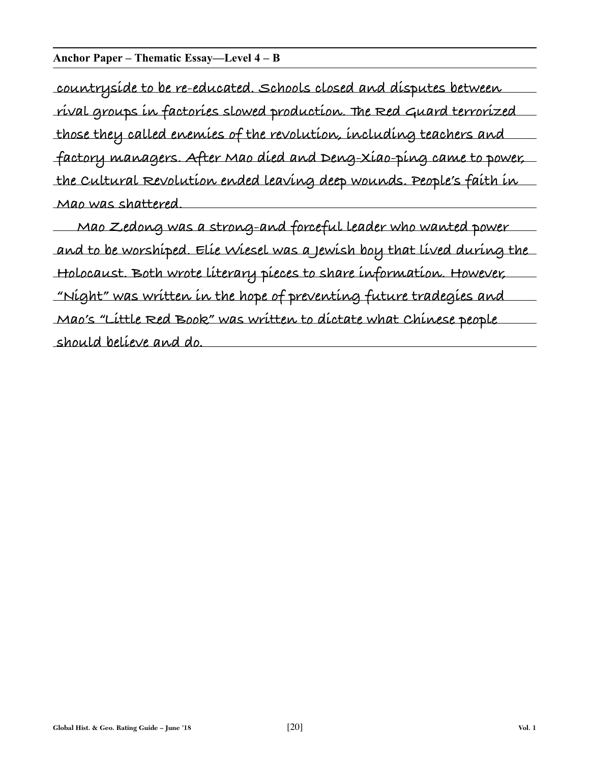**Anchor Paper – Thematic Essay—Level 4 – B**

countryside to be re-educated. Schools closed and disputes between rival groups in factories slowed production. The Red Guard terrorized those they called enemies of the revolution, including teachers and factory managers. After Mao died and Deng-Xiao-ping came to power, the Cultural Revolution ended leaving deep wounds. People's faith in Mao was shattered.

Mao Zedong was a strong-and forceful leader who wanted power and to be worshiped. Elie Wiesel was a Jewish boy that lived during the Holocaust. Both wrote literary pieces to share information. However, "Night" was written in the hope of preventing future tradegies and Mao's "Little Red Book" was written to dictate what Chinese people should believe and do.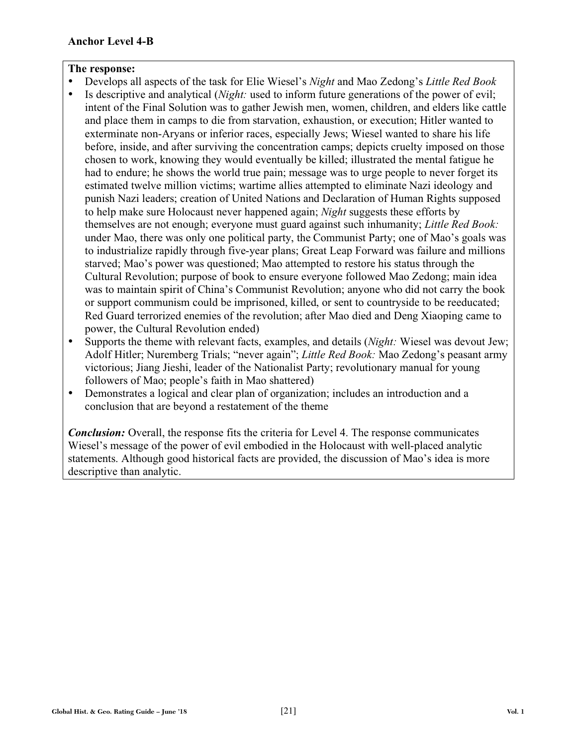**Anchor Level 4-B**

**The response:**

- Develops all aspects of the task for Elie Wiesel's *Night* and Mao Zedong's *Little Red Book*
- Is descriptive and analytical (*Night:* used to inform future generations of the power of evil; intent of the Final Solution was to gather Jewish men, women, children, and elders like cattle and place them in camps to die from starvation, exhaustion, or execution; Hitler wanted to exterminate non-Aryans or inferior races, especially Jews; Wiesel wanted to share his life before, inside, and after surviving the concentration camps; depicts cruelty imposed on those chosen to work, knowing they would eventually be killed; illustrated the mental fatigue he had to endure; he shows the world true pain; message was to urge people to never forget its estimated twelve million victims; wartime allies attempted to eliminate Nazi ideology and punish Nazi leaders; creation of United Nations and Declaration of Human Rights supposed to help make sure Holocaust never happened again; *Night* suggests these efforts by themselves are not enough; everyone must guard against such inhumanity; *Little Red Book:* under Mao, there was only one political party, the Communist Party; one of Mao's goals was to industrialize rapidly through five-year plans; Great Leap Forward was failure and millions starved; Mao's power was questioned; Mao attempted to restore his status through the Cultural Revolution; purpose of book to ensure everyone followed Mao Zedong; main idea was to maintain spirit of China's Communist Revolution; anyone who did not carry the book or support communism could be imprisoned, killed, or sent to countryside to be reeducated; Red Guard terrorized enemies of the revolution; after Mao died and Deng Xiaoping came to power, the Cultural Revolution ended)
- Supports the theme with relevant facts, examples, and details (*Night:* Wiesel was devout Jew; Adolf Hitler; Nuremberg Trials; "never again"; *Little Red Book:* Mao Zedong's peasant army victorious; Jiang Jieshi, leader of the Nationalist Party; revolutionary manual for young followers of Mao; people's faith in Mao shattered)
- Demonstrates a logical and clear plan of organization; includes an introduction and a conclusion that are beyond a restatement of the theme

***Conclusion:*** Overall, the response fits the criteria for Level 4. The response communicates Wiesel's message of the power of evil embodied in the Holocaust with well-placed analytic statements. Although good historical facts are provided, the discussion of Mao's idea is more descriptive than analytic.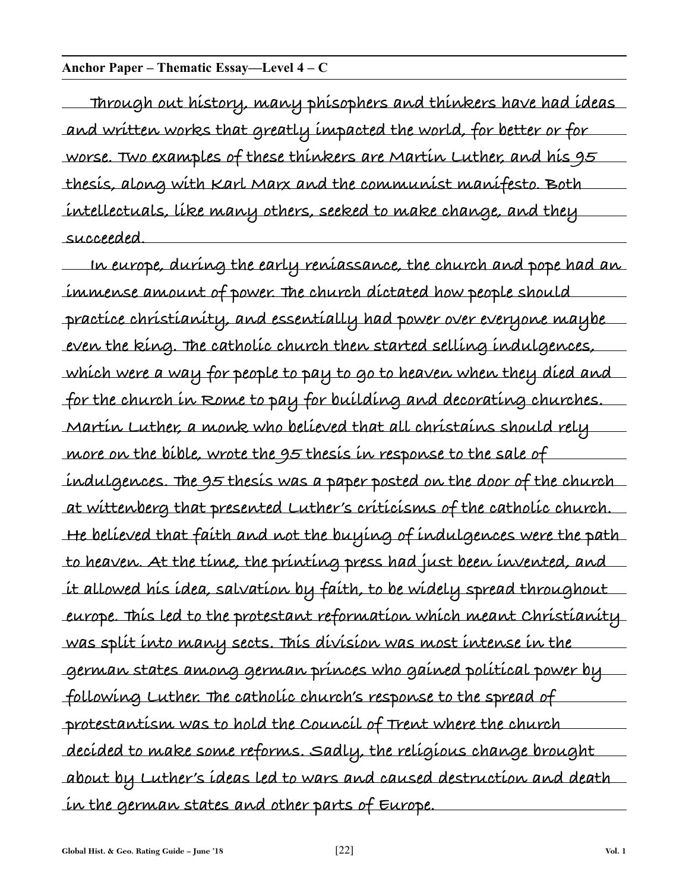**Anchor Paper – Thematic Essay—Level 4 – C**

Through out history, many phisophers and thinkers have had ideas and written works that greatly impacted the world, for better or for worse. Two examples of these thinkers are Martin Luther, and his 95 thesis, along with Karl Marx and the communist manifesto. Both intellectuals, like many others, seeked to make change, and they succeeded.

In europe, during the early reniassance, the church and pope had an immense amount of power. The church dictated how people should practice christianity, and essentially had power over everyone maybe even the king. The catholic church then started selling indulgences, which were a way for people to pay to go to heaven when they died and for the church in Rome to pay for building and decorating churches. Martin Luther, a monk who believed that all christains should rely more on the bible, wrote the 95 thesis in response to the sale of indulgences. The 95 thesis was a paper posted on the door of the church at wittenberg that presented Luther's criticisms of the catholic church. He believed that faith and not the buying of indulgences were the path to heaven. At the time, the printing press had just been invented, and it allowed his idea, salvation by faith, to be widely spread throughout europe. This led to the protestant reformation which meant Christianity was split into many sects. This division was most intense in the german states among german princes who gained political power by following Luther. The catholic church's response to the spread of protestantism was to hold the Council of Trent where the church decided to make some reforms. Sadly, the religious change brought about by Luther's ideas led to wars and caused destruction and death in the german states and other parts of Europe.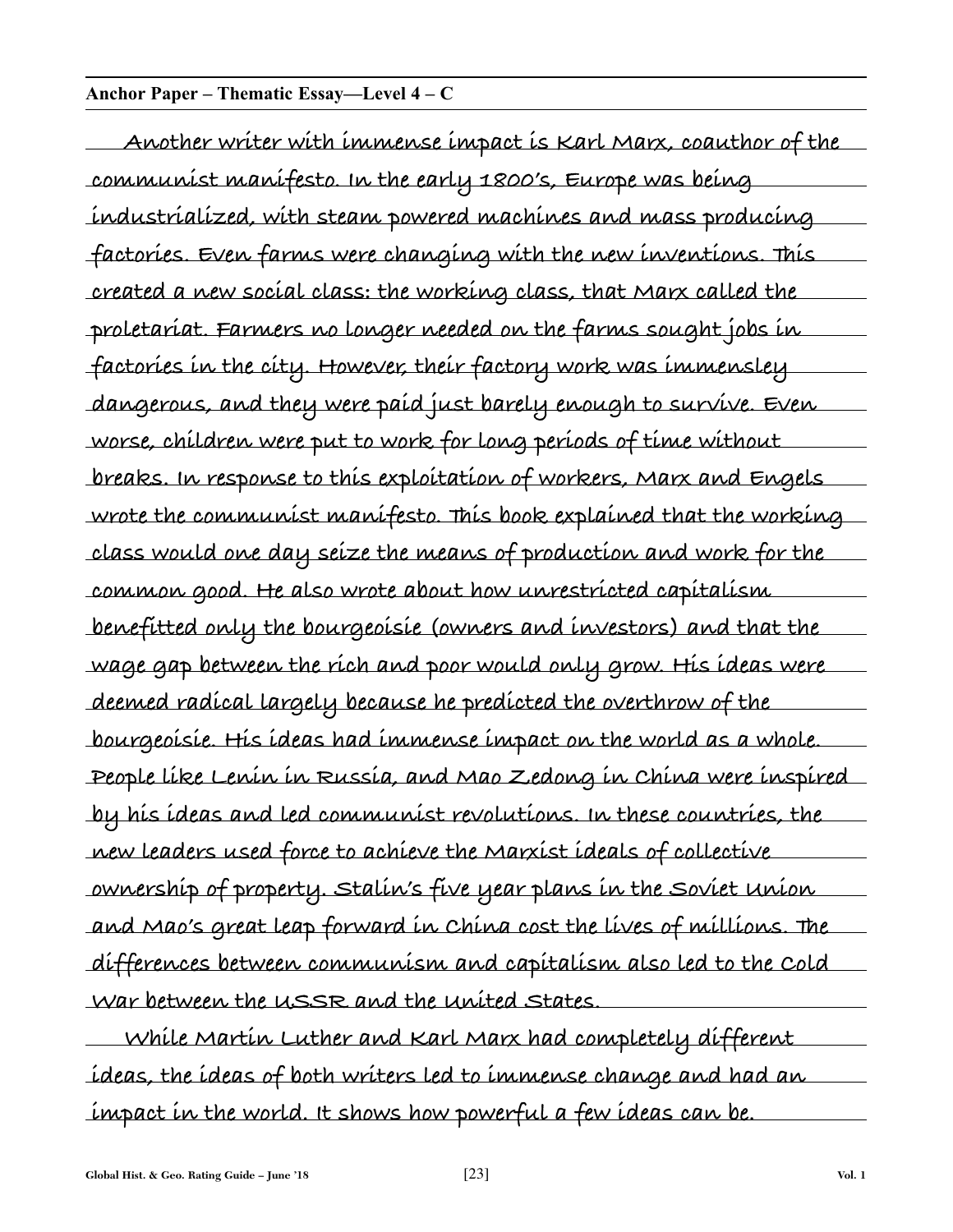**Anchor Paper – Thematic Essay—Level 4 – C**

Another writer with immense impact is Karl Marx, coauthor of the communist manifesto. In the early 1800's, Europe was being industrialized, with steam powered machines and mass producing factories. Even farms were changing with the new inventions. This created a new social class: the working class, that Marx called the proletariat. Farmers no longer needed on the farms sought jobs in factories in the city. However, their factory work was immensley dangerous, and they were paid just barely enough to survive. Even worse, children were put to work for long periods of time without breaks. In response to this exploitation of workers, Marx and Engels wrote the communist manifesto. This book explained that the working class would one day seize the means of production and work for the common good. He also wrote about how unrestricted capitalism benefitted only the bourgeoisie (owners and investors) and that the wage gap between the rich and poor would only grow. His ideas were deemed radical largely because he predicted the overthrow of the bourgeoisie. His ideas had immense impact on the world as a whole. People like Lenin in Russia, and Mao Zedong in China were inspired by his ideas and led communist revolutions. In these countries, the new leaders used force to achieve the Marxist ideals of collective ownership of property. Stalin's five year plans in the Soviet Union and Mao's great leap forward in China cost the lives of millions. The differences between communism and capitalism also led to the Cold War between the USSR and the United States.

While Martin Luther and Karl Marx had completely different ideas, the ideas of both writers led to immense change and had an impact in the world. It shows how powerful a few ideas can be.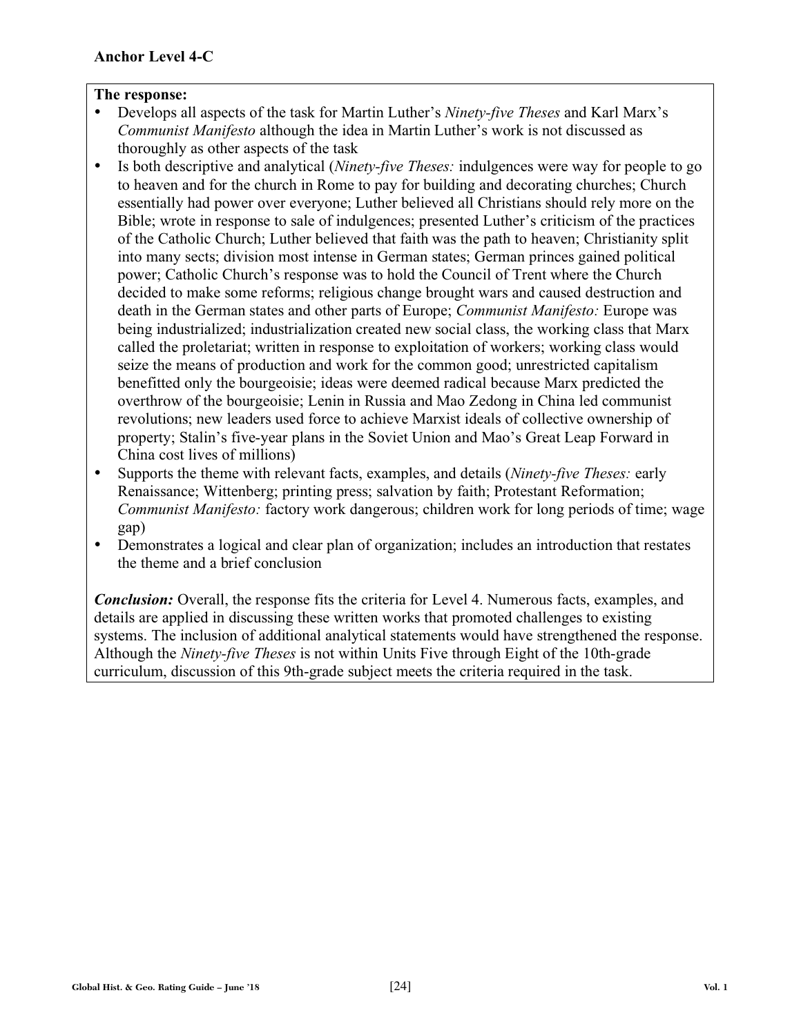**Anchor Level 4-C**

**The response:**

- Develops all aspects of the task for Martin Luther's *Ninety-five Theses* and Karl Marx's *Communist Manifesto* although the idea in Martin Luther's work is not discussed as thoroughly as other aspects of the task
- Is both descriptive and analytical (*Ninety-five Theses:* indulgences were way for people to go to heaven and for the church in Rome to pay for building and decorating churches; Church essentially had power over everyone; Luther believed all Christians should rely more on the Bible; wrote in response to sale of indulgences; presented Luther's criticism of the practices of the Catholic Church; Luther believed that faith was the path to heaven; Christianity split into many sects; division most intense in German states; German princes gained political power; Catholic Church's response was to hold the Council of Trent where the Church decided to make some reforms; religious change brought wars and caused destruction and death in the German states and other parts of Europe; *Communist Manifesto:* Europe was being industrialized; industrialization created new social class, the working class that Marx called the proletariat; written in response to exploitation of workers; working class would seize the means of production and work for the common good; unrestricted capitalism benefitted only the bourgeoisie; ideas were deemed radical because Marx predicted the overthrow of the bourgeoisie; Lenin in Russia and Mao Zedong in China led communist revolutions; new leaders used force to achieve Marxist ideals of collective ownership of property; Stalin's five-year plans in the Soviet Union and Mao's Great Leap Forward in China cost lives of millions)
- Supports the theme with relevant facts, examples, and details (*Ninety-five Theses:* early Renaissance; Wittenberg; printing press; salvation by faith; Protestant Reformation; *Communist Manifesto:* factory work dangerous; children work for long periods of time; wage gap)
- Demonstrates a logical and clear plan of organization; includes an introduction that restates the theme and a brief conclusion

***Conclusion:*** Overall, the response fits the criteria for Level 4. Numerous facts, examples, and details are applied in discussing these written works that promoted challenges to existing systems. The inclusion of additional analytical statements would have strengthened the response. Although the *Ninety-five Theses* is not within Units Five through Eight of the 10th-grade curriculum, discussion of this 9th-grade subject meets the criteria required in the task.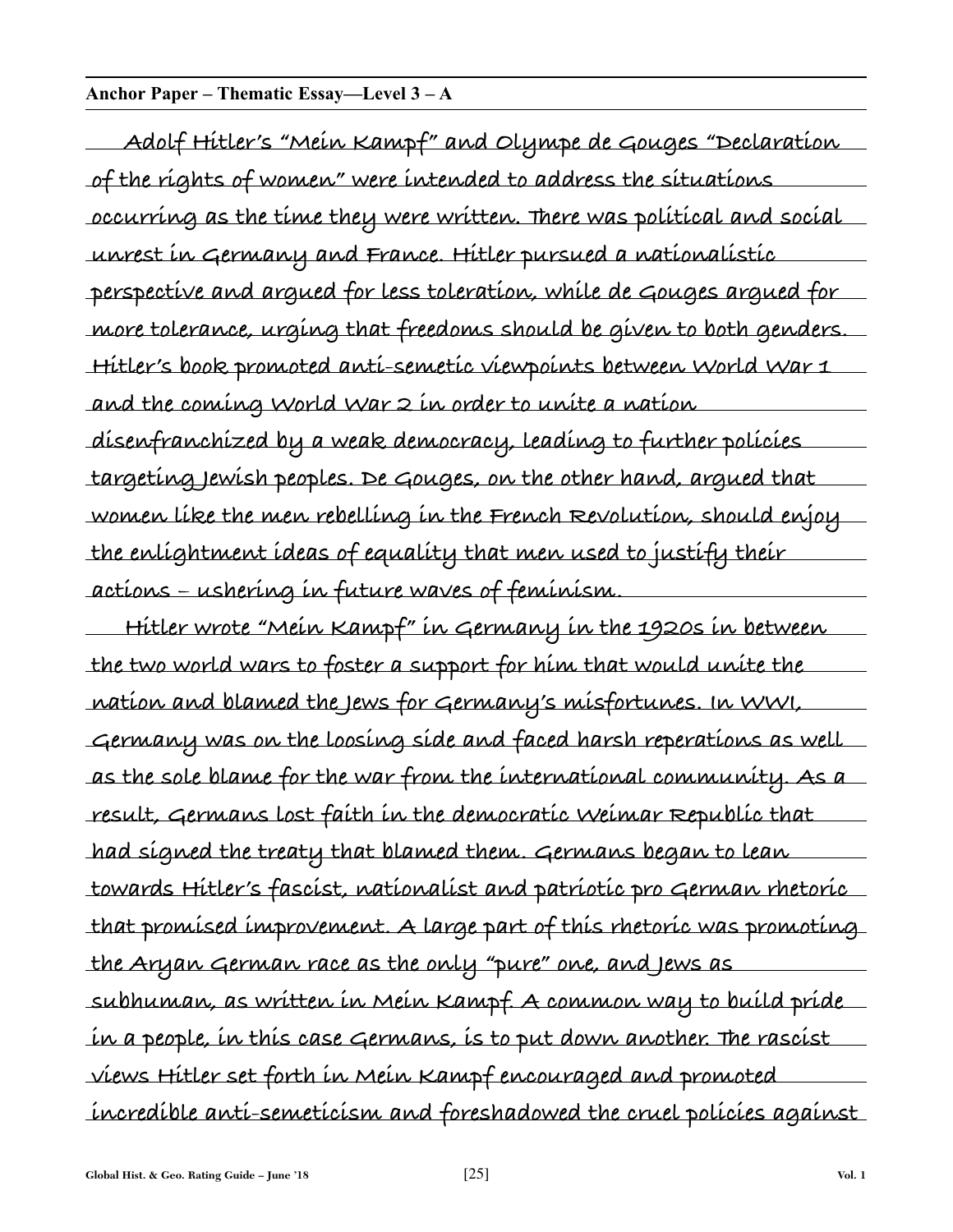**Anchor Paper – Thematic Essay—Level 3 – A**

Adolf Hitler's "Mein Kampf" and Olympe de Gouges "Declaration of the rights of women" were intended to address the situations occurring as the time they were written. There was political and social unrest in Germany and France. Hitler pursued a nationalistic perspective and argued for less toleration, while de Gouges argued for more tolerance, urging that freedoms should be given to both genders. Hitler's book promoted anti-semetic viewpoints between World War 1 and the coming World War 2 in order to unite a nation disenfranchized by a weak democracy, leading to further policies targeting Jewish peoples. De Gouges, on the other hand, argued that women like the men rebelling in the French Revolution, should enjoy the enlightment ideas of equality that men used to justify their actions – ushering in future waves of feminism.

Hitler wrote "Mein Kampf" in Germany in the 1920s in between the two world wars to foster a support for him that would unite the nation and blamed the Jews for Germany's misfortunes. In WWI, Germany was on the loosing side and faced harsh reperations as well as the sole blame for the war from the international community. As a result, Germans lost faith in the democratic Weimar Republic that had signed the treaty that blamed them. Germans began to lean towards Hitler's fascist, nationalist and patriotic pro German rhetoric that promised improvement. A large part of this rhetoric was promoting the Aryan German race as the only "pure" one, and Jews as subhuman, as written in Mein Kampf. A common way to build pride in a people, in this case Germans, is to put down another. The rascist views Hitler set forth in Mein Kampf encouraged and promoted incredible anti-semeticism and foreshadowed the cruel policies against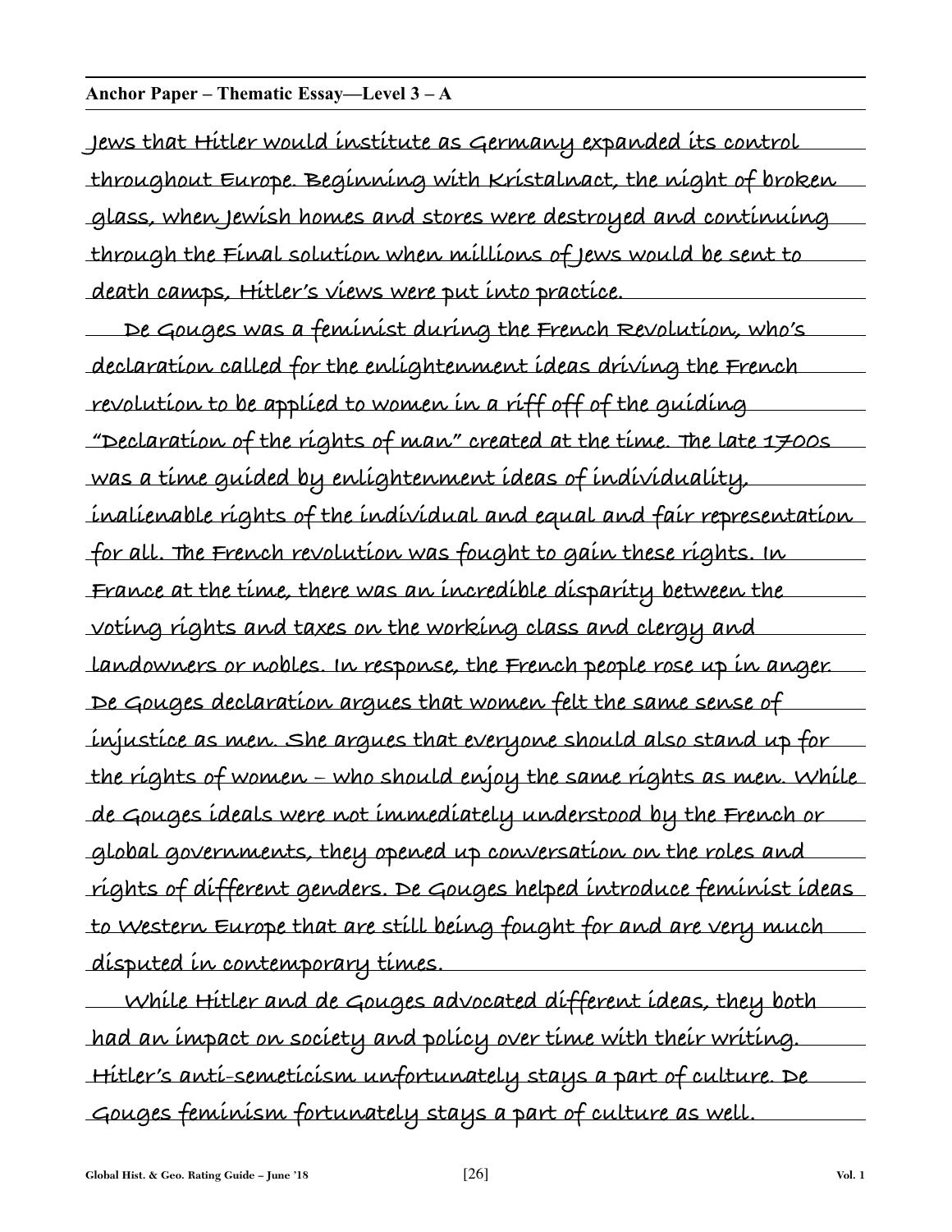**Anchor Paper – Thematic Essay—Level 3 – A**

Jews that Hitler would institute as Germany expanded its control throughout Europe. Beginning with Kristalnact, the night of broken glass, when Jewish homes and stores were destroyed and continuing through the Final solution when millions of Jews would be sent to death camps, Hitler's views were put into practice.

De Gouges was a feminist during the French Revolution, who's declaration called for the enlightenment ideas driving the French revolution to be applied to women in a riff off of the guiding "Declaration of the rights of man" created at the time. The late 1700s was a time guided by enlightenment ideas of individuality, inalienable rights of the individual and equal and fair representation for all. The French revolution was fought to gain these rights. In France at the time, there was an incredible disparity between the voting rights and taxes on the working class and clergy and landowners or nobles. In response, the French people rose up in anger. De Gouges declaration argues that women felt the same sense of injustice as men. She argues that everyone should also stand up for the rights of women – who should enjoy the same rights as men. While de Gouges ideals were not immediately understood by the French or global governments, they opened up conversation on the roles and rights of different genders. De Gouges helped introduce feminist ideas to Western Europe that are still being fought for and are very much disputed in contemporary times.

While Hitler and de Gouges advocated different ideas, they both had an impact on society and policy over time with their writing. Hitler's anti-semeticism unfortunately stays a part of culture. De Gouges feminism fortunately stays a part of culture as well.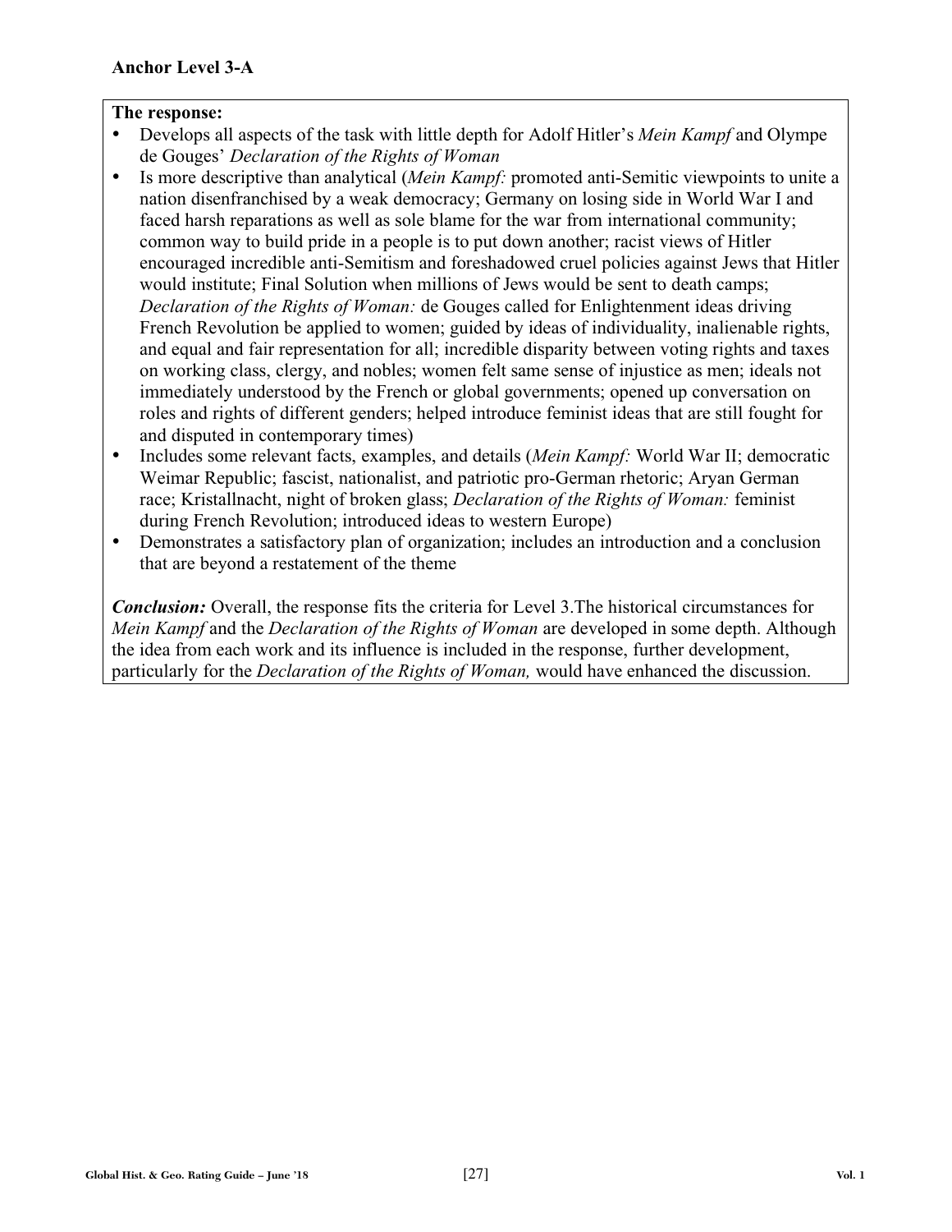**Anchor Level 3-A**

**The response:**

- Develops all aspects of the task with little depth for Adolf Hitler's *Mein Kampf* and Olympe de Gouges' *Declaration of the Rights of Woman*
- Is more descriptive than analytical (*Mein Kampf:* promoted anti-Semitic viewpoints to unite a nation disenfranchised by a weak democracy; Germany on losing side in World War I and faced harsh reparations as well as sole blame for the war from international community; common way to build pride in a people is to put down another; racist views of Hitler encouraged incredible anti-Semitism and foreshadowed cruel policies against Jews that Hitler would institute; Final Solution when millions of Jews would be sent to death camps; *Declaration of the Rights of Woman:* de Gouges called for Enlightenment ideas driving French Revolution be applied to women; guided by ideas of individuality, inalienable rights, and equal and fair representation for all; incredible disparity between voting rights and taxes on working class, clergy, and nobles; women felt same sense of injustice as men; ideals not immediately understood by the French or global governments; opened up conversation on roles and rights of different genders; helped introduce feminist ideas that are still fought for and disputed in contemporary times)
- Includes some relevant facts, examples, and details (*Mein Kampf:* World War II; democratic Weimar Republic; fascist, nationalist, and patriotic pro-German rhetoric; Aryan German race; Kristallnacht, night of broken glass; *Declaration of the Rights of Woman:* feminist during French Revolution; introduced ideas to western Europe)
- Demonstrates a satisfactory plan of organization; includes an introduction and a conclusion that are beyond a restatement of the theme

***Conclusion:*** Overall, the response fits the criteria for Level 3.The historical circumstances for *Mein Kampf* and the *Declaration of the Rights of Woman* are developed in some depth. Although the idea from each work and its influence is included in the response, further development, particularly for the *Declaration of the Rights of Woman,* would have enhanced the discussion.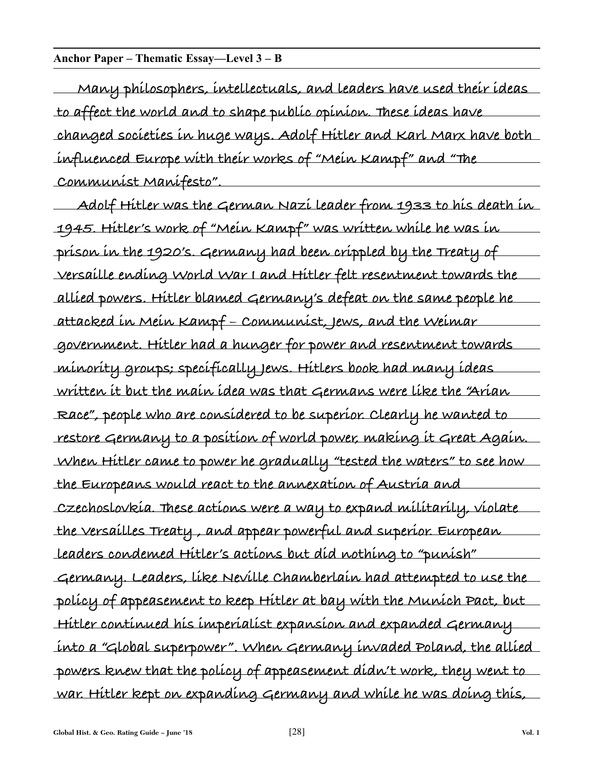**Anchor Paper – Thematic Essay—Level 3 – B**

Many philosophers, intellectuals, and leaders have used their ideas to affect the world and to shape public opinion. These ideas have changed societies in huge ways. Adolf Hitler and Karl Marx have both influenced Europe with their works of "Mein Kampf" and "The Communist Manifesto".

Adolf Hitler was the German Nazi leader from 1933 to his death in 1945. Hitler's work of "Mein Kampf" was written while he was in prison in the 1920's. Germany had been crippled by the Treaty of Versaille ending World War I and Hitler felt resentment towards the allied powers. Hitler blamed Germany's defeat on the same people he attacked in Mein Kampf – Communist, Jews, and the Weimar government. Hitler had a hunger for power and resentment towards minority groups; specifically Jews. Hitlers book had many ideas written it but the main idea was that Germans were like the "Arian Race", people who are considered to be superior. Clearly he wanted to restore Germany to a position of world power, making it Great Again. When Hitler came to power he gradually "tested the waters" to see how the Europeans would react to the annexation of Austria and Czechoslovkia. These actions were a way to expand militarily, violate the Versailles Treaty , and appear powerful and superior. European leaders condemed Hitler's actions but did nothing to "punish" Germany. Leaders, like Neville Chamberlain had attempted to use the policy of appeasement to keep Hitler at bay with the Munich Pact, but Hitler continued his imperialist expansion and expanded Germany into a "Global superpower". When Germany invaded Poland, the allied powers knew that the policy of appeasement didn't work, they went to war. Hitler kept on expanding Germany and while he was doing this,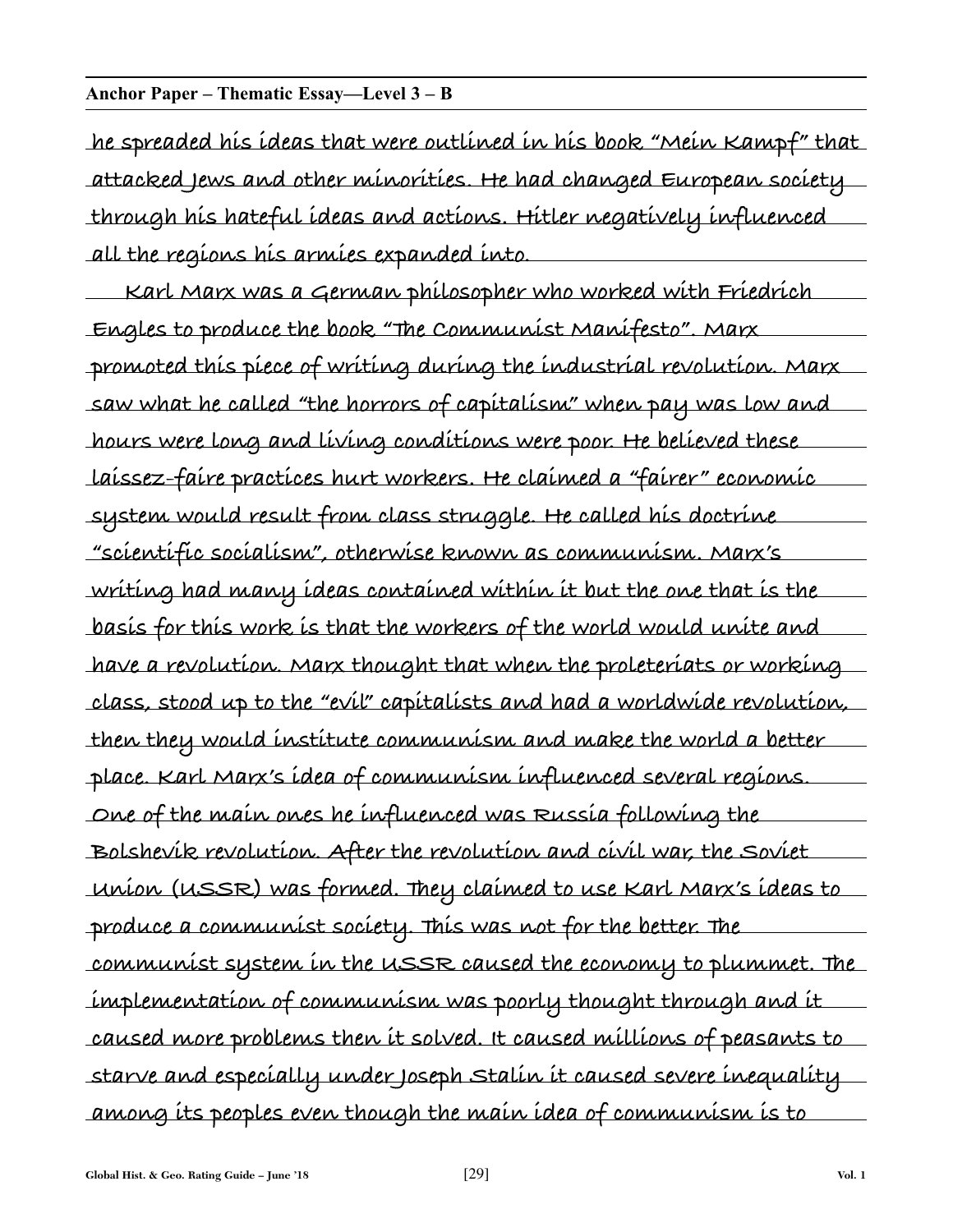**Anchor Paper – Thematic Essay—Level 3 – B**

he spreaded his ideas that were outlined in his book "Mein Kampf" that attacked Jews and other minorities. He had changed European society through his hateful ideas and actions. Hitler negatively influenced all the regions his armies expanded into.

Karl Marx was a German philosopher who worked with Friedrich Engles to produce the book "The Communist Manifesto". Marx promoted this piece of writing during the industrial revolution. Marx saw what he called "the horrors of capitalism" when pay was low and hours were long and living conditions were poor. He believed these laissez-faire practices hurt workers. He claimed a "fairer" economic system would result from class struggle. He called his doctrine "scientific socialism", otherwise known as communism. Marx's writing had many ideas contained within it but the one that is the basis for this work is that the workers of the world would unite and have a revolution. Marx thought that when the proleteriats or working class, stood up to the "evil" capitalists and had a worldwide revolution, then they would institute communism and make the world a better place. Karl Marx's idea of communism influenced several regions. One of the main ones he influenced was Russia following the Bolshevik revolution. After the revolution and civil war, the Soviet Union (USSR) was formed. They claimed to use Karl Marx's ideas to produce a communist society. This was not for the better. The communist system in the USSR caused the economy to plummet. The implementation of communism was poorly thought through and it caused more problems then it solved. It caused millions of peasants to starve and especially under Joseph Stalin it caused severe inequality among its peoples even though the main idea of communism is to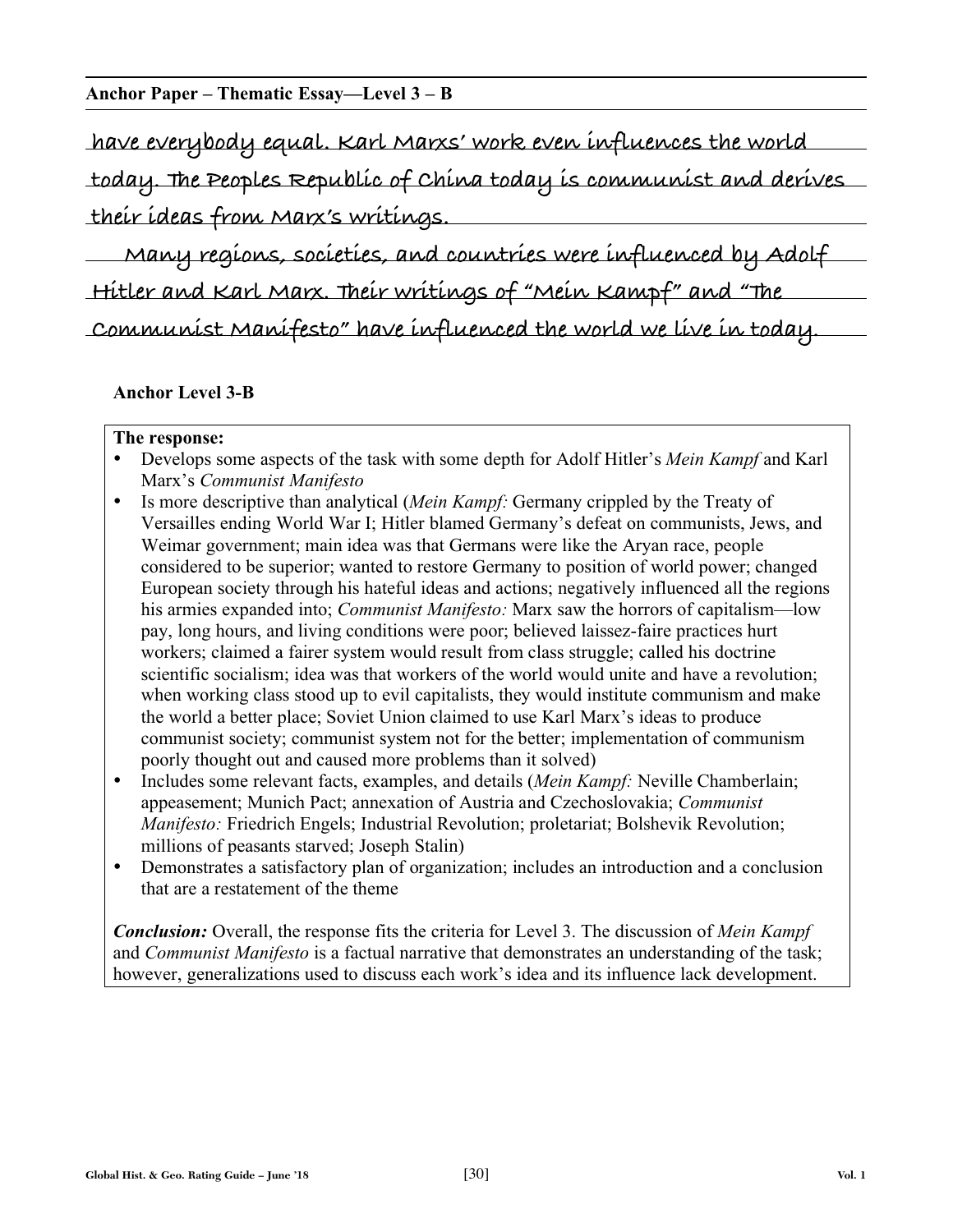**Anchor Paper – Thematic Essay—Level 3 – B**

have everybody equal. Karl Marxs' work even influences the world today. The Peoples Republic of China today is communist and derives their ideas from Marx's writings.

Many regions, societies, and countries were influenced by Adolf Hitler and Karl Marx. Their writings of "Mein Kampf" and "The Communist Manifesto" have influenced the world we live in today.

**Anchor Level 3-B**

**The response:**

- Develops some aspects of the task with some depth for Adolf Hitler's *Mein Kampf* and Karl Marx's *Communist Manifesto*
- Is more descriptive than analytical (*Mein Kampf:* Germany crippled by the Treaty of Versailles ending World War I; Hitler blamed Germany's defeat on communists, Jews, and Weimar government; main idea was that Germans were like the Aryan race, people considered to be superior; wanted to restore Germany to position of world power; changed European society through his hateful ideas and actions; negatively influenced all the regions his armies expanded into; *Communist Manifesto:* Marx saw the horrors of capitalism—low pay, long hours, and living conditions were poor; believed laissez-faire practices hurt workers; claimed a fairer system would result from class struggle; called his doctrine scientific socialism; idea was that workers of the world would unite and have a revolution; when working class stood up to evil capitalists, they would institute communism and make the world a better place; Soviet Union claimed to use Karl Marx's ideas to produce communist society; communist system not for the better; implementation of communism poorly thought out and caused more problems than it solved)
- Includes some relevant facts, examples, and details (*Mein Kampf:* Neville Chamberlain; appeasement; Munich Pact; annexation of Austria and Czechoslovakia; *Communist Manifesto:* Friedrich Engels; Industrial Revolution; proletariat; Bolshevik Revolution; millions of peasants starved; Joseph Stalin)
- Demonstrates a satisfactory plan of organization; includes an introduction and a conclusion that are a restatement of the theme

***Conclusion:*** Overall, the response fits the criteria for Level 3. The discussion of *Mein Kampf* and *Communist Manifesto* is a factual narrative that demonstrates an understanding of the task; however, generalizations used to discuss each work's idea and its influence lack development.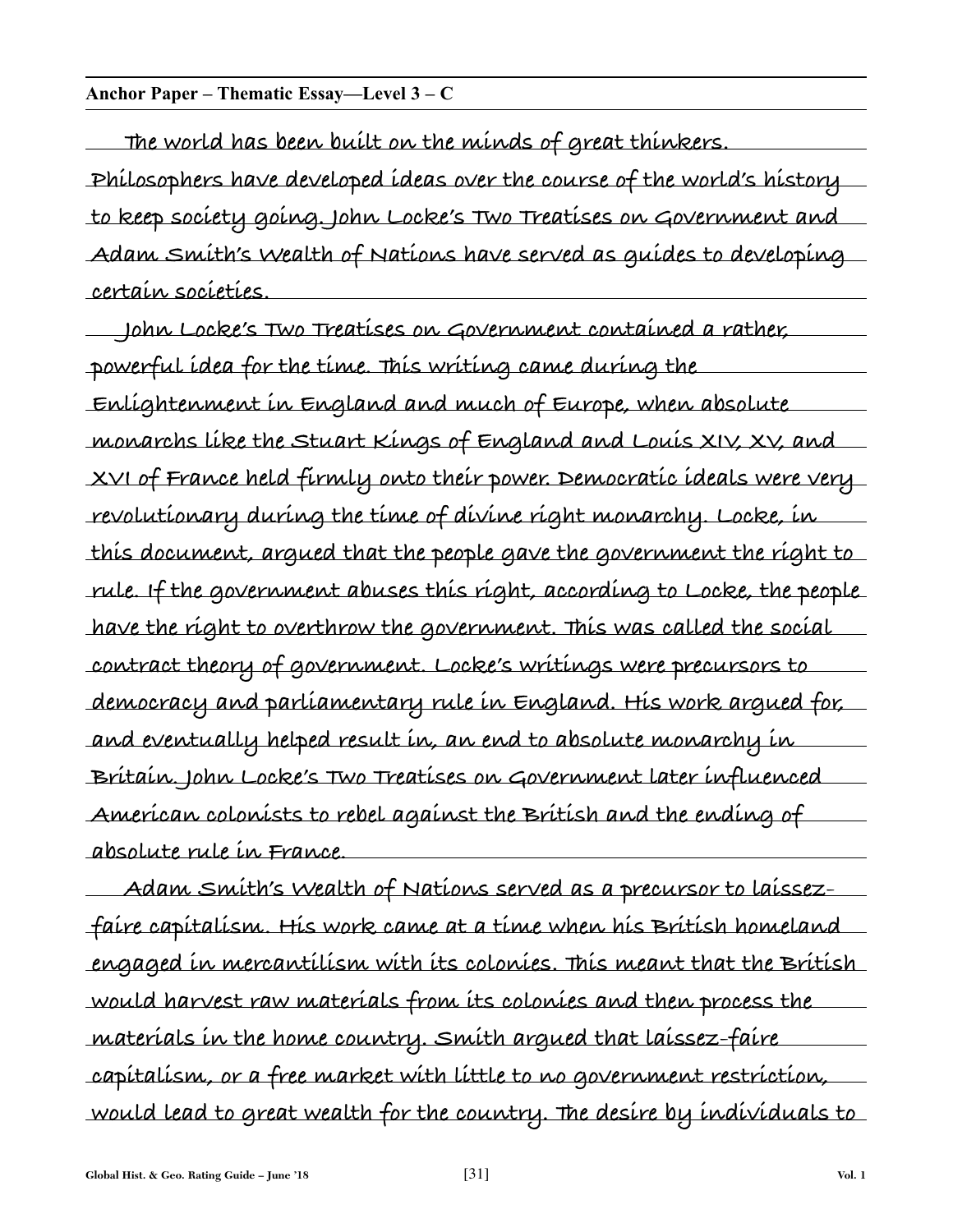**Anchor Paper – Thematic Essay—Level 3 – C**

The world has been built on the minds of great thinkers. Philosophers have developed ideas over the course of the world's history to keep society going. John Locke's Two Treatises on Government and Adam Smith's Wealth of Nations have served as guides to developing certain societies.

John Locke's Two Treatises on Government contained a rather, powerful idea for the time. This writing came during the Enlightenment in England and much of Europe, when absolute monarchs like the Stuart Kings of England and Louis XIV, XV, and XVI of France held firmly onto their power. Democratic ideals were very revolutionary during the time of divine right monarchy. Locke, in this document, argued that the people gave the government the right to rule. If the government abuses this right, according to Locke, the people have the right to overthrow the government. This was called the social contract theory of government. Locke's writings were precursors to democracy and parliamentary rule in England. His work argued for, and eventually helped result in, an end to absolute monarchy in Britain. John Locke's Two Treatises on Government later influenced American colonists to rebel against the British and the ending of absolute rule in France.

Adam Smith's Wealth of Nations served as a precursor to laissez-faire capitalism. His work came at a time when his British homeland engaged in mercantilism with its colonies. This meant that the British would harvest raw materials from its colonies and then process the materials in the home country. Smith argued that laissez-faire capitalism, or a free market with little to no government restriction, would lead to great wealth for the country. The desire by individuals to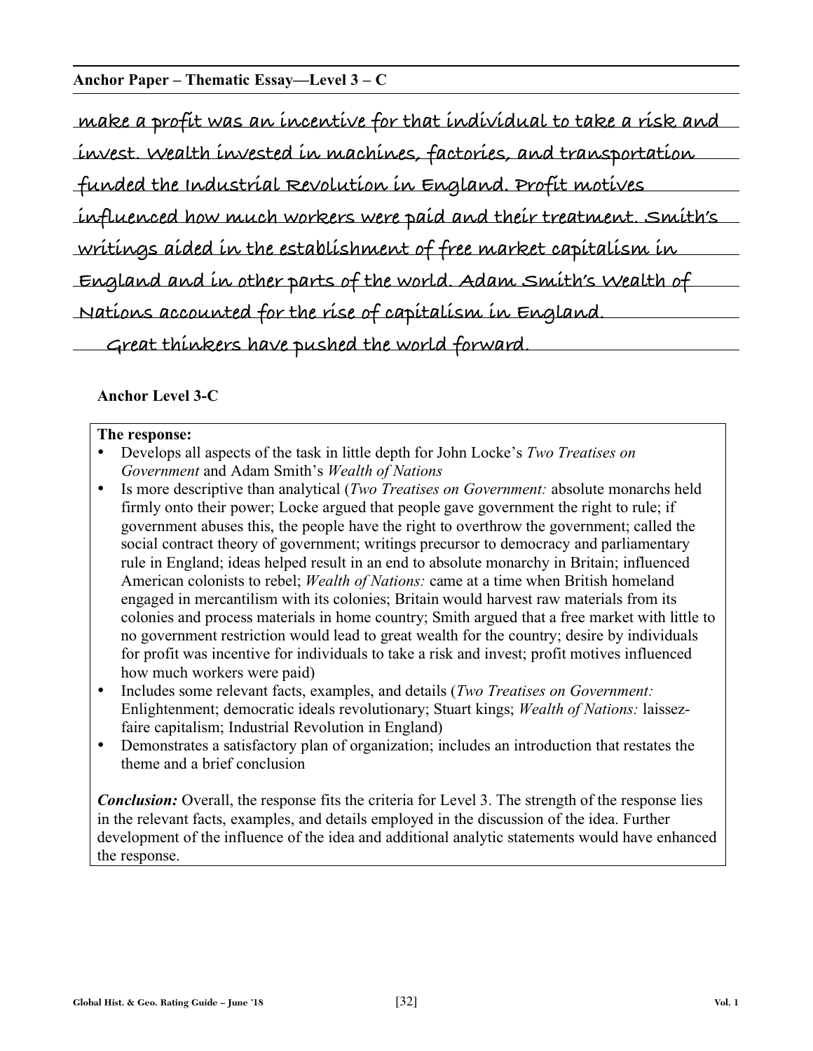**Anchor Paper – Thematic Essay—Level 3 – C**

make a profit was an incentive for that individual to take a risk and invest. Wealth invested in machines, factories, and transportation funded the Industrial Revolution in England. Profit motives influenced how much workers were paid and their treatment. Smith's writings aided in the establishment of free market capitalism in England and in other parts of the world. Adam Smith's Wealth of Nations accounted for the rise of capitalism in England.

Great thinkers have pushed the world forward.

**Anchor Level 3-C**

**The response:**

- Develops all aspects of the task in little depth for John Locke's *Two Treatises on Government* and Adam Smith's *Wealth of Nations*
- Is more descriptive than analytical (*Two Treatises on Government:* absolute monarchs held firmly onto their power; Locke argued that people gave government the right to rule; if government abuses this, the people have the right to overthrow the government; called the social contract theory of government; writings precursor to democracy and parliamentary rule in England; ideas helped result in an end to absolute monarchy in Britain; influenced American colonists to rebel; *Wealth of Nations:* came at a time when British homeland engaged in mercantilism with its colonies; Britain would harvest raw materials from its colonies and process materials in home country; Smith argued that a free market with little to no government restriction would lead to great wealth for the country; desire by individuals for profit was incentive for individuals to take a risk and invest; profit motives influenced how much workers were paid)
- Includes some relevant facts, examples, and details (*Two Treatises on Government:* Enlightenment; democratic ideals revolutionary; Stuart kings; *Wealth of Nations:* laissez-faire capitalism; Industrial Revolution in England)
- Demonstrates a satisfactory plan of organization; includes an introduction that restates the theme and a brief conclusion

***Conclusion:*** Overall, the response fits the criteria for Level 3. The strength of the response lies in the relevant facts, examples, and details employed in the discussion of the idea. Further development of the influence of the idea and additional analytic statements would have enhanced the response.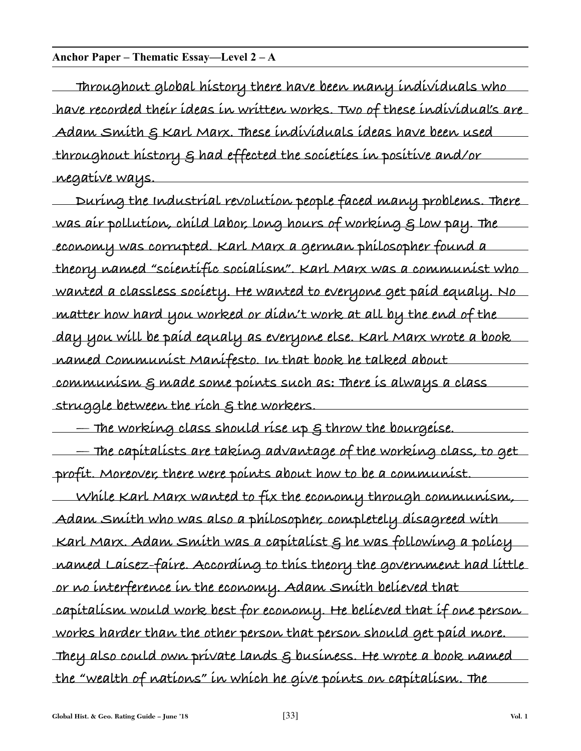**Anchor Paper – Thematic Essay—Level 2 – A**

Throughout global history there have been many individuals who have recorded their ideas in written works. Two of these individual's are Adam Smith & Karl Marx. These individuals ideas have been used throughout history & had effected the societies in positive and/or negative ways.

During the Industrial revolution people faced many problems. There was air pollution, child labor, long hours of working & low pay. The economy was corrupted. Karl Marx a german philosopher found a theory named "scientific socialism". Karl Marx was a communist who wanted a classless society. He wanted to everyone get paid equaly. No matter how hard you worked or didn't work at all by the end of the day you will be paid equaly as everyone else. Karl Marx wrote a book named Communist Manifesto. In that book he talked about communism & made some points such as: There is always a class struggle between the rich & the workers.

— The working class should rise up & throw the bourgeise.

— The capitalists are taking advantage of the working class, to get profit. Moreover, there were points about how to be a communist.

While Karl Marx wanted to fix the economy through communism, Adam Smith who was also a philosopher, completely disagreed with Karl Marx. Adam Smith was a capitalist & he was following a policy named Laisez-faire. According to this theory the government had little or no interference in the economy. Adam Smith believed that capitalism would work best for economy. He believed that if one person works harder than the other person that person should get paid more. They also could own private lands & business. He wrote a book named the "wealth of nations" in which he give points on capitalism. The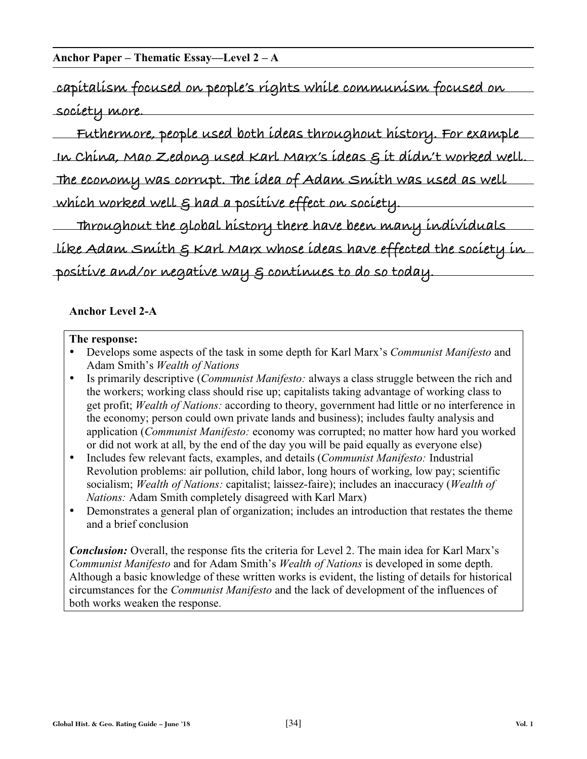**Anchor Paper – Thematic Essay—Level 2 – A**

capitalism focused on people's rights while communism focused on society more.

Futhermore, people used both ideas throughout history. For example In China, Mao Zedong used Karl Marx's ideas & it didn't worked well. The economy was corrupt. The idea of Adam Smith was used as well which worked well & had a positive effect on society.

Throughout the global history there have been many individuals like Adam Smith & Karl Marx whose ideas have effected the society in positive and/or negative way & continues to do so today.

**Anchor Level 2-A**

**The response:**

- Develops some aspects of the task in some depth for Karl Marx's *Communist Manifesto* and Adam Smith's *Wealth of Nations*
- Is primarily descriptive (*Communist Manifesto:* always a class struggle between the rich and the workers; working class should rise up; capitalists taking advantage of working class to get profit; *Wealth of Nations:* according to theory, government had little or no interference in the economy; person could own private lands and business); includes faulty analysis and application (*Communist Manifesto:* economy was corrupted; no matter how hard you worked or did not work at all, by the end of the day you will be paid equally as everyone else)
- Includes few relevant facts, examples, and details (*Communist Manifesto:* Industrial Revolution problems: air pollution, child labor, long hours of working, low pay; scientific socialism; *Wealth of Nations:* capitalist; laissez-faire); includes an inaccuracy (*Wealth of Nations:* Adam Smith completely disagreed with Karl Marx)
- Demonstrates a general plan of organization; includes an introduction that restates the theme and a brief conclusion

***Conclusion:*** Overall, the response fits the criteria for Level 2. The main idea for Karl Marx's *Communist Manifesto* and for Adam Smith's *Wealth of Nations* is developed in some depth. Although a basic knowledge of these written works is evident, the listing of details for historical circumstances for the *Communist Manifesto* and the lack of development of the influences of both works weaken the response.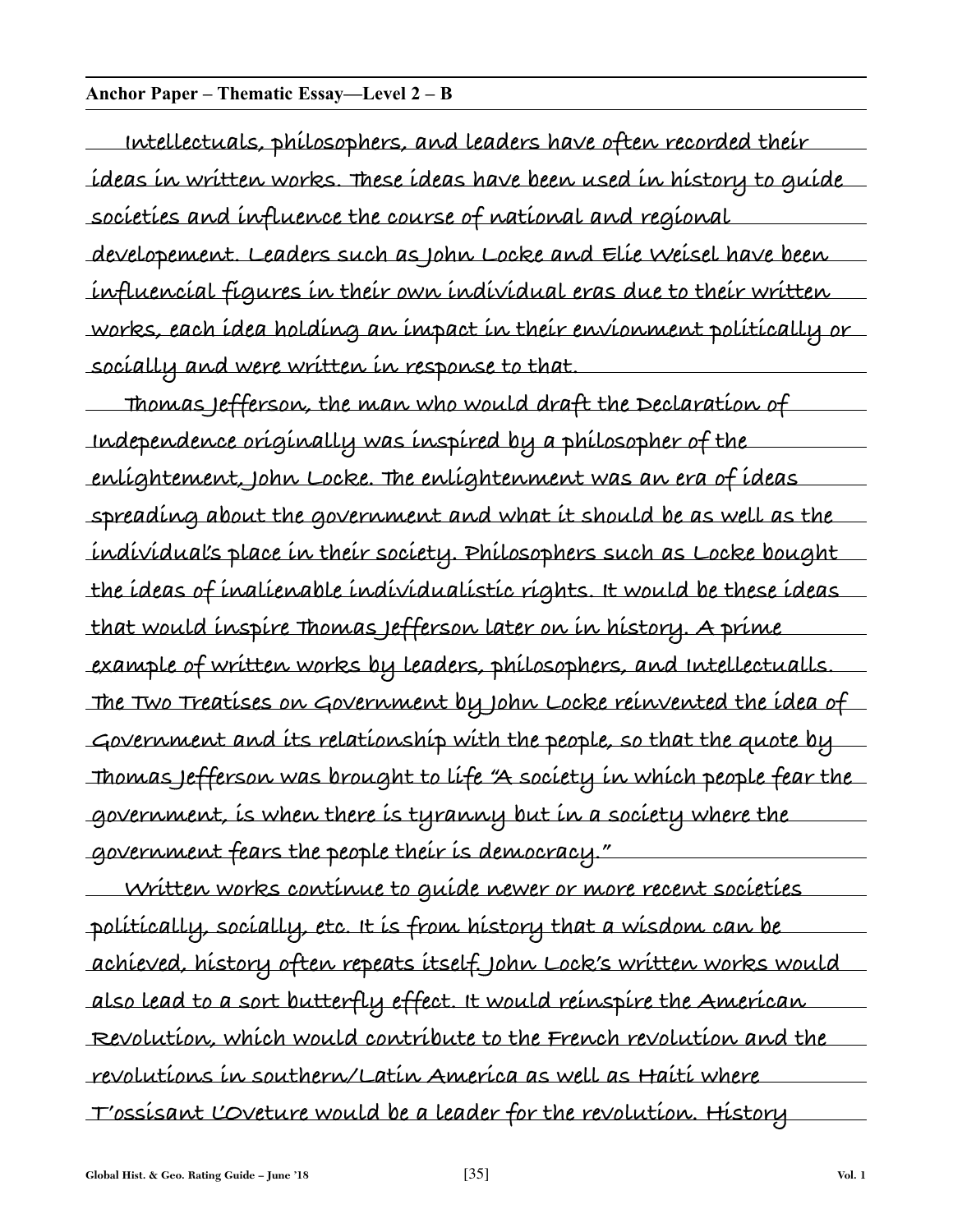**Anchor Paper – Thematic Essay—Level 2 – B**

Intellectuals, philosophers, and leaders have often recorded their ideas in written works. These ideas have been used in history to guide societies and influence the course of national and regional developement. Leaders such as John Locke and Elie Weisel have been influencial figures in their own individual eras due to their written works, each idea holding an impact in their envionment politically or socially and were written in response to that.

Thomas Jefferson, the man who would draft the Declaration of Independence originally was inspired by a philosopher of the enlightement, John Locke. The enlightenment was an era of ideas spreading about the government and what it should be as well as the individual's place in their society. Philosophers such as Locke bought the ideas of inalienable individualistic rights. It would be these ideas that would inspire Thomas Jefferson later on in history. A prime example of written works by leaders, philosophers, and Intellectualls. The Two Treatises on Government by John Locke reinvented the idea of Government and its relationship with the people, so that the quote by Thomas Jefferson was brought to life "A society in which people fear the government, is when there is tyranny but in a society where the government fears the people their is democracy."

Written works continue to guide newer or more recent societies politically, socially, etc. It is from history that a wisdom can be achieved, history often repeats itself. John Lock's written works would also lead to a sort butterfly effect. It would reinspire the American Revolution, which would contribute to the French revolution and the revolutions in southern/Latin America as well as Haiti where T'ossisant L'Oveture would be a leader for the revolution. History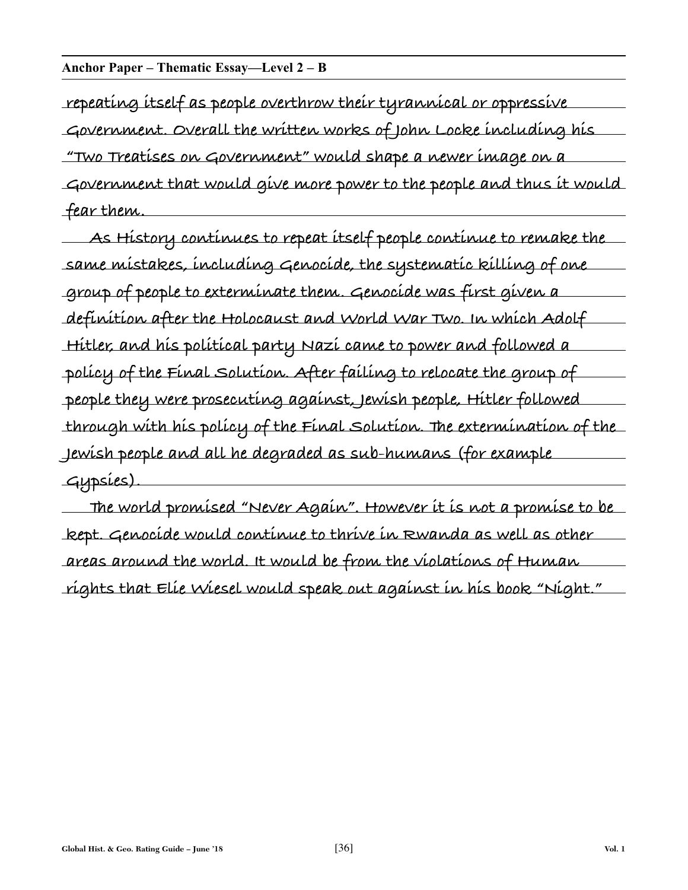**Anchor Paper – Thematic Essay—Level 2 – B**

repeating itself as people overthrow their tyrannical or oppressive Government. Overall the written works of John Locke including his "Two Treatises on Government" would shape a newer image on a Government that would give more power to the people and thus it would fear them.

As History continues to repeat itself people continue to remake the same mistakes, including Genocide, the systematic killing of one group of people to exterminate them. Genocide was first given a definition after the Holocaust and World War Two. In which Adolf Hitler, and his political party Nazi came to power and followed a policy of the Final Solution. After failing to relocate the group of people they were prosecuting against, Jewish people, Hitler followed through with his policy of the Final Solution. The extermination of the Jewish people and all he degraded as sub-humans (for example Gypsies).

The world promised "Never Again". However it is not a promise to be kept. Genocide would continue to thrive in Rwanda as well as other areas around the world. It would be from the violations of Human rights that Elie Wiesel would speak out against in his book "Night."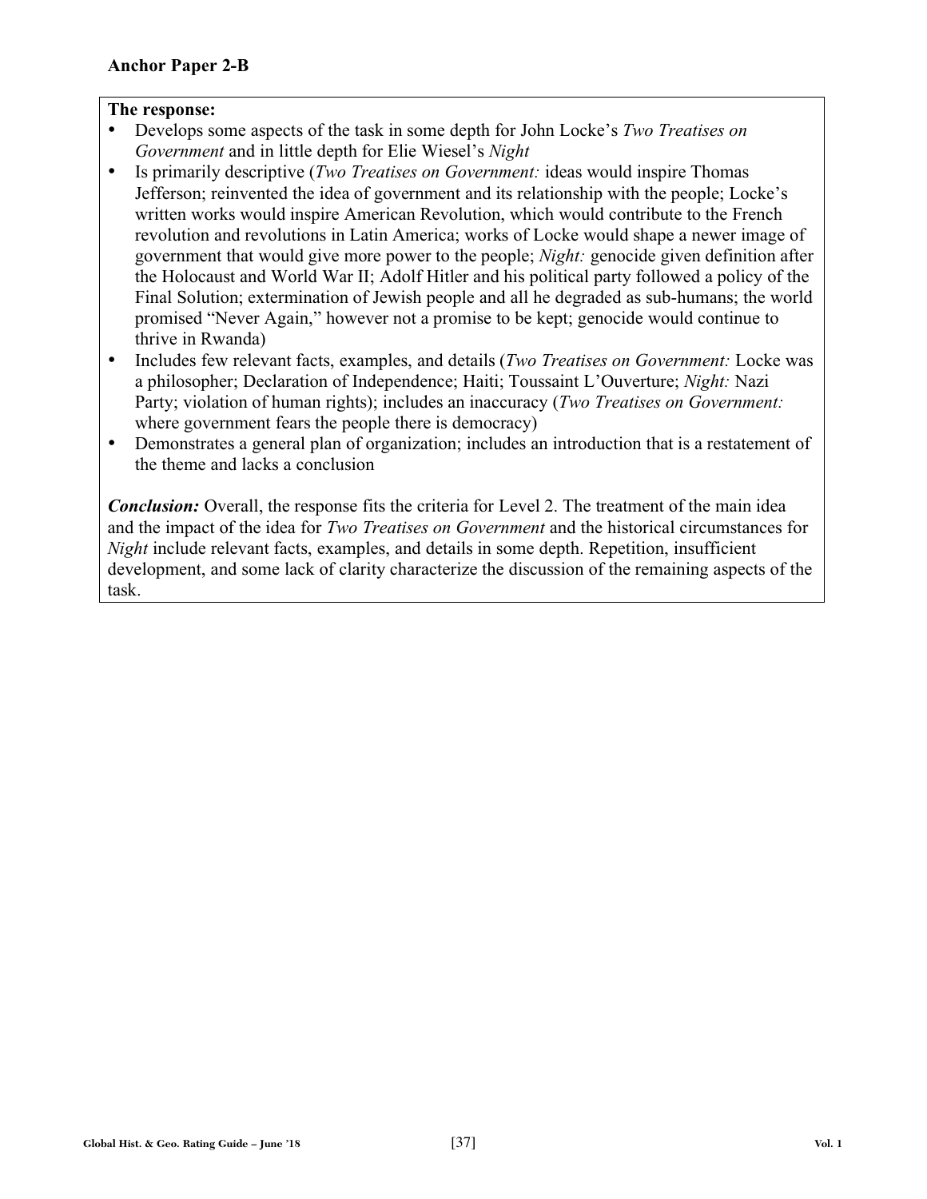**Anchor Paper 2-B**

**The response:**

- Develops some aspects of the task in some depth for John Locke's *Two Treatises on Government* and in little depth for Elie Wiesel's *Night*
- Is primarily descriptive (*Two Treatises on Government:* ideas would inspire Thomas Jefferson; reinvented the idea of government and its relationship with the people; Locke's written works would inspire American Revolution, which would contribute to the French revolution and revolutions in Latin America; works of Locke would shape a newer image of government that would give more power to the people; *Night:* genocide given definition after the Holocaust and World War II; Adolf Hitler and his political party followed a policy of the Final Solution; extermination of Jewish people and all he degraded as sub-humans; the world promised "Never Again," however not a promise to be kept; genocide would continue to thrive in Rwanda)
- Includes few relevant facts, examples, and details (*Two Treatises on Government:* Locke was a philosopher; Declaration of Independence; Haiti; Toussaint L'Ouverture; *Night:* Nazi Party; violation of human rights); includes an inaccuracy (*Two Treatises on Government:* where government fears the people there is democracy)
- Demonstrates a general plan of organization; includes an introduction that is a restatement of the theme and lacks a conclusion

***Conclusion:*** Overall, the response fits the criteria for Level 2. The treatment of the main idea and the impact of the idea for *Two Treatises on Government* and the historical circumstances for *Night* include relevant facts, examples, and details in some depth. Repetition, insufficient development, and some lack of clarity characterize the discussion of the remaining aspects of the task.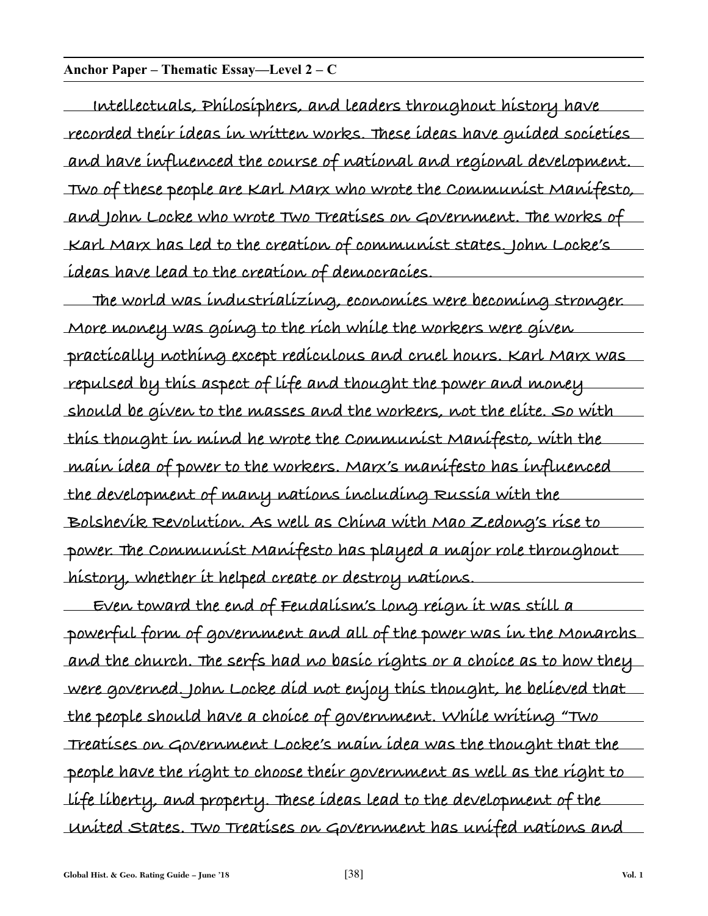**Anchor Paper – Thematic Essay—Level 2 – C**

Intellectuals, Philosiphers, and leaders throughout history have recorded their ideas in written works. These ideas have guided societies and have influenced the course of national and regional development. Two of these people are Karl Marx who wrote the Communist Manifesto, and John Locke who wrote Two Treatises on Government. The works of Karl Marx has led to the creation of communist states. John Locke's ideas have lead to the creation of democracies.

The world was industrializing, economies were becoming stronger. More money was going to the rich while the workers were given practically nothing except rediculous and cruel hours. Karl Marx was repulsed by this aspect of life and thought the power and money should be given to the masses and the workers, not the elite. So with this thought in mind he wrote the Communist Manifesto, with the main idea of power to the workers. Marx's manifesto has influenced the development of many nations including Russia with the Bolshevik Revolution. As well as China with Mao Zedong's rise to power. The Communist Manifesto has played a major role throughout history, whether it helped create or destroy nations.

Even toward the end of Feudalism's long reign it was still a powerful form of government and all of the power was in the Monarchs and the church. The serfs had no basic rights or a choice as to how they were governed. John Locke did not enjoy this thought, he believed that the people should have a choice of government. While writing "Two Treatises on Government Locke's main idea was the thought that the people have the right to choose their government as well as the right to life liberty, and property. These ideas lead to the development of the United States. Two Treatises on Government has unifed nations and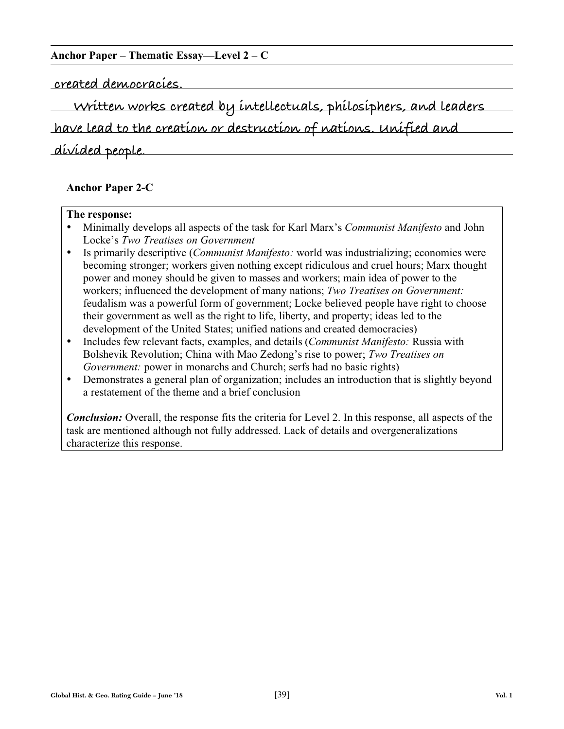**Anchor Paper – Thematic Essay—Level 2 – C**

created democracies.

Written works created by intellectuals, philosiphers, and leaders have lead to the creation or destruction of nations. Unified and divided people.

**Anchor Paper 2-C**

**The response:**

- Minimally develops all aspects of the task for Karl Marx's *Communist Manifesto* and John Locke's *Two Treatises on Government*
- Is primarily descriptive (*Communist Manifesto:* world was industrializing; economies were becoming stronger; workers given nothing except ridiculous and cruel hours; Marx thought power and money should be given to masses and workers; main idea of power to the workers; influenced the development of many nations; *Two Treatises on Government:* feudalism was a powerful form of government; Locke believed people have right to choose their government as well as the right to life, liberty, and property; ideas led to the development of the United States; unified nations and created democracies)
- Includes few relevant facts, examples, and details (*Communist Manifesto:* Russia with Bolshevik Revolution; China with Mao Zedong's rise to power; *Two Treatises on Government:* power in monarchs and Church; serfs had no basic rights)
- Demonstrates a general plan of organization; includes an introduction that is slightly beyond a restatement of the theme and a brief conclusion

***Conclusion:*** Overall, the response fits the criteria for Level 2. In this response, all aspects of the task are mentioned although not fully addressed. Lack of details and overgeneralizations characterize this response.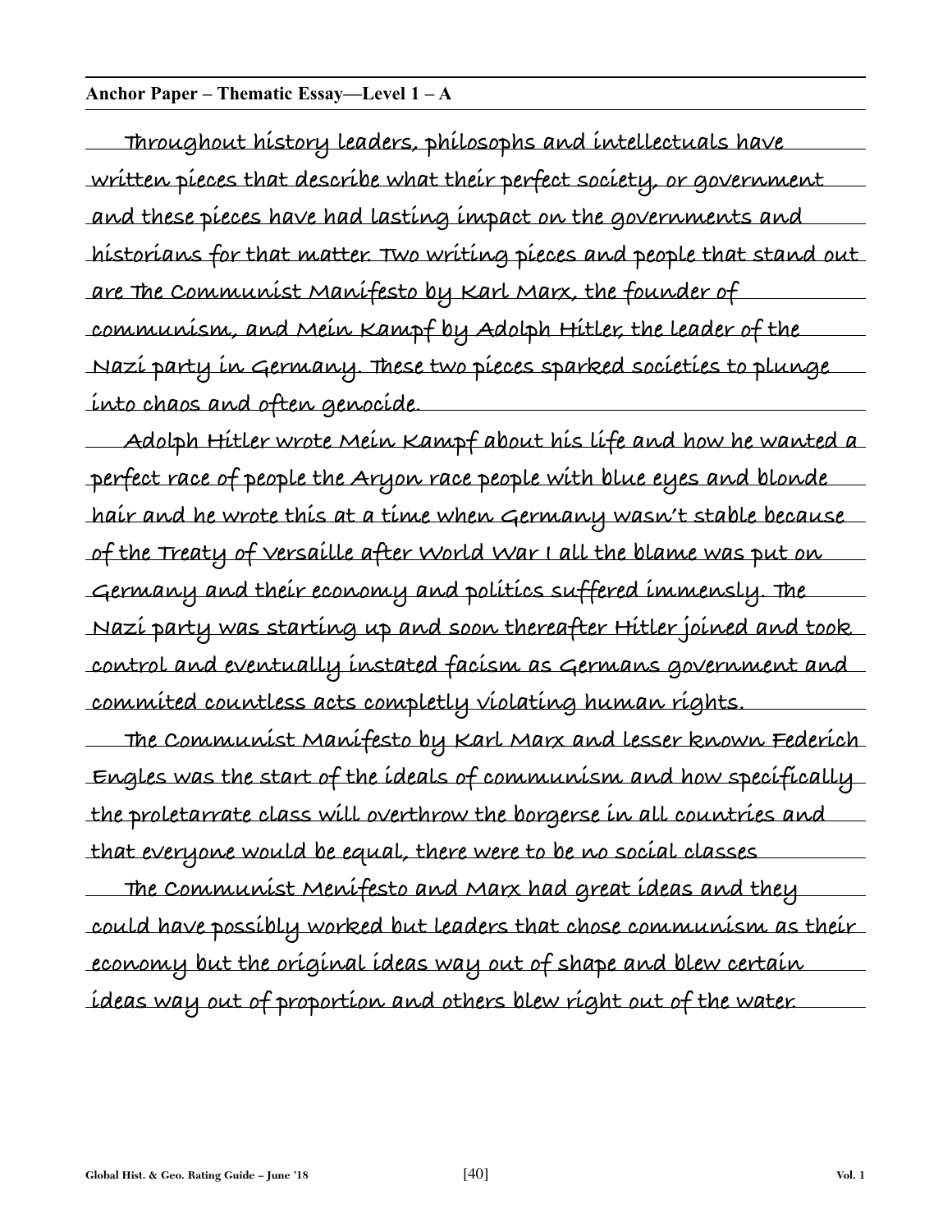**Anchor Paper – Thematic Essay—Level 1 – A**

Throughout history leaders, philosophs and intellectuals have written pieces that describe what their perfect society, or government and these pieces have had lasting impact on the governments and historians for that matter. Two writing pieces and people that stand out are The Communist Manifesto by Karl Marx, the founder of communism, and Mein Kampf by Adolph Hitler, the leader of the Nazi party in Germany. These two pieces sparked societies to plunge into chaos and often genocide.

Adolph Hitler wrote Mein Kampf about his life and how he wanted a perfect race of people the Aryon race people with blue eyes and blonde hair and he wrote this at a time when Germany wasn't stable because of the Treaty of Versaille after World War I all the blame was put on Germany and their economy and politics suffered immensly. The Nazi party was starting up and soon thereafter Hitler joined and took control and eventually instated facism as Germans government and commited countless acts completly violating human rights.

The Communist Manifesto by Karl Marx and lesser known Federich Engles was the start of the ideals of communism and how specifically the proletarrate class will overthrow the borgerse in all countries and that everyone would be equal, there were to be no social classes

The Communist Menifesto and Marx had great ideas and they could have possibly worked but leaders that chose communism as their economy but the original ideas way out of shape and blew certain ideas way out of proportion and others blew right out of the water.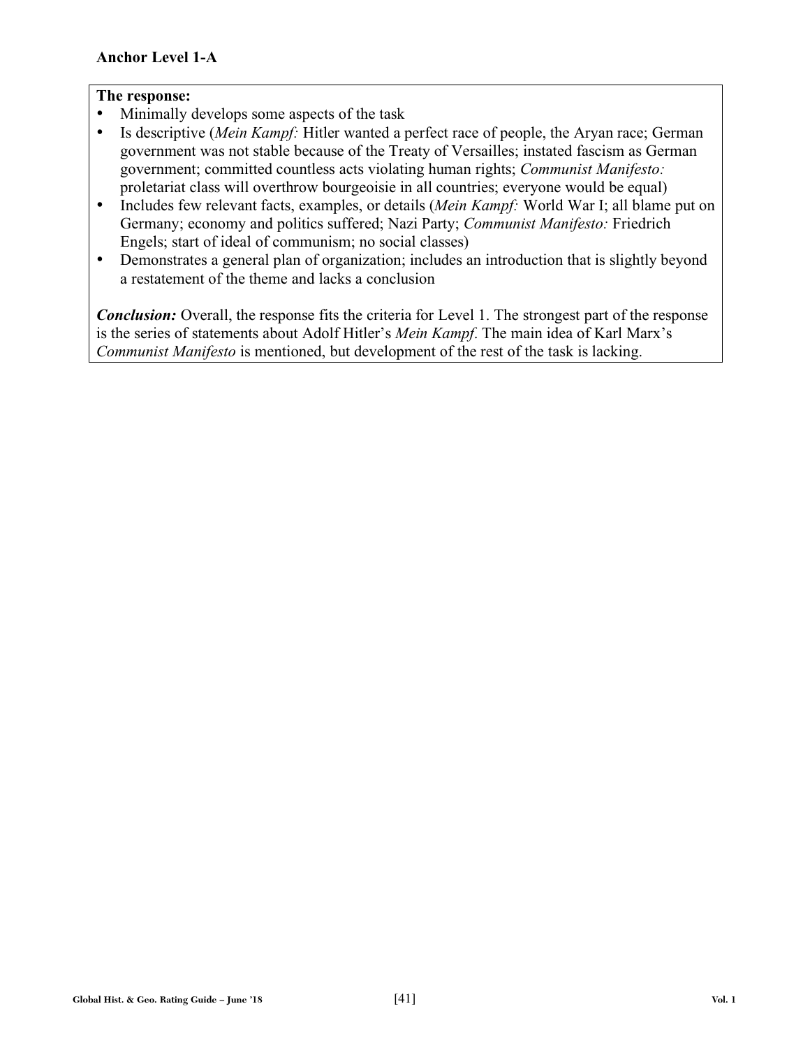**Anchor Level 1-A**

**The response:**

- Minimally develops some aspects of the task
- Is descriptive (*Mein Kampf:* Hitler wanted a perfect race of people, the Aryan race; German government was not stable because of the Treaty of Versailles; instated fascism as German government; committed countless acts violating human rights; *Communist Manifesto:* proletariat class will overthrow bourgeoisie in all countries; everyone would be equal)
- Includes few relevant facts, examples, or details (*Mein Kampf:* World War I; all blame put on Germany; economy and politics suffered; Nazi Party; *Communist Manifesto:* Friedrich Engels; start of ideal of communism; no social classes)
- Demonstrates a general plan of organization; includes an introduction that is slightly beyond a restatement of the theme and lacks a conclusion

***Conclusion:*** Overall, the response fits the criteria for Level 1. The strongest part of the response is the series of statements about Adolf Hitler's *Mein Kampf*. The main idea of Karl Marx's *Communist Manifesto* is mentioned, but development of the rest of the task is lacking.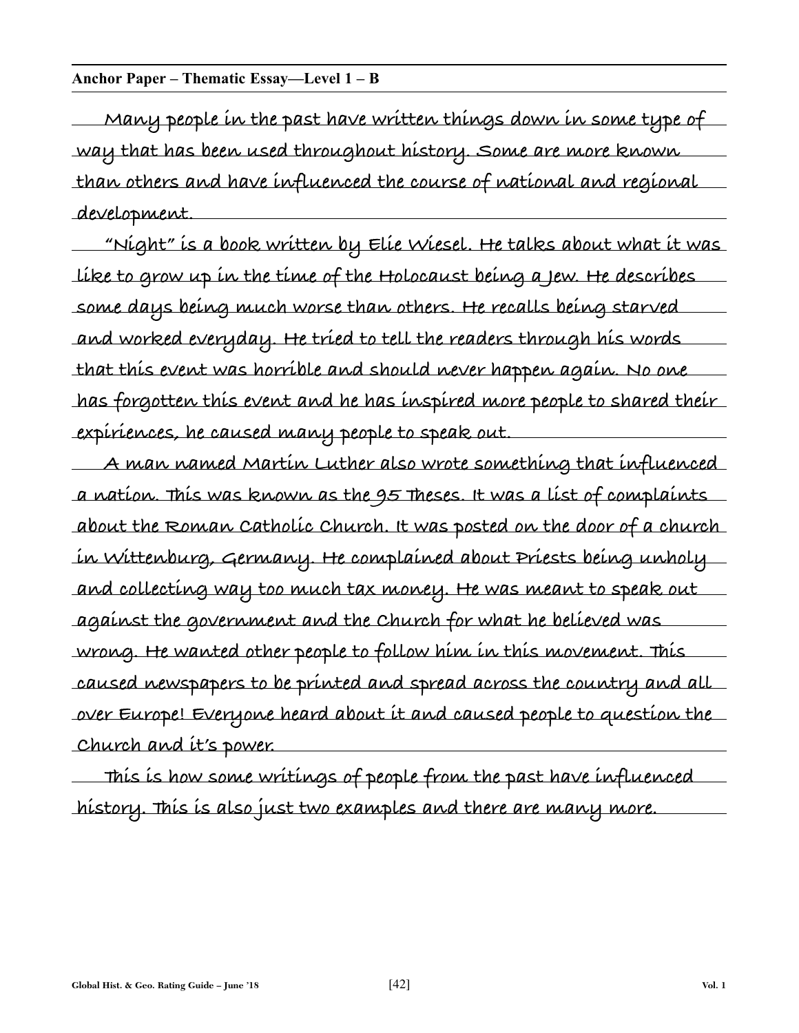**Anchor Paper – Thematic Essay—Level 1 – B**

Many people in the past have written things down in some type of way that has been used throughout history. Some are more known than others and have influenced the course of national and regional development.

"Night" is a book written by Elie Wiesel. He talks about what it was like to grow up in the time of the Holocaust being a Jew. He describes some days being much worse than others. He recalls being starved and worked everyday. He tried to tell the readers through his words that this event was horrible and should never happen again. No one has forgotten this event and he has inspired more people to shared their expiriences, he caused many people to speak out.

A man named Martin Luther also wrote something that influenced a nation. This was known as the 95 Theses. It was a list of complaints about the Roman Catholic Church. It was posted on the door of a church in Wittenburg, Germany. He complained about Priests being unholy and collecting way too much tax money. He was meant to speak out against the government and the Church for what he believed was wrong. He wanted other people to follow him in this movement. This caused newspapers to be printed and spread across the country and all over Europe! Everyone heard about it and caused people to question the Church and it's power.

This is how some writings of people from the past have influenced history. This is also just two examples and there are many more.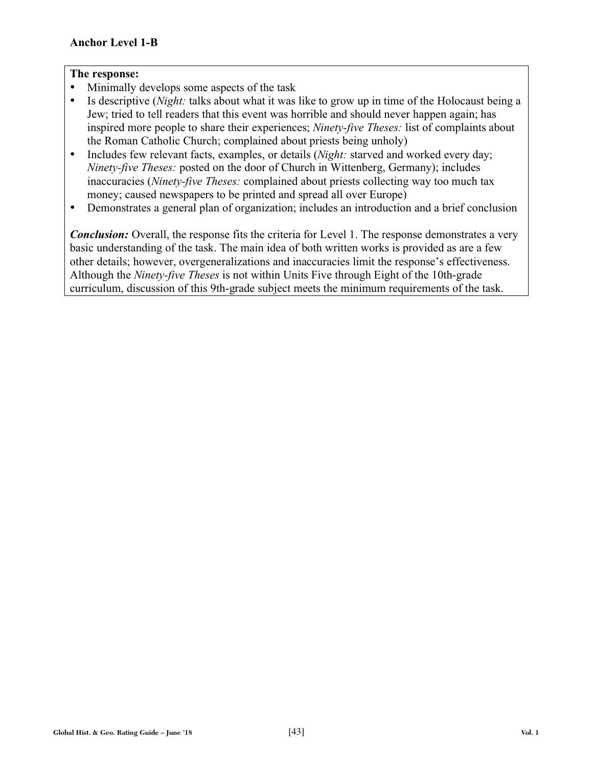**Anchor Level 1-B**

**The response:**

- Minimally develops some aspects of the task
- Is descriptive (*Night:* talks about what it was like to grow up in time of the Holocaust being a Jew; tried to tell readers that this event was horrible and should never happen again; has inspired more people to share their experiences; *Ninety-five Theses:* list of complaints about the Roman Catholic Church; complained about priests being unholy)
- Includes few relevant facts, examples, or details (*Night:* starved and worked every day; *Ninety-five Theses:* posted on the door of Church in Wittenberg, Germany); includes inaccuracies (*Ninety-five Theses:* complained about priests collecting way too much tax money; caused newspapers to be printed and spread all over Europe)
- Demonstrates a general plan of organization; includes an introduction and a brief conclusion

***Conclusion:*** Overall, the response fits the criteria for Level 1. The response demonstrates a very basic understanding of the task. The main idea of both written works is provided as are a few other details; however, overgeneralizations and inaccuracies limit the response's effectiveness. Although the *Ninety-five Theses* is not within Units Five through Eight of the 10th-grade curriculum, discussion of this 9th-grade subject meets the minimum requirements of the task.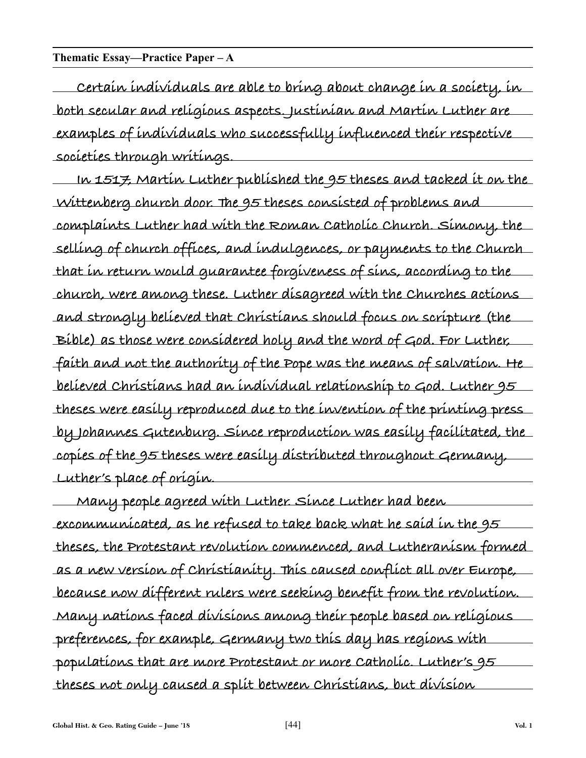**Thematic Essay—Practice Paper – A**

Certain individuals are able to bring about change in a society, in both secular and religious aspects. Justinian and Martin Luther are examples of individuals who successfully influenced their respective societies through writings.

In 1517, Martin Luther published the 95 theses and tacked it on the Wittenberg church door. The 95 theses consisted of problems and complaints Luther had with the Roman Catholic Church. Simony, the selling of church offices, and indulgences, or payments to the Church that in return would guarantee forgiveness of sins, according to the church, were among these. Luther disagreed with the Churches actions and strongly believed that Christians should focus on scripture (the Bible) as those were considered holy and the word of God. For Luther, faith and not the authority of the Pope was the means of salvation. He believed Christians had an individual relationship to God. Luther 95 theses were easily reproduced due to the invention of the printing press by Johannes Gutenburg. Since reproduction was easily facilitated, the copies of the 95 theses were easily distributed throughout Germany, Luther's place of origin.

Many people agreed with Luther. Since Luther had been excommunicated, as he refused to take back what he said in the 95 theses, the Protestant revolution commenced, and Lutheranism formed as a new version of Christianity. This caused conflict all over Europe, because now different rulers were seeking benefit from the revolution. Many nations faced divisions among their people based on religious preferences, for example, Germany two this day has regions with populations that are more Protestant or more Catholic. Luther's 95 theses not only caused a split between Christians, but division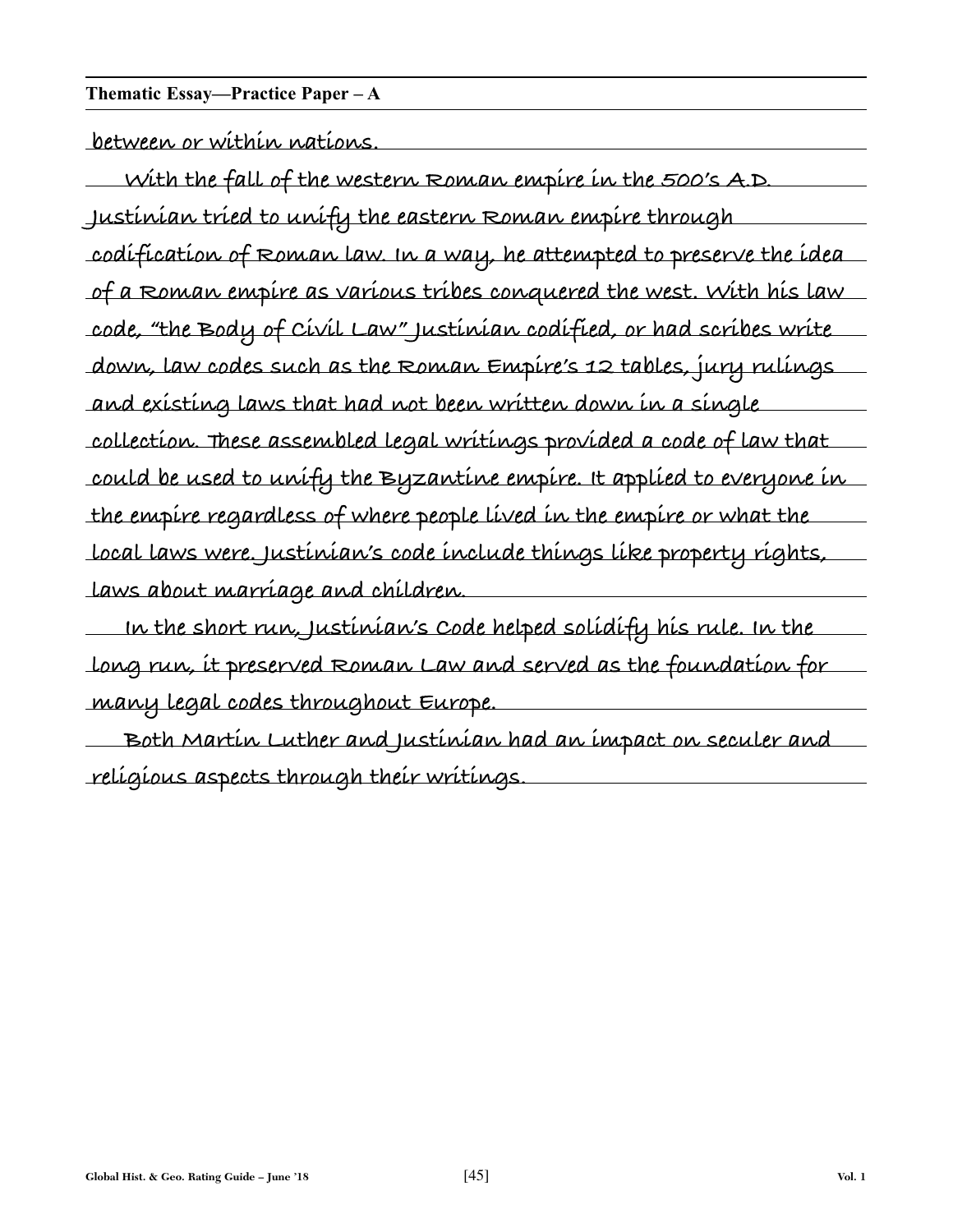**Thematic Essay—Practice Paper – A**

between or within nations.

With the fall of the western Roman empire in the 500's A.D. Justinian tried to unify the eastern Roman empire through codification of Roman law. In a way, he attempted to preserve the idea of a Roman empire as various tribes conquered the west. With his law code, "the Body of Civil Law" Justinian codified, or had scribes write down, law codes such as the Roman Empire's 12 tables, jury rulings and existing laws that had not been written down in a single collection. These assembled legal writings provided a code of law that could be used to unify the Byzantine empire. It applied to everyone in the empire regardless of where people lived in the empire or what the local laws were. Justinian's code include things like property rights, laws about marriage and children.

In the short run, Justinian's Code helped solidify his rule. In the long run, it preserved Roman Law and served as the foundation for many legal codes throughout Europe.

Both Martin Luther and Justinian had an impact on seculer and religious aspects through their writings.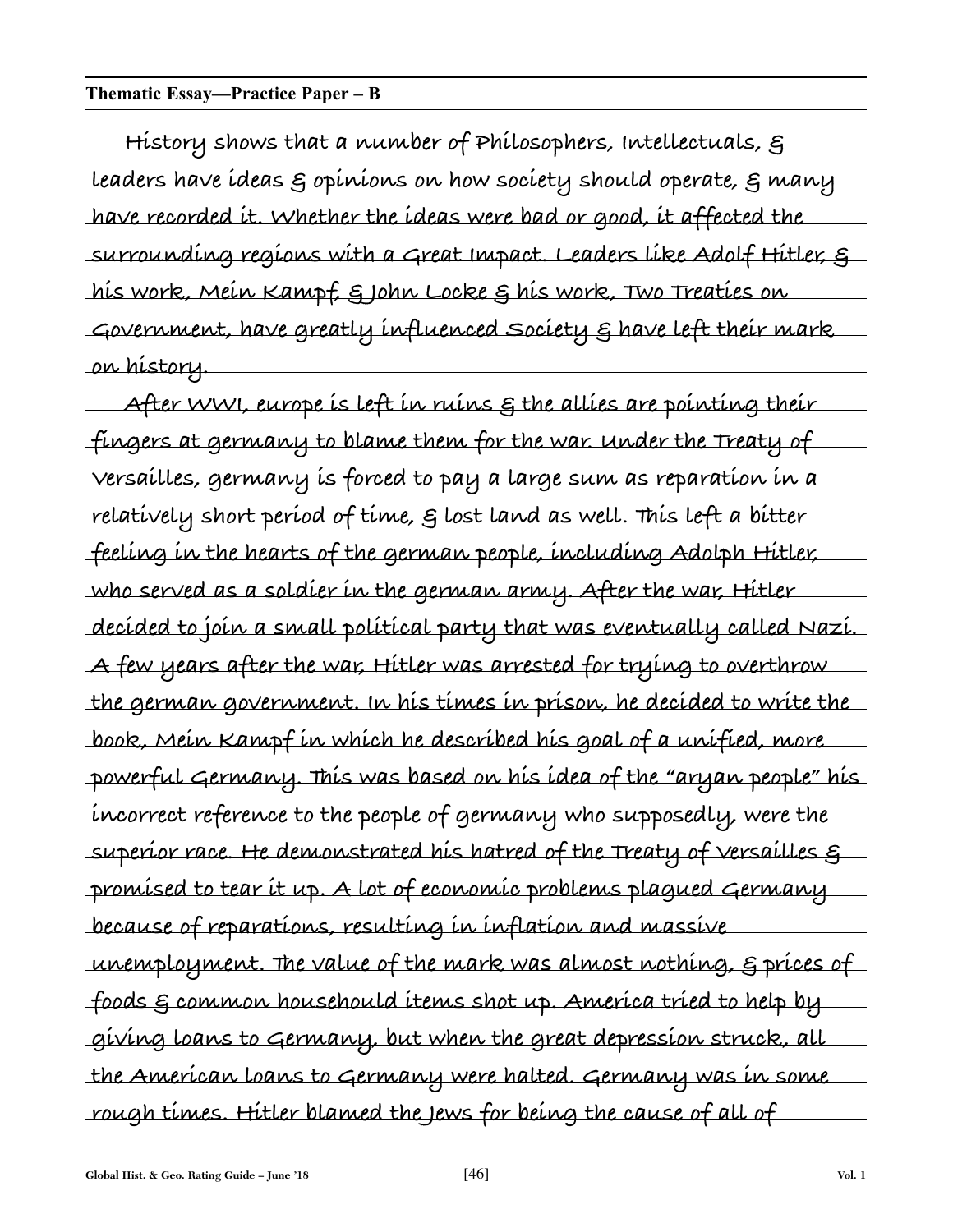**Thematic Essay—Practice Paper – B**

History shows that a number of Philosophers, Intellectuals, & leaders have ideas & opinions on how society should operate, & many have recorded it. Whether the ideas were bad or good, it affected the surrounding regions with a Great Impact. Leaders like Adolf Hitler, & his work, Mein Kampf, & John Locke & his work, Two Treaties on Government, have greatly influenced Society & have left their mark on history.

After WWI, europe is left in ruins & the allies are pointing their fingers at germany to blame them for the war. Under the Treaty of Versailles, germany is forced to pay a large sum as reparation in a relatively short period of time, & lost land as well. This left a bitter feeling in the hearts of the german people, including Adolph Hitler, who served as a soldier in the german army. After the war, Hitler decided to join a small political party that was eventually called Nazi. A few years after the war, Hitler was arrested for trying to overthrow the german government. In his times in prison, he decided to write the book, Mein Kampf in which he described his goal of a unified, more powerful Germany. This was based on his idea of the "aryan people" his incorrect reference to the people of germany who supposedly, were the superior race. He demonstrated his hatred of the Treaty of Versailles & promised to tear it up. A lot of economic problems plagued Germany because of reparations, resulting in inflation and massive unemployment. The value of the mark was almost nothing, & prices of foods & common househould items shot up. America tried to help by giving loans to Germany, but when the great depression struck, all the American loans to Germany were halted. Germany was in some rough times. Hitler blamed the Jews for being the cause of all of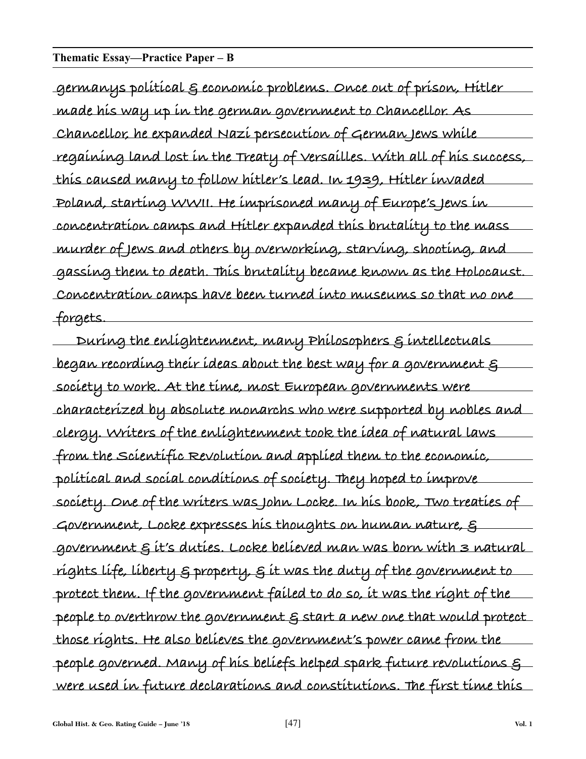germanys political & economic problems. Once out of prison, Hitler made his way up in the german government to Chancellor. As Chancellor, he expanded Nazi persecution of German Jews while regaining land lost in the Treaty of Versailles. With all of his success, this caused many to follow hitler's lead. In 1939, Hitler invaded Poland, starting WWII. He imprisoned many of Europe's Jews in concentration camps and Hitler expanded this brutality to the mass murder of Jews and others by overworking, starving, shooting, and gassing them to death. This brutality became known as the Holocaust. Concentration camps have been turned into museums so that no one forgets.

During the enlightenment, many Philosophers & intellectuals began recording their ideas about the best way for a government & society to work. At the time, most European governments were characterized by absolute monarchs who were supported by nobles and clergy. Writers of the enlightenment took the idea of natural laws from the Scientific Revolution and applied them to the economic, political and social conditions of society. They hoped to improve society. One of the writers was John Locke. In his book, Two treaties of Government, Locke expresses his thoughts on human nature, & government & it's duties. Locke believed man was born with 3 natural rights life, liberty & property, & it was the duty of the government to protect them. If the government failed to do so, it was the right of the people to overthrow the government & start a new one that would protect those rights. He also believes the government's power came from the people governed. Many of his beliefs helped spark future revolutions & were used in future declarations and constitutions. The first time this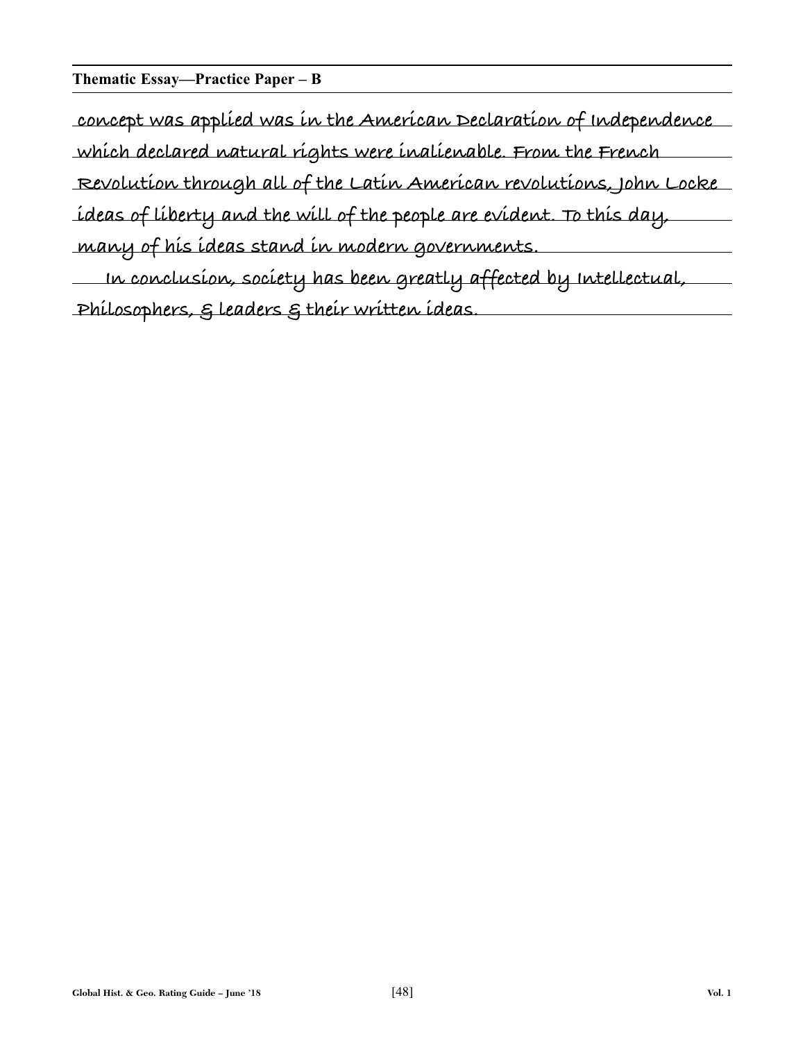**Thematic Essay—Practice Paper – B**

concept was applied was in the American Declaration of Independence which declared natural rights were inalienable. From the French Revolution through all of the Latin American revolutions, John Locke ideas of liberty and the will of the people are evident. To this day, many of his ideas stand in modern governments.

In conclusion, society has been greatly affected by Intellectual, Philosophers, & leaders & their written ideas.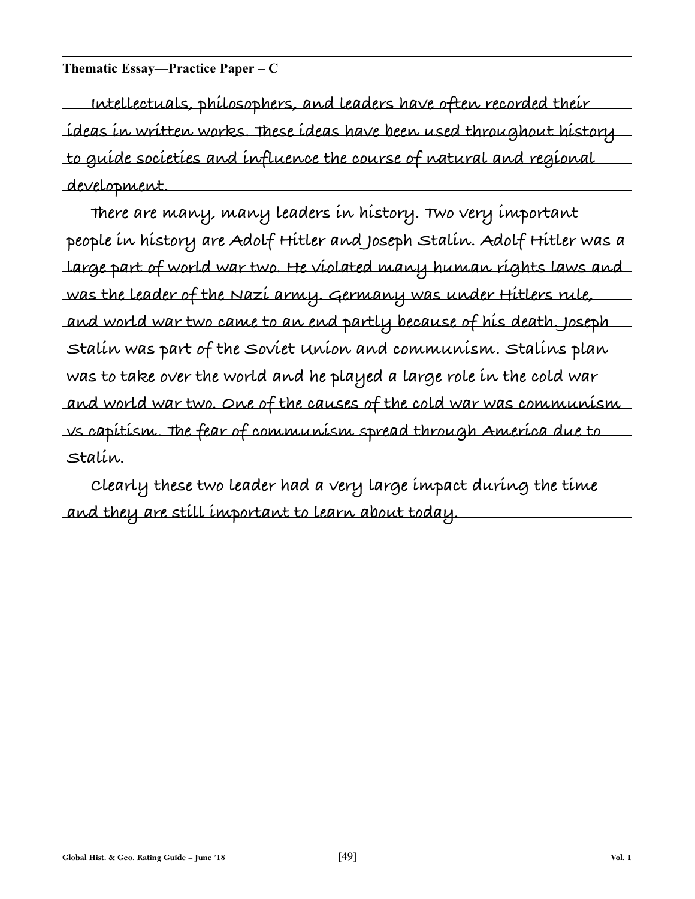**Thematic Essay—Practice Paper – C**

Intellectuals, philosophers, and leaders have often recorded their ideas in written works. These ideas have been used throughout history to guide societies and influence the course of natural and regional development.

There are many, many leaders in history. Two very important people in history are Adolf Hitler and Joseph Stalin. Adolf Hitler was a large part of world war two. He violated many human rights laws and was the leader of the Nazi army. Germany was under Hitlers rule, and world war two came to an end partly because of his death. Joseph Stalin was part of the Soviet Union and communism. Stalins plan was to take over the world and he played a large role in the cold war and world war two. One of the causes of the cold war was communism vs capitism. The fear of communism spread through America due to Stalin.

Clearly these two leader had a very large impact during the time and they are still important to learn about today.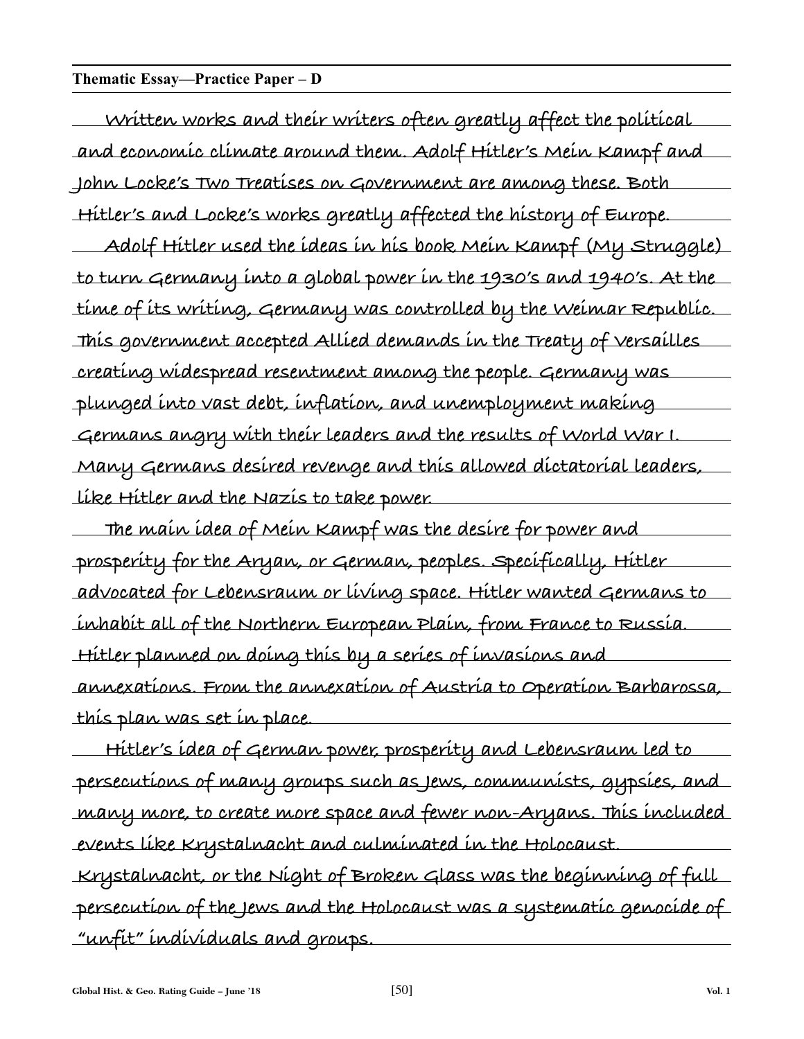**Thematic Essay—Practice Paper – D**

Written works and their writers often greatly affect the political and economic climate around them. Adolf Hitler's Mein Kampf and John Locke's Two Treatises on Government are among these. Both Hitler's and Locke's works greatly affected the history of Europe.

Adolf Hitler used the ideas in his book Mein Kampf (My Struggle) to turn Germany into a global power in the 1930's and 1940's. At the time of its writing, Germany was controlled by the Weimar Republic. This government accepted Allied demands in the Treaty of Versailles creating widespread resentment among the people. Germany was plunged into vast debt, inflation, and unemployment making Germans angry with their leaders and the results of World War I. Many Germans desired revenge and this allowed dictatorial leaders, like Hitler and the Nazis to take power.

The main idea of Mein Kampf was the desire for power and prosperity for the Aryan, or German, peoples. Specifically, Hitler advocated for Lebensraum or living space. Hitler wanted Germans to inhabit all of the Northern European Plain, from France to Russia. Hitler planned on doing this by a series of invasions and annexations. From the annexation of Austria to Operation Barbarossa, this plan was set in place.

Hitler's idea of German power, prosperity and Lebensraum led to persecutions of many groups such as Jews, communists, gypsies, and many more, to create more space and fewer non-Aryans. This included events like Krystalnacht and culminated in the Holocaust. Krystalnacht, or the Night of Broken Glass was the beginning of full persecution of the Jews and the Holocaust was a systematic genocide of "unfit" individuals and groups.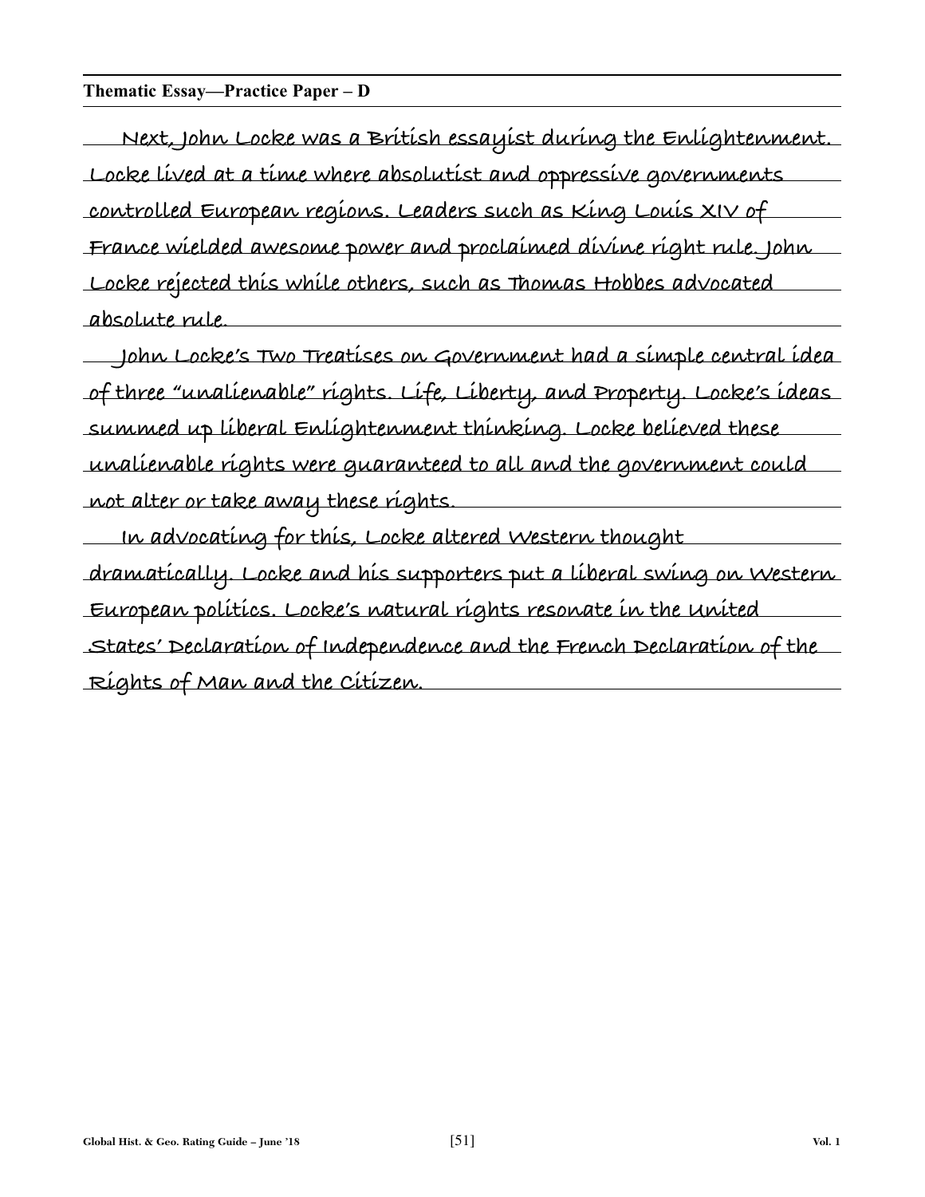**Thematic Essay—Practice Paper – D**

Next, John Locke was a British essayist during the Enlightenment. Locke lived at a time where absolutist and oppressive governments controlled European regions. Leaders such as King Louis XIV of France wielded awesome power and proclaimed divine right rule. John Locke rejected this while others, such as Thomas Hobbes advocated absolute rule.

John Locke's Two Treatises on Government had a simple central idea of three "unalienable" rights. Life, Liberty, and Property. Locke's ideas summed up liberal Enlightenment thinking. Locke believed these unalienable rights were guaranteed to all and the government could not alter or take away these rights.

In advocating for this, Locke altered Western thought dramatically. Locke and his supporters put a liberal swing on Western European politics. Locke's natural rights resonate in the United States' Declaration of Independence and the French Declaration of the Rights of Man and the Citizen.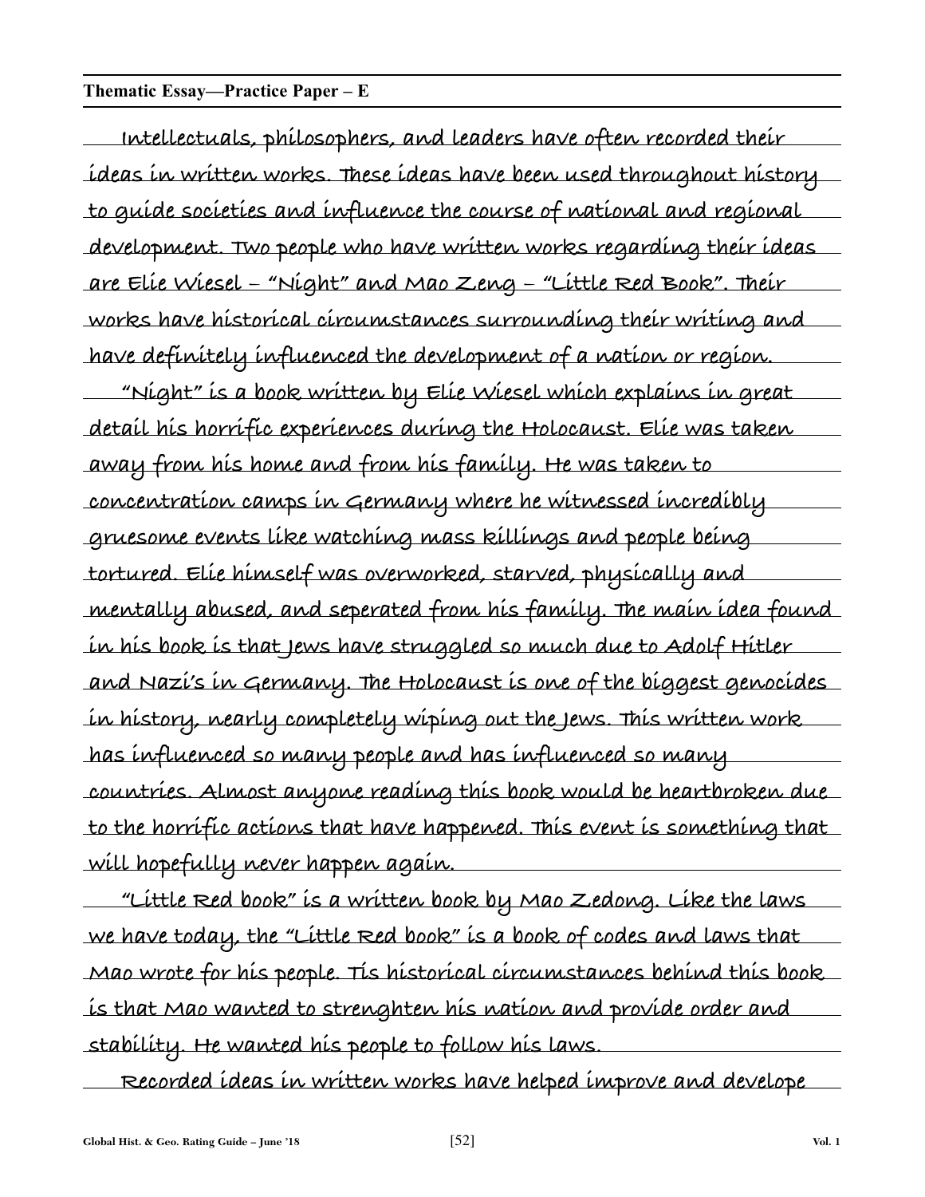**Thematic Essay—Practice Paper – E**

Intellectuals, philosophers, and leaders have often recorded their ideas in written works. These ideas have been used throughout history to guide societies and influence the course of national and regional development. Two people who have written works regarding their ideas are Elie Wiesel – "Night" and Mao Zeng – "Little Red Book". Their works have historical circumstances surrounding their writing and have definitely influenced the development of a nation or region.

"Night" is a book written by Elie Wiesel which explains in great detail his horrific experiences during the Holocaust. Elie was taken away from his home and from his family. He was taken to concentration camps in Germany where he witnessed incredibly gruesome events like watching mass killings and people being tortured. Elie himself was overworked, starved, physically and mentally abused, and seperated from his family. The main idea found in his book is that Jews have struggled so much due to Adolf Hitler and Nazi's in Germany. The Holocaust is one of the biggest genocides in history, nearly completely wiping out the Jews. This written work has influenced so many people and has influenced so many countries. Almost anyone reading this book would be heartbroken due to the horrific actions that have happened. This event is something that will hopefully never happen again.

"Little Red book" is a written book by Mao Zedong. Like the laws we have today, the "Little Red book" is a book of codes and laws that Mao wrote for his people. Tis historical circumstances behind this book is that Mao wanted to strenghten his nation and provide order and stability. He wanted his people to follow his laws.

Recorded ideas in written works have helped improve and develope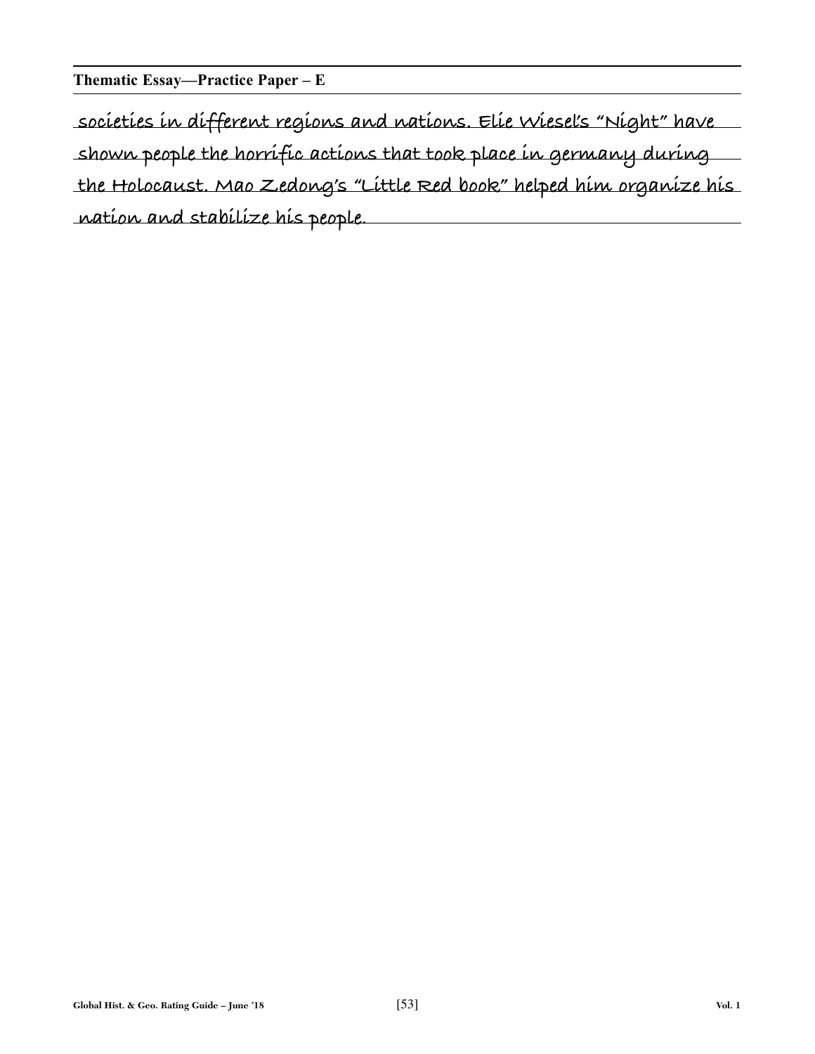**Thematic Essay—Practice Paper – E**

societies in different regions and nations. Elie Wiesel's "Night" have shown people the horrific actions that took place in germany during the Holocaust. Mao Zedong's "Little Red book" helped him organize his nation and stabilize his people.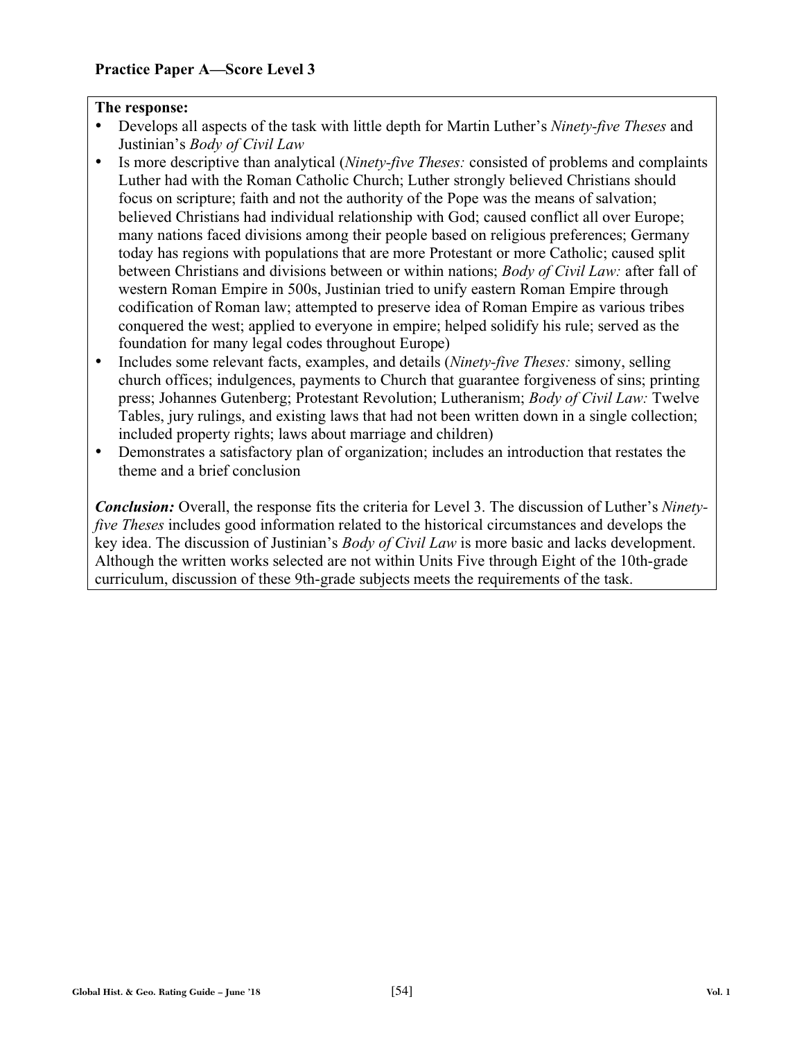### Practice Paper A—Score Level 3

**The response:**

- Develops all aspects of the task with little depth for Martin Luther's *Ninety-five Theses* and Justinian's *Body of Civil Law*
- Is more descriptive than analytical (*Ninety-five Theses:* consisted of problems and complaints Luther had with the Roman Catholic Church; Luther strongly believed Christians should focus on scripture; faith and not the authority of the Pope was the means of salvation; believed Christians had individual relationship with God; caused conflict all over Europe; many nations faced divisions among their people based on religious preferences; Germany today has regions with populations that are more Protestant or more Catholic; caused split between Christians and divisions between or within nations; *Body of Civil Law:* after fall of western Roman Empire in 500s, Justinian tried to unify eastern Roman Empire through codification of Roman law; attempted to preserve idea of Roman Empire as various tribes conquered the west; applied to everyone in empire; helped solidify his rule; served as the foundation for many legal codes throughout Europe)
- Includes some relevant facts, examples, and details (*Ninety-five Theses:* simony, selling church offices; indulgences, payments to Church that guarantee forgiveness of sins; printing press; Johannes Gutenberg; Protestant Revolution; Lutheranism; *Body of Civil Law:* Twelve Tables, jury rulings, and existing laws that had not been written down in a single collection; included property rights; laws about marriage and children)
- Demonstrates a satisfactory plan of organization; includes an introduction that restates the theme and a brief conclusion

***Conclusion:*** Overall, the response fits the criteria for Level 3. The discussion of Luther's *Ninety-five Theses* includes good information related to the historical circumstances and develops the key idea. The discussion of Justinian's *Body of Civil Law* is more basic and lacks development. Although the written works selected are not within Units Five through Eight of the 10th-grade curriculum, discussion of these 9th-grade subjects meets the requirements of the task.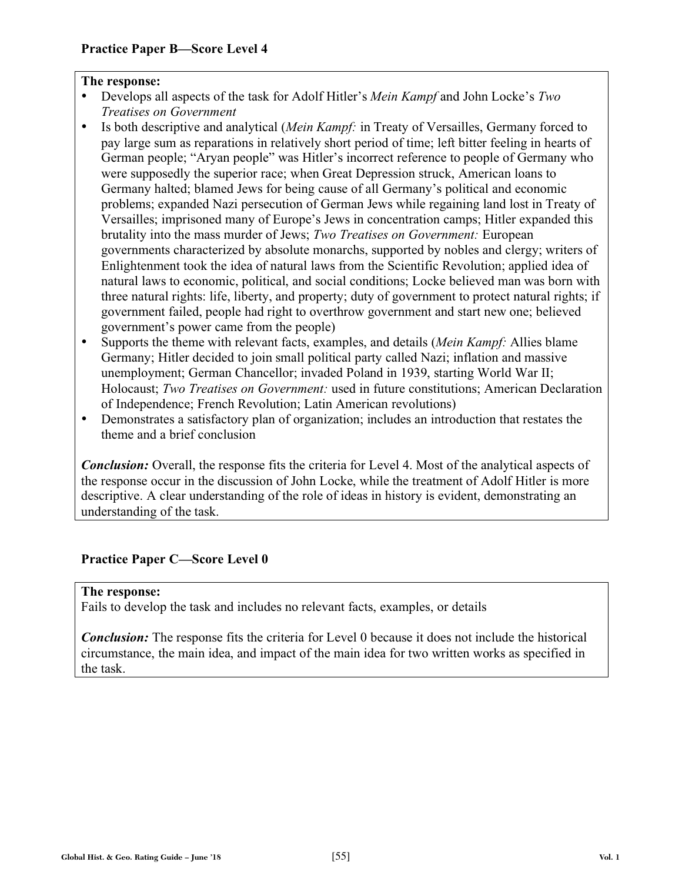### Practice Paper B—Score Level 4

**The response:**

- Develops all aspects of the task for Adolf Hitler's *Mein Kampf* and John Locke's *Two Treatises on Government*
- Is both descriptive and analytical (*Mein Kampf:* in Treaty of Versailles, Germany forced to pay large sum as reparations in relatively short period of time; left bitter feeling in hearts of German people; "Aryan people" was Hitler's incorrect reference to people of Germany who were supposedly the superior race; when Great Depression struck, American loans to Germany halted; blamed Jews for being cause of all Germany's political and economic problems; expanded Nazi persecution of German Jews while regaining land lost in Treaty of Versailles; imprisoned many of Europe's Jews in concentration camps; Hitler expanded this brutality into the mass murder of Jews; *Two Treatises on Government:* European governments characterized by absolute monarchs, supported by nobles and clergy; writers of Enlightenment took the idea of natural laws from the Scientific Revolution; applied idea of natural laws to economic, political, and social conditions; Locke believed man was born with three natural rights: life, liberty, and property; duty of government to protect natural rights; if government failed, people had right to overthrow government and start new one; believed government's power came from the people)
- Supports the theme with relevant facts, examples, and details (*Mein Kampf:* Allies blame Germany; Hitler decided to join small political party called Nazi; inflation and massive unemployment; German Chancellor; invaded Poland in 1939, starting World War II; Holocaust; *Two Treatises on Government:* used in future constitutions; American Declaration of Independence; French Revolution; Latin American revolutions)
- Demonstrates a satisfactory plan of organization; includes an introduction that restates the theme and a brief conclusion

***Conclusion:*** Overall, the response fits the criteria for Level 4. Most of the analytical aspects of the response occur in the discussion of John Locke, while the treatment of Adolf Hitler is more descriptive. A clear understanding of the role of ideas in history is evident, demonstrating an understanding of the task.

### Practice Paper C—Score Level 0

**The response:**

Fails to develop the task and includes no relevant facts, examples, or details

***Conclusion:*** The response fits the criteria for Level 0 because it does not include the historical circumstance, the main idea, and impact of the main idea for two written works as specified in the task.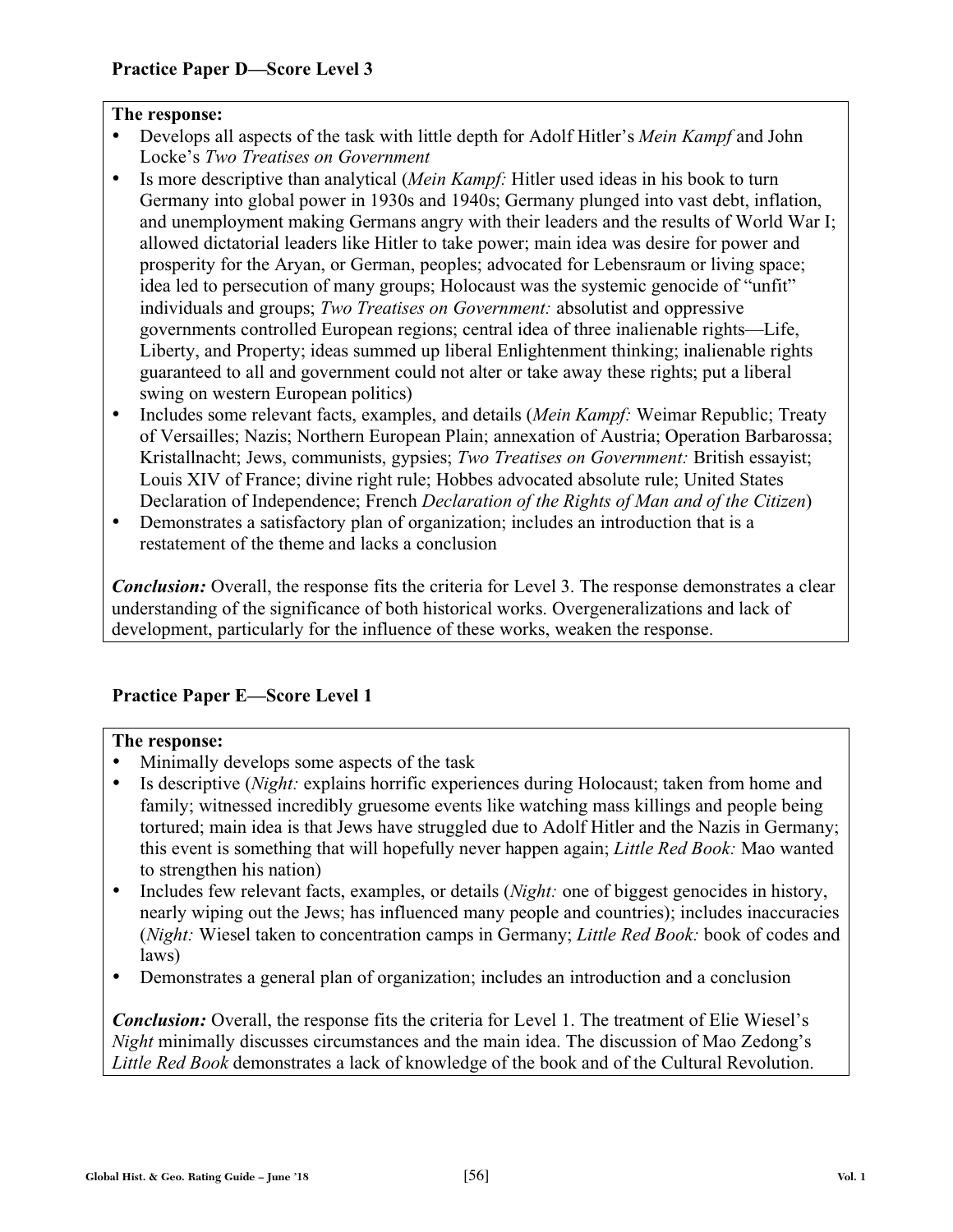### Practice Paper D—Score Level 3

**The response:**

- Develops all aspects of the task with little depth for Adolf Hitler's *Mein Kampf* and John Locke's *Two Treatises on Government*
- Is more descriptive than analytical (*Mein Kampf:* Hitler used ideas in his book to turn Germany into global power in 1930s and 1940s; Germany plunged into vast debt, inflation, and unemployment making Germans angry with their leaders and the results of World War I; allowed dictatorial leaders like Hitler to take power; main idea was desire for power and prosperity for the Aryan, or German, peoples; advocated for Lebensraum or living space; idea led to persecution of many groups; Holocaust was the systemic genocide of "unfit" individuals and groups; *Two Treatises on Government:* absolutist and oppressive governments controlled European regions; central idea of three inalienable rights—Life, Liberty, and Property; ideas summed up liberal Enlightenment thinking; inalienable rights guaranteed to all and government could not alter or take away these rights; put a liberal swing on western European politics)
- Includes some relevant facts, examples, and details (*Mein Kampf:* Weimar Republic; Treaty of Versailles; Nazis; Northern European Plain; annexation of Austria; Operation Barbarossa; Kristallnacht; Jews, communists, gypsies; *Two Treatises on Government:* British essayist; Louis XIV of France; divine right rule; Hobbes advocated absolute rule; United States Declaration of Independence; French *Declaration of the Rights of Man and of the Citizen*)
- Demonstrates a satisfactory plan of organization; includes an introduction that is a restatement of the theme and lacks a conclusion

***Conclusion:*** Overall, the response fits the criteria for Level 3. The response demonstrates a clear understanding of the significance of both historical works. Overgeneralizations and lack of development, particularly for the influence of these works, weaken the response.

### Practice Paper E—Score Level 1

**The response:**

- Minimally develops some aspects of the task
- Is descriptive (*Night:* explains horrific experiences during Holocaust; taken from home and family; witnessed incredibly gruesome events like watching mass killings and people being tortured; main idea is that Jews have struggled due to Adolf Hitler and the Nazis in Germany; this event is something that will hopefully never happen again; *Little Red Book:* Mao wanted to strengthen his nation)
- Includes few relevant facts, examples, or details (*Night:* one of biggest genocides in history, nearly wiping out the Jews; has influenced many people and countries); includes inaccuracies (*Night:* Wiesel taken to concentration camps in Germany; *Little Red Book:* book of codes and laws)
- Demonstrates a general plan of organization; includes an introduction and a conclusion

***Conclusion:*** Overall, the response fits the criteria for Level 1. The treatment of Elie Wiesel's *Night* minimally discusses circumstances and the main idea. The discussion of Mao Zedong's *Little Red Book* demonstrates a lack of knowledge of the book and of the Cultural Revolution.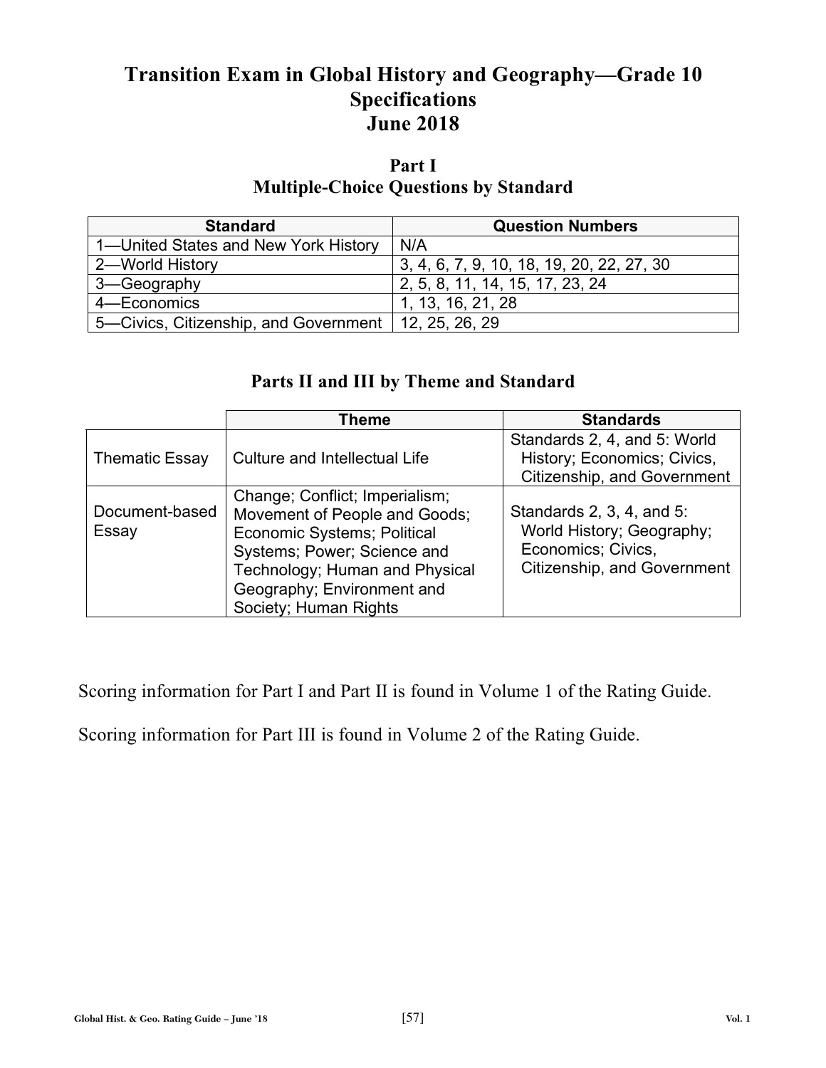# Transition Exam in Global History and Geography—Grade 10 Specifications June 2018

## Part I
## Multiple-Choice Questions by Standard

| Standard | Question Numbers |
|---|---|
| 1—United States and New York History | N/A |
| 2—World History | 3, 4, 6, 7, 9, 10, 18, 19, 20, 22, 27, 30 |
| 3—Geography | 2, 5, 8, 11, 14, 15, 17, 23, 24 |
| 4—Economics | 1, 13, 16, 21, 28 |
| 5—Civics, Citizenship, and Government | 12, 25, 26, 29 |

## Parts II and III by Theme and Standard

| | Theme | Standards |
|---|---|---|
| Thematic Essay | Culture and Intellectual Life | Standards 2, 4, and 5: World History; Economics; Civics, Citizenship, and Government |
| Document-based Essay | Change; Conflict; Imperialism; Movement of People and Goods; Economic Systems; Political Systems; Power; Science and Technology; Human and Physical Geography; Environment and Society; Human Rights | Standards 2, 3, 4, and 5: World History; Geography; Economics; Civics, Citizenship, and Government |

Scoring information for Part I and Part II is found in Volume 1 of the Rating Guide.

Scoring information for Part III is found in Volume 2 of the Rating Guide.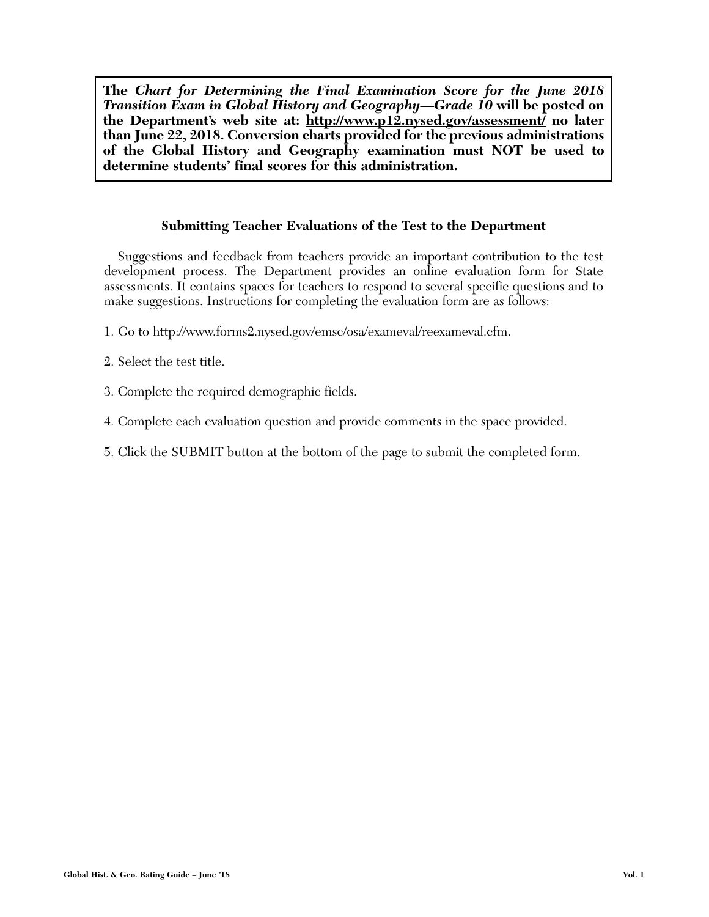**The *Chart for Determining the Final Examination Score for the June 2018 Transition Exam in Global History and Geography—Grade 10* will be posted on the Department's web site at: http://www.p12.nysed.gov/assessment/ no later than June 22, 2018. Conversion charts provided for the previous administrations of the Global History and Geography examination must NOT be used to determine students' final scores for this administration.**

### Submitting Teacher Evaluations of the Test to the Department

Suggestions and feedback from teachers provide an important contribution to the test development process. The Department provides an online evaluation form for State assessments. It contains spaces for teachers to respond to several specific questions and to make suggestions. Instructions for completing the evaluation form are as follows:

1. Go to http://www.forms2.nysed.gov/emsc/osa/exameval/reexameval.cfm.

2. Select the test title.

3. Complete the required demographic fields.

4. Complete each evaluation question and provide comments in the space provided.

5. Click the SUBMIT button at the bottom of the page to submit the completed form.